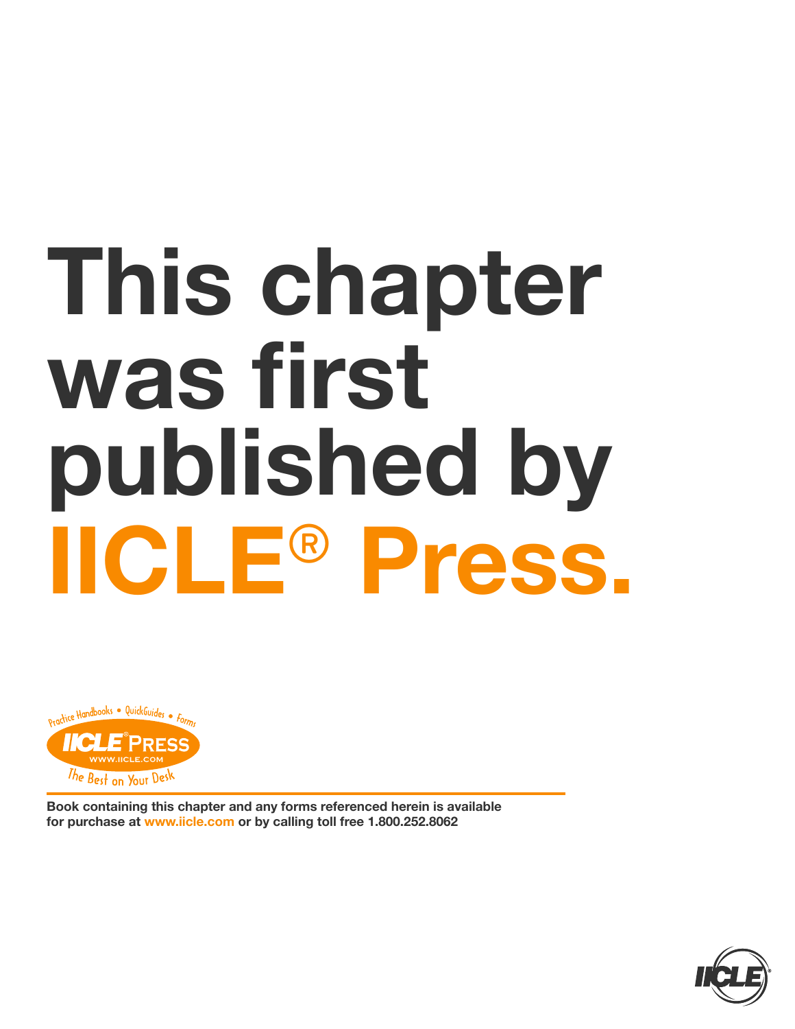# This chapter was first published by IICLE® Press.

Practice Handbooks • QuickGuides • Forms

IICLE® PRESS

WWW.IICLE.COM

The Best on Your Desk

**Book containing this chapter and any forms referenced herein is available for purchase at www.iicle.com or by calling toll free 1.800.252.8062**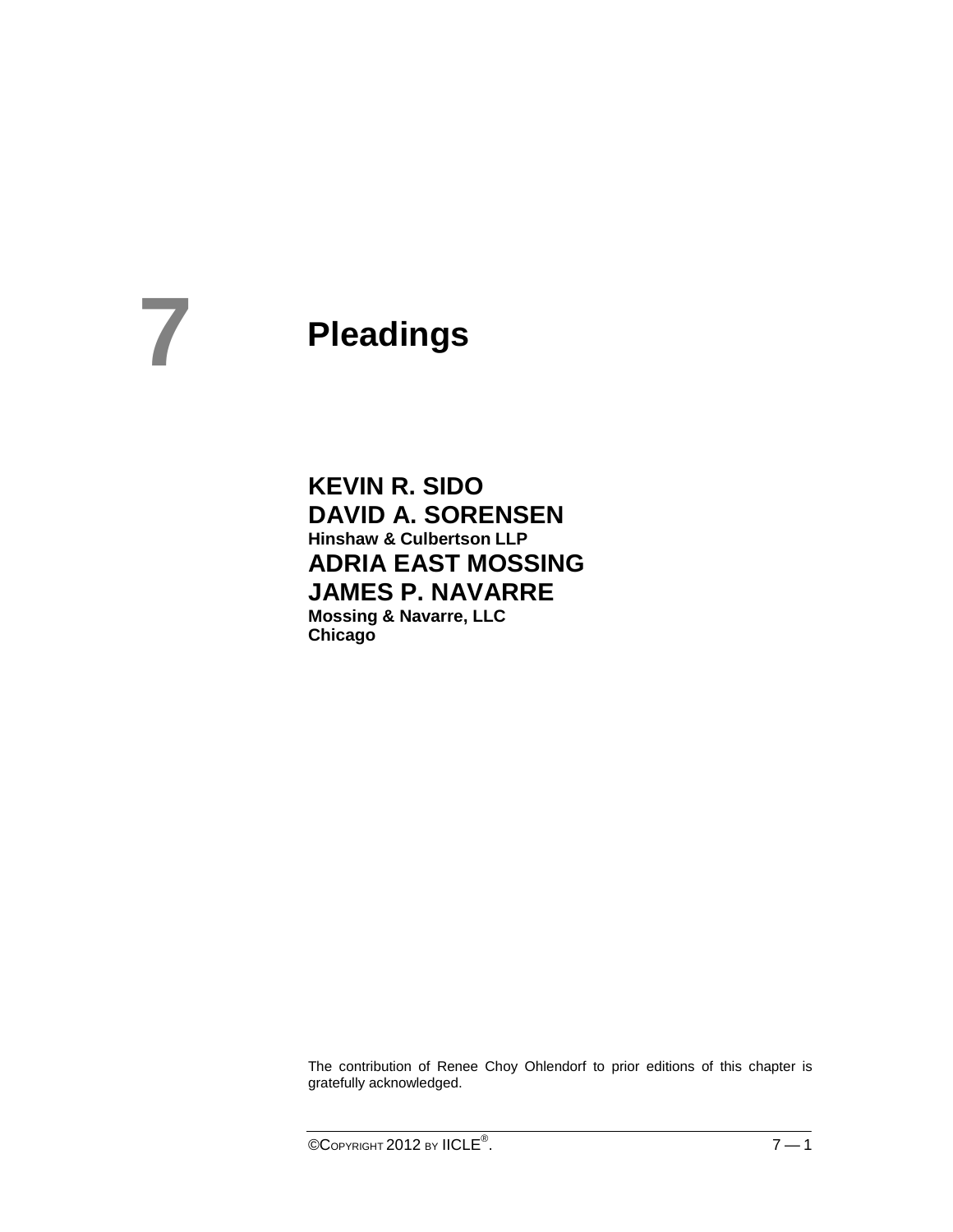# 7 Pleadings

**KEVIN R. SIDO**
**DAVID A. SORENSEN**
**Hinshaw & Culbertson LLP**
**ADRIA EAST MOSSING**
**JAMES P. NAVARRE**
**Mossing & Navarre, LLC**
**Chicago**

The contribution of Renee Choy Ohlendorf to prior editions of this chapter is gratefully acknowledged.

©COPYRIGHT 2012 BY IICLE®.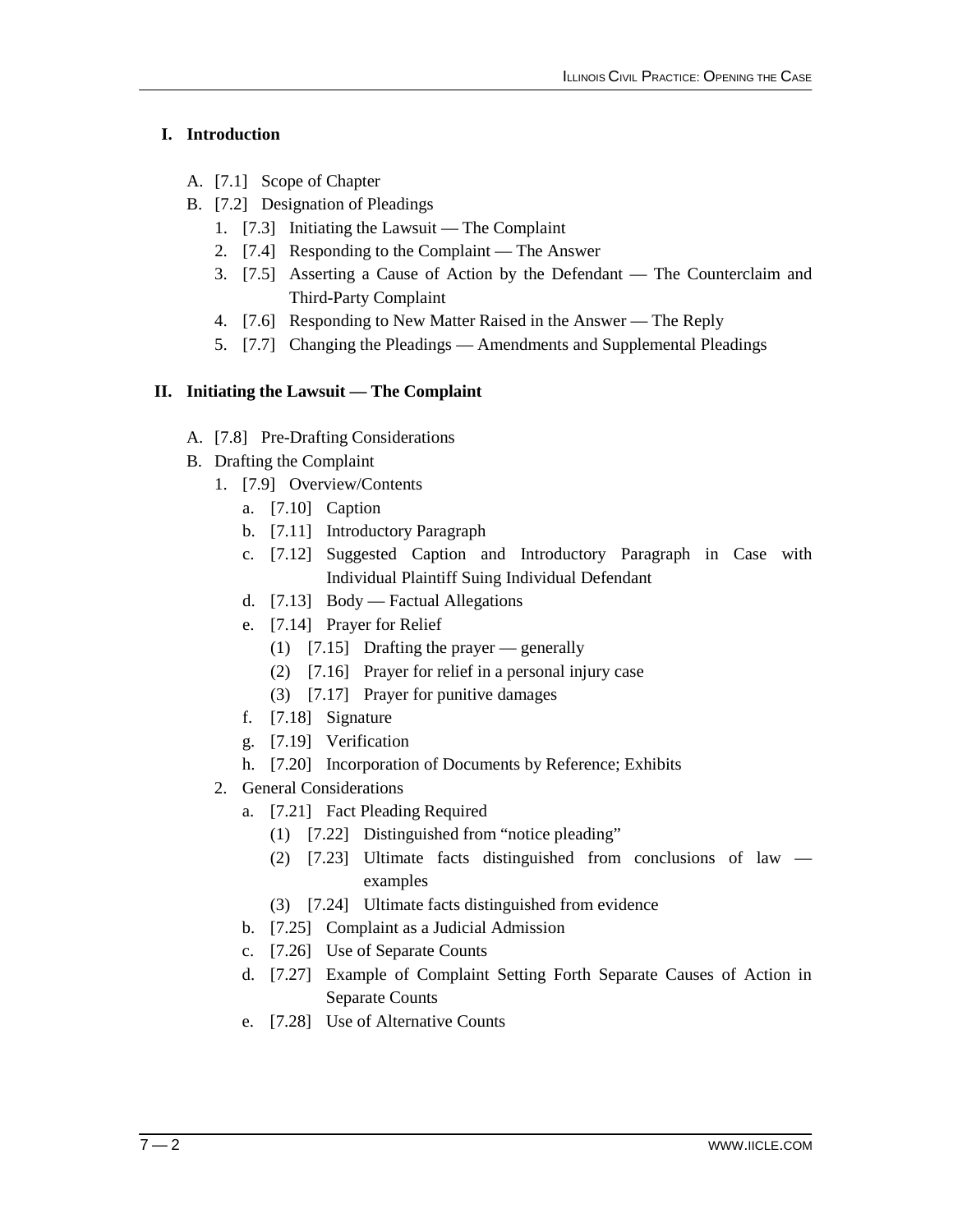## I. Introduction

- A. [7.1] Scope of Chapter
- B. [7.2] Designation of Pleadings
  1. [7.3] Initiating the Lawsuit — The Complaint
  2. [7.4] Responding to the Complaint — The Answer
  3. [7.5] Asserting a Cause of Action by the Defendant — The Counterclaim and Third-Party Complaint
  4. [7.6] Responding to New Matter Raised in the Answer — The Reply
  5. [7.7] Changing the Pleadings — Amendments and Supplemental Pleadings

## II. Initiating the Lawsuit — The Complaint

- A. [7.8] Pre-Drafting Considerations
- B. Drafting the Complaint
  1. [7.9] Overview/Contents
     - a. [7.10] Caption
     - b. [7.11] Introductory Paragraph
     - c. [7.12] Suggested Caption and Introductory Paragraph in Case with Individual Plaintiff Suing Individual Defendant
     - d. [7.13] Body — Factual Allegations
     - e. [7.14] Prayer for Relief
       - (1) [7.15] Drafting the prayer — generally
       - (2) [7.16] Prayer for relief in a personal injury case
       - (3) [7.17] Prayer for punitive damages
     - f. [7.18] Signature
     - g. [7.19] Verification
     - h. [7.20] Incorporation of Documents by Reference; Exhibits
  2. General Considerations
     - a. [7.21] Fact Pleading Required
       - (1) [7.22] Distinguished from "notice pleading"
       - (2) [7.23] Ultimate facts distinguished from conclusions of law — examples
       - (3) [7.24] Ultimate facts distinguished from evidence
     - b. [7.25] Complaint as a Judicial Admission
     - c. [7.26] Use of Separate Counts
     - d. [7.27] Example of Complaint Setting Forth Separate Causes of Action in Separate Counts
     - e. [7.28] Use of Alternative Counts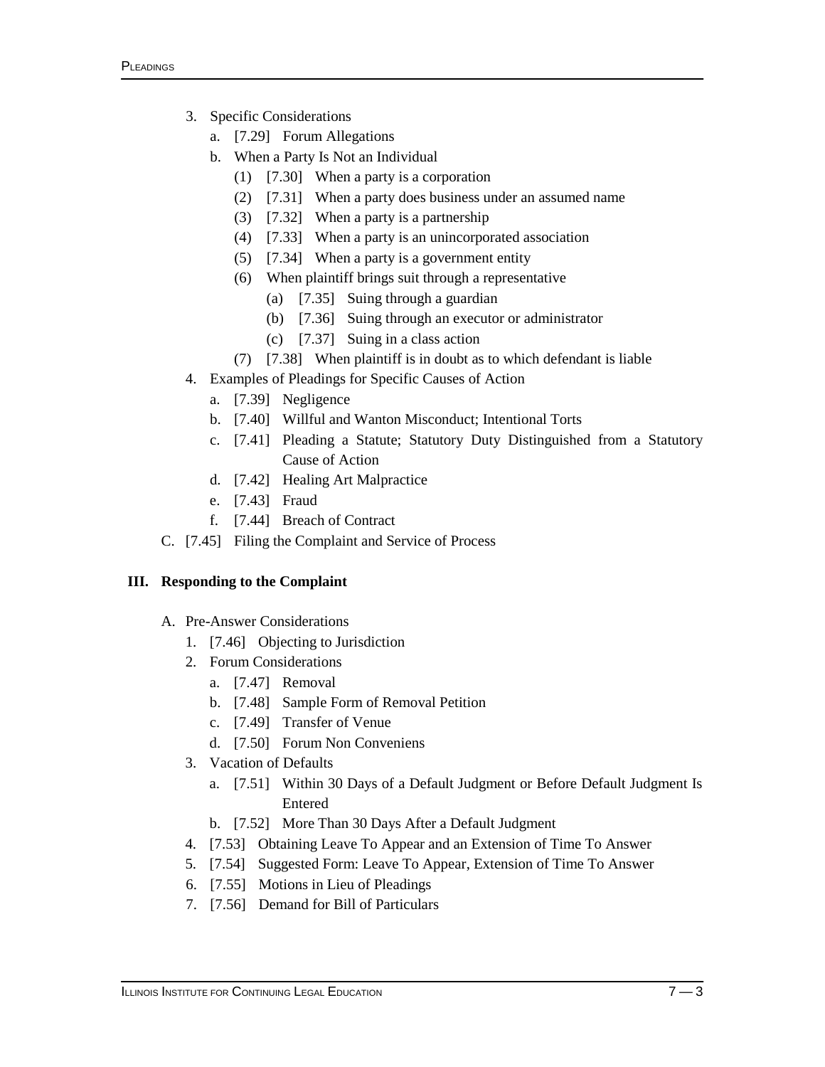3. Specific Considerations
   a. [7.29] Forum Allegations
   b. When a Party Is Not an Individual
      (1) [7.30] When a party is a corporation
      (2) [7.31] When a party does business under an assumed name
      (3) [7.32] When a party is a partnership
      (4) [7.33] When a party is an unincorporated association
      (5) [7.34] When a party is a government entity
      (6) When plaintiff brings suit through a representative
         (a) [7.35] Suing through a guardian
         (b) [7.36] Suing through an executor or administrator
         (c) [7.37] Suing in a class action
      (7) [7.38] When plaintiff is in doubt as to which defendant is liable
4. Examples of Pleadings for Specific Causes of Action
   a. [7.39] Negligence
   b. [7.40] Willful and Wanton Misconduct; Intentional Torts
   c. [7.41] Pleading a Statute; Statutory Duty Distinguished from a Statutory Cause of Action
   d. [7.42] Healing Art Malpractice
   e. [7.43] Fraud
   f. [7.44] Breach of Contract

C. [7.45] Filing the Complaint and Service of Process

**III. Responding to the Complaint**

A. Pre-Answer Considerations
1. [7.46] Objecting to Jurisdiction
2. Forum Considerations
   a. [7.47] Removal
   b. [7.48] Sample Form of Removal Petition
   c. [7.49] Transfer of Venue
   d. [7.50] Forum Non Conveniens
3. Vacation of Defaults
   a. [7.51] Within 30 Days of a Default Judgment or Before Default Judgment Is Entered
   b. [7.52] More Than 30 Days After a Default Judgment
4. [7.53] Obtaining Leave To Appear and an Extension of Time To Answer
5. [7.54] Suggested Form: Leave To Appear, Extension of Time To Answer
6. [7.55] Motions in Lieu of Pleadings
7. [7.56] Demand for Bill of Particulars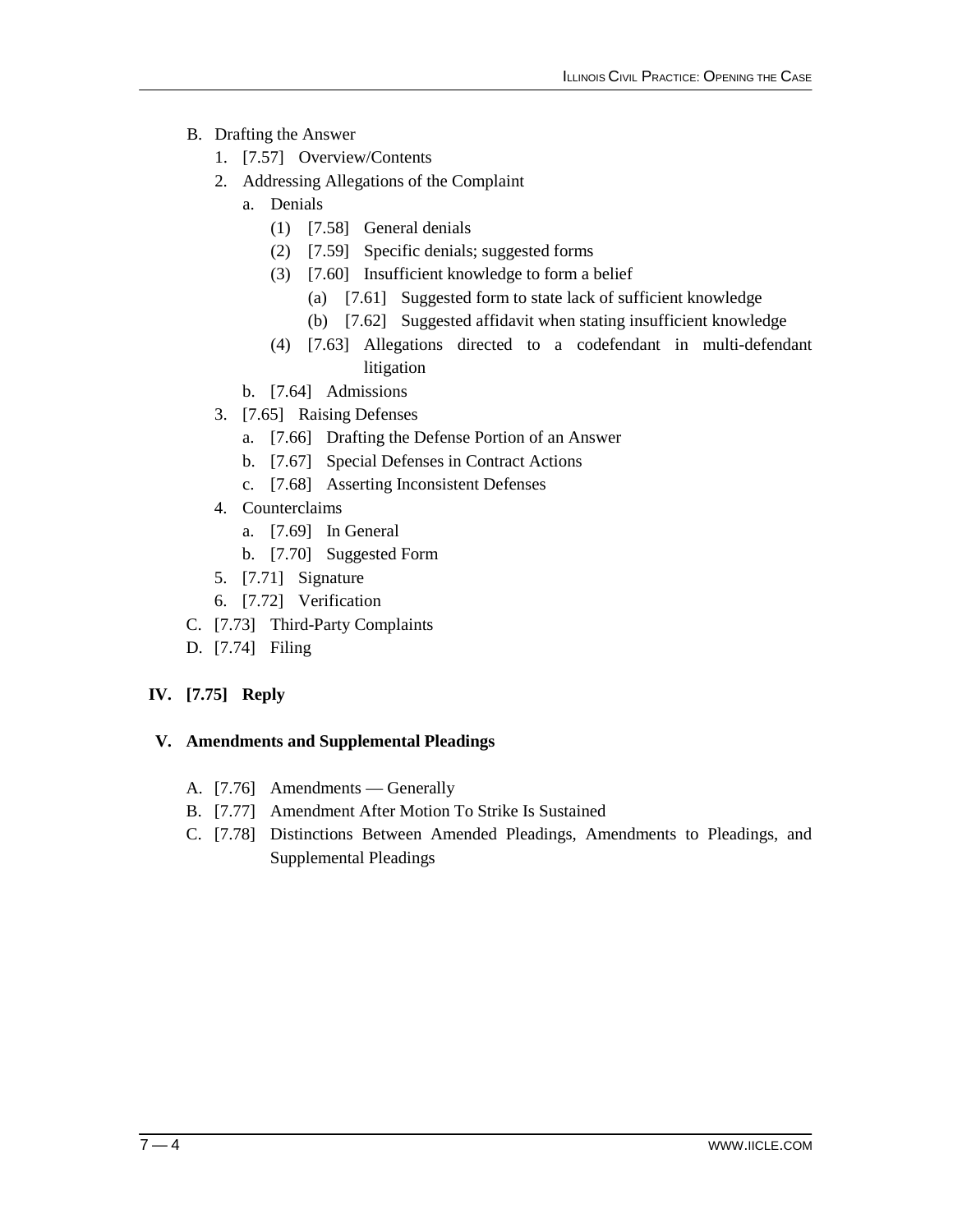- B. Drafting the Answer
  - 1. [7.57] Overview/Contents
  - 2. Addressing Allegations of the Complaint
    - a. Denials
      - (1) [7.58] General denials
      - (2) [7.59] Specific denials; suggested forms
      - (3) [7.60] Insufficient knowledge to form a belief
        - (a) [7.61] Suggested form to state lack of sufficient knowledge
        - (b) [7.62] Suggested affidavit when stating insufficient knowledge
      - (4) [7.63] Allegations directed to a codefendant in multi-defendant litigation
    - b. [7.64] Admissions
  - 3. [7.65] Raising Defenses
    - a. [7.66] Drafting the Defense Portion of an Answer
    - b. [7.67] Special Defenses in Contract Actions
    - c. [7.68] Asserting Inconsistent Defenses
  - 4. Counterclaims
    - a. [7.69] In General
    - b. [7.70] Suggested Form
  - 5. [7.71] Signature
  - 6. [7.72] Verification
- C. [7.73] Third-Party Complaints
- D. [7.74] Filing

**IV. [7.75] Reply**

**V. Amendments and Supplemental Pleadings**

- A. [7.76] Amendments — Generally
- B. [7.77] Amendment After Motion To Strike Is Sustained
- C. [7.78] Distinctions Between Amended Pleadings, Amendments to Pleadings, and Supplemental Pleadings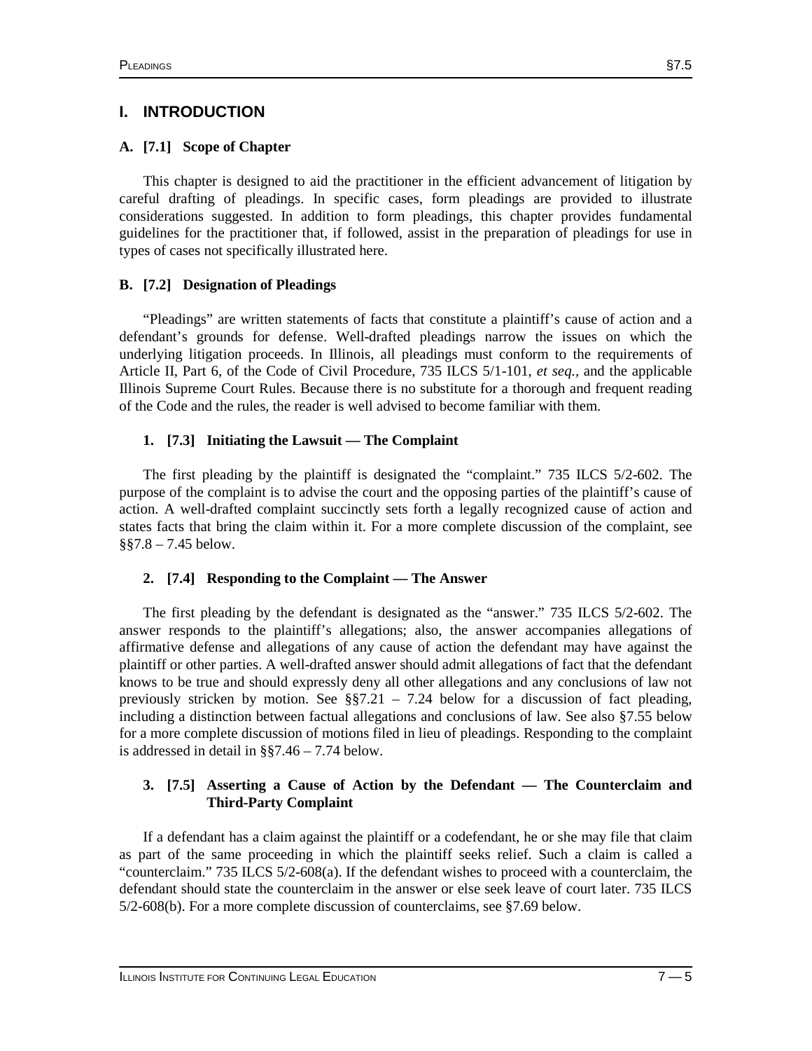## I. INTRODUCTION

### A. [7.1] Scope of Chapter

This chapter is designed to aid the practitioner in the efficient advancement of litigation by careful drafting of pleadings. In specific cases, form pleadings are provided to illustrate considerations suggested. In addition to form pleadings, this chapter provides fundamental guidelines for the practitioner that, if followed, assist in the preparation of pleadings for use in types of cases not specifically illustrated here.

### B. [7.2] Designation of Pleadings

"Pleadings" are written statements of facts that constitute a plaintiff's cause of action and a defendant's grounds for defense. Well-drafted pleadings narrow the issues on which the underlying litigation proceeds. In Illinois, all pleadings must conform to the requirements of Article II, Part 6, of the Code of Civil Procedure, 735 ILCS 5/1-101, *et seq.*, and the applicable Illinois Supreme Court Rules. Because there is no substitute for a thorough and frequent reading of the Code and the rules, the reader is well advised to become familiar with them.

#### 1. [7.3] Initiating the Lawsuit — The Complaint

The first pleading by the plaintiff is designated the "complaint." 735 ILCS 5/2-602. The purpose of the complaint is to advise the court and the opposing parties of the plaintiff's cause of action. A well-drafted complaint succinctly sets forth a legally recognized cause of action and states facts that bring the claim within it. For a more complete discussion of the complaint, see §§7.8 – 7.45 below.

#### 2. [7.4] Responding to the Complaint — The Answer

The first pleading by the defendant is designated as the "answer." 735 ILCS 5/2-602. The answer responds to the plaintiff's allegations; also, the answer accompanies allegations of affirmative defense and allegations of any cause of action the defendant may have against the plaintiff or other parties. A well-drafted answer should admit allegations of fact that the defendant knows to be true and should expressly deny all other allegations and any conclusions of law not previously stricken by motion. See §§7.21 – 7.24 below for a discussion of fact pleading, including a distinction between factual allegations and conclusions of law. See also §7.55 below for a more complete discussion of motions filed in lieu of pleadings. Responding to the complaint is addressed in detail in §§7.46 – 7.74 below.

#### 3. [7.5] Asserting a Cause of Action by the Defendant — The Counterclaim and Third-Party Complaint

If a defendant has a claim against the plaintiff or a codefendant, he or she may file that claim as part of the same proceeding in which the plaintiff seeks relief. Such a claim is called a "counterclaim." 735 ILCS 5/2-608(a). If the defendant wishes to proceed with a counterclaim, the defendant should state the counterclaim in the answer or else seek leave of court later. 735 ILCS 5/2-608(b). For a more complete discussion of counterclaims, see §7.69 below.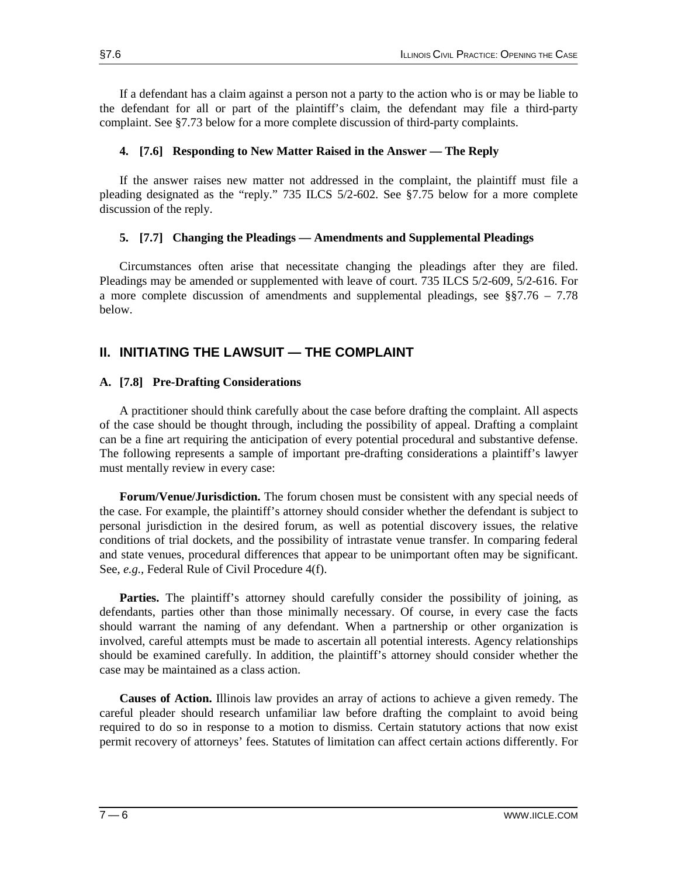If a defendant has a claim against a person not a party to the action who is or may be liable to the defendant for all or part of the plaintiff's claim, the defendant may file a third-party complaint. See §7.73 below for a more complete discussion of third-party complaints.

### 4. [7.6] Responding to New Matter Raised in the Answer — The Reply

If the answer raises new matter not addressed in the complaint, the plaintiff must file a pleading designated as the "reply." 735 ILCS 5/2-602. See §7.75 below for a more complete discussion of the reply.

### 5. [7.7] Changing the Pleadings — Amendments and Supplemental Pleadings

Circumstances often arise that necessitate changing the pleadings after they are filed. Pleadings may be amended or supplemented with leave of court. 735 ILCS 5/2-609, 5/2-616. For a more complete discussion of amendments and supplemental pleadings, see §§7.76 – 7.78 below.

## II. INITIATING THE LAWSUIT — THE COMPLAINT

### A. [7.8] Pre-Drafting Considerations

A practitioner should think carefully about the case before drafting the complaint. All aspects of the case should be thought through, including the possibility of appeal. Drafting a complaint can be a fine art requiring the anticipation of every potential procedural and substantive defense. The following represents a sample of important pre-drafting considerations a plaintiff's lawyer must mentally review in every case:

**Forum/Venue/Jurisdiction.** The forum chosen must be consistent with any special needs of the case. For example, the plaintiff's attorney should consider whether the defendant is subject to personal jurisdiction in the desired forum, as well as potential discovery issues, the relative conditions of trial dockets, and the possibility of intrastate venue transfer. In comparing federal and state venues, procedural differences that appear to be unimportant often may be significant. See, *e.g.,* Federal Rule of Civil Procedure 4(f).

**Parties.** The plaintiff's attorney should carefully consider the possibility of joining, as defendants, parties other than those minimally necessary. Of course, in every case the facts should warrant the naming of any defendant. When a partnership or other organization is involved, careful attempts must be made to ascertain all potential interests. Agency relationships should be examined carefully. In addition, the plaintiff's attorney should consider whether the case may be maintained as a class action.

**Causes of Action.** Illinois law provides an array of actions to achieve a given remedy. The careful pleader should research unfamiliar law before drafting the complaint to avoid being required to do so in response to a motion to dismiss. Certain statutory actions that now exist permit recovery of attorneys' fees. Statutes of limitation can affect certain actions differently. For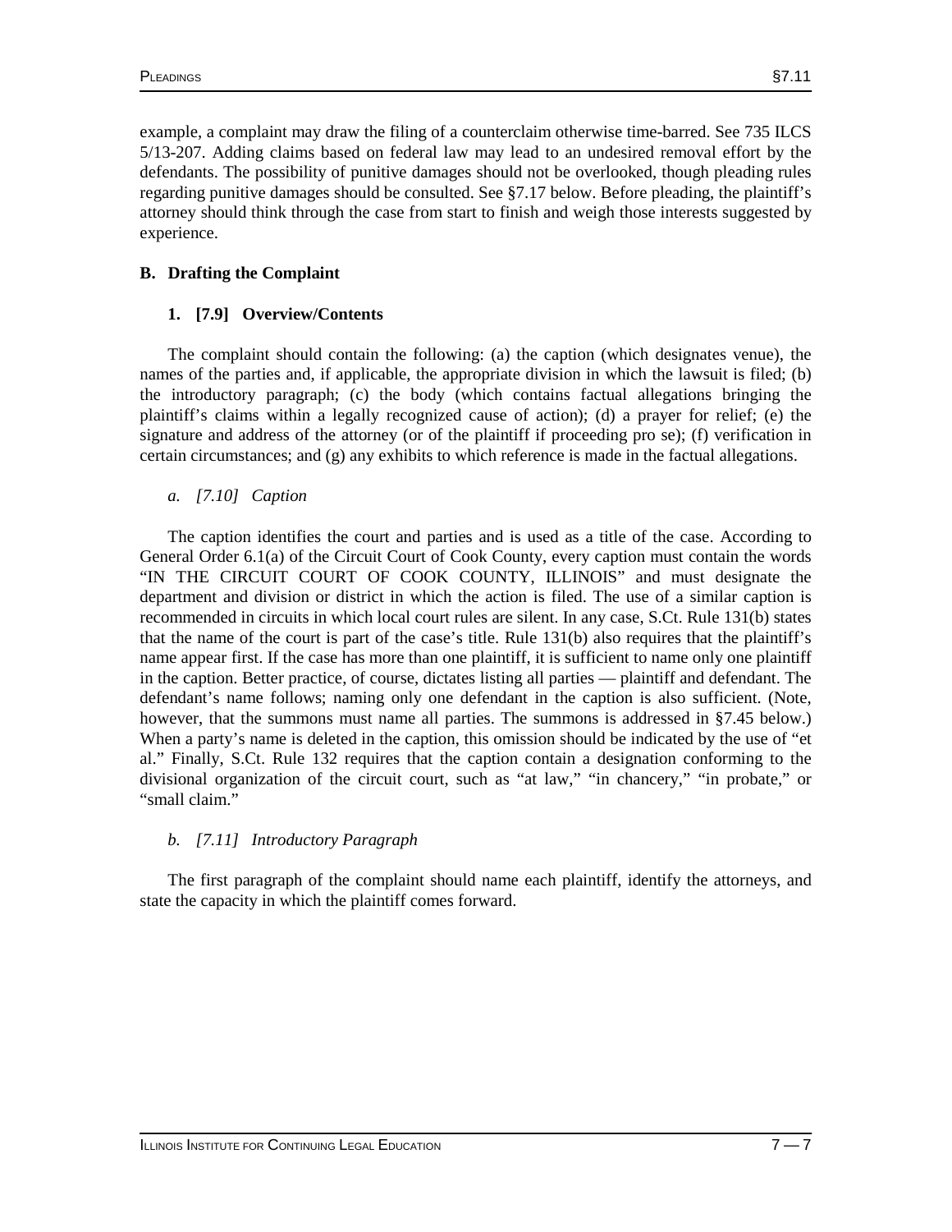example, a complaint may draw the filing of a counterclaim otherwise time-barred. See 735 ILCS 5/13-207. Adding claims based on federal law may lead to an undesired removal effort by the defendants. The possibility of punitive damages should not be overlooked, though pleading rules regarding punitive damages should be consulted. See §7.17 below. Before pleading, the plaintiff's attorney should think through the case from start to finish and weigh those interests suggested by experience.

## B. Drafting the Complaint

### 1. [7.9] Overview/Contents

The complaint should contain the following: (a) the caption (which designates venue), the names of the parties and, if applicable, the appropriate division in which the lawsuit is filed; (b) the introductory paragraph; (c) the body (which contains factual allegations bringing the plaintiff's claims within a legally recognized cause of action); (d) a prayer for relief; (e) the signature and address of the attorney (or of the plaintiff if proceeding pro se); (f) verification in certain circumstances; and (g) any exhibits to which reference is made in the factual allegations.

#### *a. [7.10] Caption*

The caption identifies the court and parties and is used as a title of the case. According to General Order 6.1(a) of the Circuit Court of Cook County, every caption must contain the words "IN THE CIRCUIT COURT OF COOK COUNTY, ILLINOIS" and must designate the department and division or district in which the action is filed. The use of a similar caption is recommended in circuits in which local court rules are silent. In any case, S.Ct. Rule 131(b) states that the name of the court is part of the case's title. Rule 131(b) also requires that the plaintiff's name appear first. If the case has more than one plaintiff, it is sufficient to name only one plaintiff in the caption. Better practice, of course, dictates listing all parties — plaintiff and defendant. The defendant's name follows; naming only one defendant in the caption is also sufficient. (Note, however, that the summons must name all parties. The summons is addressed in §7.45 below.) When a party's name is deleted in the caption, this omission should be indicated by the use of "et al." Finally, S.Ct. Rule 132 requires that the caption contain a designation conforming to the divisional organization of the circuit court, such as "at law," "in chancery," "in probate," or "small claim."

#### *b. [7.11] Introductory Paragraph*

The first paragraph of the complaint should name each plaintiff, identify the attorneys, and state the capacity in which the plaintiff comes forward.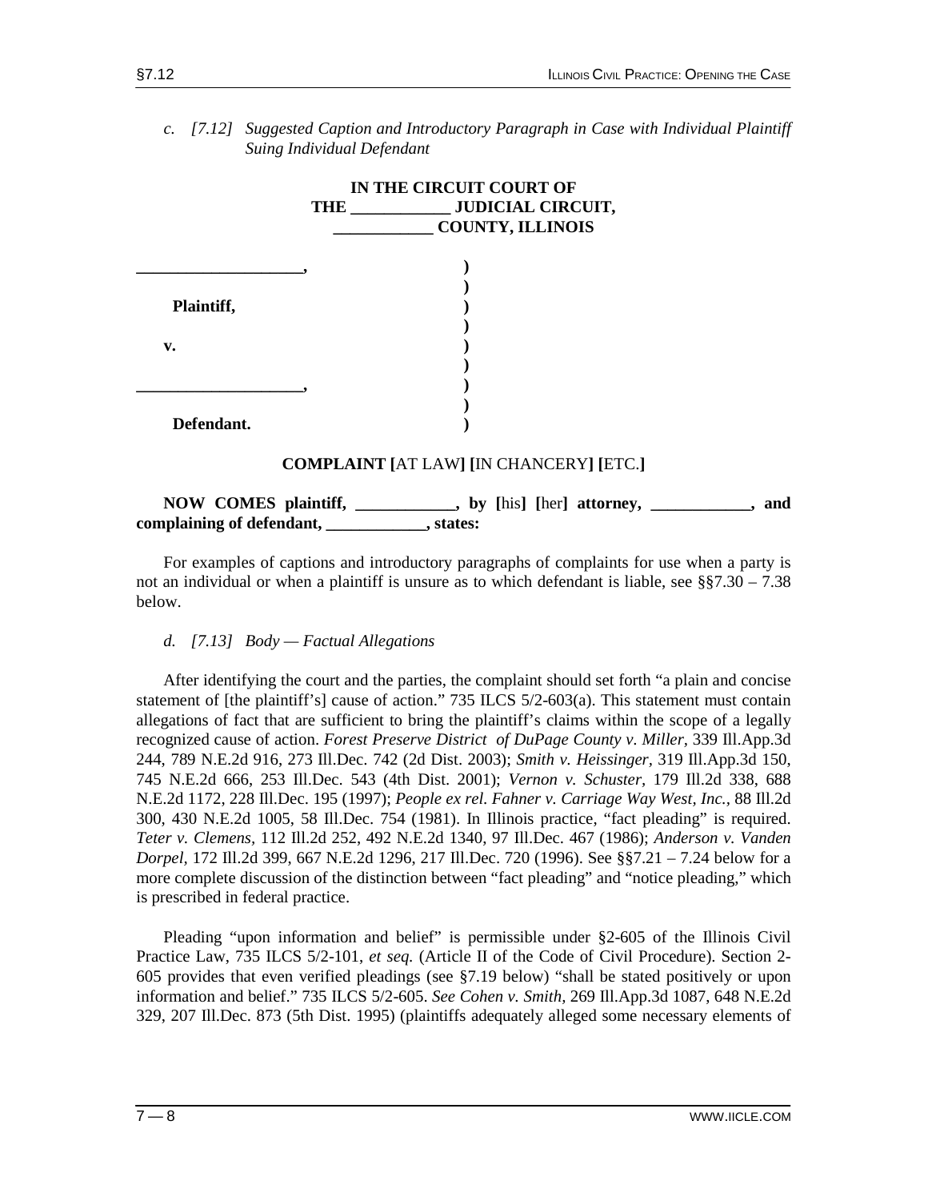*c. [7.12] Suggested Caption and Introductory Paragraph in Case with Individual Plaintiff Suing Individual Defendant*

**IN THE CIRCUIT COURT OF**
**THE ____________ JUDICIAL CIRCUIT,**
**____________ COUNTY, ILLINOIS**

```
____________________,          )
                               )
     Plaintiff,                )
                               )
     v.                        )
                               )
____________________,          )
                               )
     Defendant.                )
```

**COMPLAINT [**AT LAW**] [**IN CHANCERY**] [**ETC.**]**

**NOW COMES plaintiff, ____________, by [**his**] [**her**] attorney, ____________, and complaining of defendant, ____________, states:**

For examples of captions and introductory paragraphs of complaints for use when a party is not an individual or when a plaintiff is unsure as to which defendant is liable, see §§7.30 – 7.38 below.

*d. [7.13] Body — Factual Allegations*

After identifying the court and the parties, the complaint should set forth "a plain and concise statement of [the plaintiff's] cause of action." 735 ILCS 5/2-603(a). This statement must contain allegations of fact that are sufficient to bring the plaintiff's claims within the scope of a legally recognized cause of action. *Forest Preserve District of DuPage County v. Miller,* 339 Ill.App.3d 244, 789 N.E.2d 916, 273 Ill.Dec. 742 (2d Dist. 2003); *Smith v. Heissinger,* 319 Ill.App.3d 150, 745 N.E.2d 666, 253 Ill.Dec. 543 (4th Dist. 2001); *Vernon v. Schuster,* 179 Ill.2d 338, 688 N.E.2d 1172, 228 Ill.Dec. 195 (1997); *People ex rel. Fahner v. Carriage Way West, Inc.,* 88 Ill.2d 300, 430 N.E.2d 1005, 58 Ill.Dec. 754 (1981). In Illinois practice, "fact pleading" is required. *Teter v. Clemens,* 112 Ill.2d 252, 492 N.E.2d 1340, 97 Ill.Dec. 467 (1986); *Anderson v. Vanden Dorpel,* 172 Ill.2d 399, 667 N.E.2d 1296, 217 Ill.Dec. 720 (1996). See §§7.21 – 7.24 below for a more complete discussion of the distinction between "fact pleading" and "notice pleading," which is prescribed in federal practice.

Pleading "upon information and belief" is permissible under §2-605 of the Illinois Civil Practice Law, 735 ILCS 5/2-101, *et seq.* (Article II of the Code of Civil Procedure). Section 2-605 provides that even verified pleadings (see §7.19 below) "shall be stated positively or upon information and belief." 735 ILCS 5/2-605. *See Cohen v. Smith,* 269 Ill.App.3d 1087, 648 N.E.2d 329, 207 Ill.Dec. 873 (5th Dist. 1995) (plaintiffs adequately alleged some necessary elements of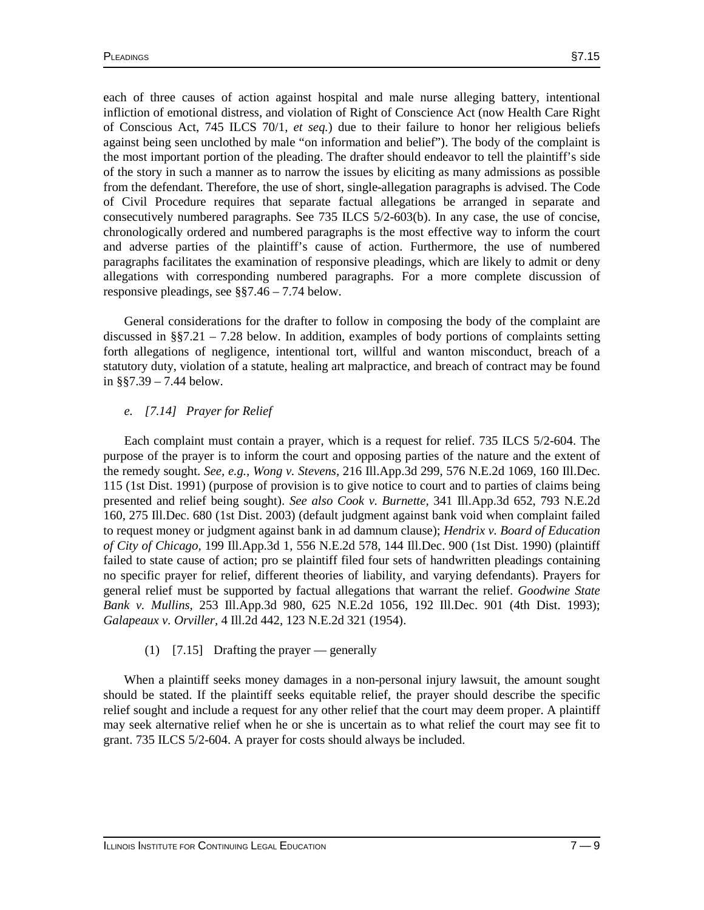each of three causes of action against hospital and male nurse alleging battery, intentional infliction of emotional distress, and violation of Right of Conscience Act (now Health Care Right of Conscious Act, 745 ILCS 70/1, *et seq.*) due to their failure to honor her religious beliefs against being seen unclothed by male "on information and belief"). The body of the complaint is the most important portion of the pleading. The drafter should endeavor to tell the plaintiff's side of the story in such a manner as to narrow the issues by eliciting as many admissions as possible from the defendant. Therefore, the use of short, single-allegation paragraphs is advised. The Code of Civil Procedure requires that separate factual allegations be arranged in separate and consecutively numbered paragraphs. See 735 ILCS 5/2-603(b). In any case, the use of concise, chronologically ordered and numbered paragraphs is the most effective way to inform the court and adverse parties of the plaintiff's cause of action. Furthermore, the use of numbered paragraphs facilitates the examination of responsive pleadings, which are likely to admit or deny allegations with corresponding numbered paragraphs. For a more complete discussion of responsive pleadings, see §§7.46 – 7.74 below.

General considerations for the drafter to follow in composing the body of the complaint are discussed in §§7.21 – 7.28 below. In addition, examples of body portions of complaints setting forth allegations of negligence, intentional tort, willful and wanton misconduct, breach of a statutory duty, violation of a statute, healing art malpractice, and breach of contract may be found in §§7.39 – 7.44 below.

### *e. [7.14] Prayer for Relief*

Each complaint must contain a prayer, which is a request for relief. 735 ILCS 5/2-604. The purpose of the prayer is to inform the court and opposing parties of the nature and the extent of the remedy sought. *See, e.g., Wong v. Stevens,* 216 Ill.App.3d 299, 576 N.E.2d 1069, 160 Ill.Dec. 115 (1st Dist. 1991) (purpose of provision is to give notice to court and to parties of claims being presented and relief being sought). *See also Cook v. Burnette,* 341 Ill.App.3d 652, 793 N.E.2d 160, 275 Ill.Dec. 680 (1st Dist. 2003) (default judgment against bank void when complaint failed to request money or judgment against bank in ad damnum clause); *Hendrix v. Board of Education of City of Chicago,* 199 Ill.App.3d 1, 556 N.E.2d 578, 144 Ill.Dec. 900 (1st Dist. 1990) (plaintiff failed to state cause of action; pro se plaintiff filed four sets of handwritten pleadings containing no specific prayer for relief, different theories of liability, and varying defendants). Prayers for general relief must be supported by factual allegations that warrant the relief. *Goodwine State Bank v. Mullins,* 253 Ill.App.3d 980, 625 N.E.2d 1056, 192 Ill.Dec. 901 (4th Dist. 1993); *Galapeaux v. Orviller,* 4 Ill.2d 442, 123 N.E.2d 321 (1954).

#### (1) [7.15] Drafting the prayer — generally

When a plaintiff seeks money damages in a non-personal injury lawsuit, the amount sought should be stated. If the plaintiff seeks equitable relief, the prayer should describe the specific relief sought and include a request for any other relief that the court may deem proper. A plaintiff may seek alternative relief when he or she is uncertain as to what relief the court may see fit to grant. 735 ILCS 5/2-604. A prayer for costs should always be included.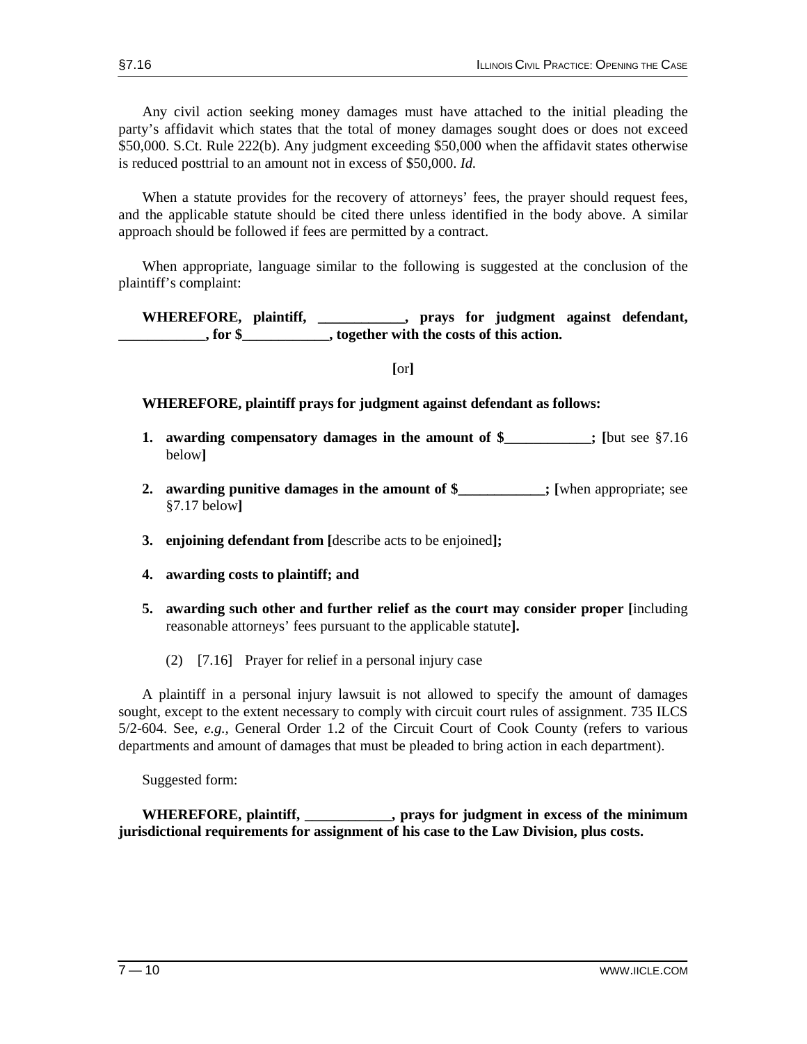Any civil action seeking money damages must have attached to the initial pleading the party's affidavit which states that the total of money damages sought does or does not exceed $50,000. S.Ct. Rule 222(b). Any judgment exceeding $50,000 when the affidavit states otherwise is reduced posttrial to an amount not in excess of $50,000. *Id.*

When a statute provides for the recovery of attorneys' fees, the prayer should request fees, and the applicable statute should be cited there unless identified in the body above. A similar approach should be followed if fees are permitted by a contract.

When appropriate, language similar to the following is suggested at the conclusion of the plaintiff's complaint:

**WHEREFORE, plaintiff, ____________, prays for judgment against defendant, ____________, for $____________, together with the costs of this action.**

**[**or**]**

**WHEREFORE, plaintiff prays for judgment against defendant as follows:**

1. **awarding compensatory damages in the amount of $____________; [**but see §7.16 below**]**

2. **awarding punitive damages in the amount of $____________; [**when appropriate; see §7.17 below**]**

3. **enjoining defendant from [**describe acts to be enjoined**];**

4. **awarding costs to plaintiff; and**

5. **awarding such other and further relief as the court may consider proper [**including reasonable attorneys' fees pursuant to the applicable statute**].**

### (2) [7.16] Prayer for relief in a personal injury case

A plaintiff in a personal injury lawsuit is not allowed to specify the amount of damages sought, except to the extent necessary to comply with circuit court rules of assignment. 735 ILCS 5/2-604. See, *e.g.,* General Order 1.2 of the Circuit Court of Cook County (refers to various departments and amount of damages that must be pleaded to bring action in each department).

Suggested form:

**WHEREFORE, plaintiff, ____________, prays for judgment in excess of the minimum jurisdictional requirements for assignment of his case to the Law Division, plus costs.**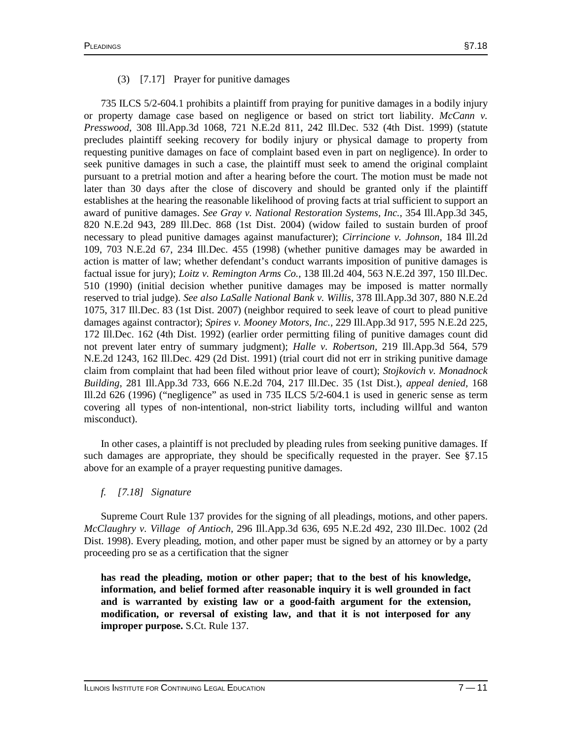(3) [7.17] Prayer for punitive damages

735 ILCS 5/2-604.1 prohibits a plaintiff from praying for punitive damages in a bodily injury or property damage case based on negligence or based on strict tort liability. *McCann v. Presswood,* 308 Ill.App.3d 1068, 721 N.E.2d 811, 242 Ill.Dec. 532 (4th Dist. 1999) (statute precludes plaintiff seeking recovery for bodily injury or physical damage to property from requesting punitive damages on face of complaint based even in part on negligence). In order to seek punitive damages in such a case, the plaintiff must seek to amend the original complaint pursuant to a pretrial motion and after a hearing before the court. The motion must be made not later than 30 days after the close of discovery and should be granted only if the plaintiff establishes at the hearing the reasonable likelihood of proving facts at trial sufficient to support an award of punitive damages. *See Gray v. National Restoration Systems, Inc.,* 354 Ill.App.3d 345, 820 N.E.2d 943, 289 Ill.Dec. 868 (1st Dist. 2004) (widow failed to sustain burden of proof necessary to plead punitive damages against manufacturer); *Cirrincione v. Johnson,* 184 Ill.2d 109, 703 N.E.2d 67, 234 Ill.Dec. 455 (1998) (whether punitive damages may be awarded in action is matter of law; whether defendant's conduct warrants imposition of punitive damages is factual issue for jury); *Loitz v. Remington Arms Co.,* 138 Ill.2d 404, 563 N.E.2d 397, 150 Ill.Dec. 510 (1990) (initial decision whether punitive damages may be imposed is matter normally reserved to trial judge). *See also LaSalle National Bank v. Willis,* 378 Ill.App.3d 307, 880 N.E.2d 1075, 317 Ill.Dec. 83 (1st Dist. 2007) (neighbor required to seek leave of court to plead punitive damages against contractor); *Spires v. Mooney Motors, Inc.,* 229 Ill.App.3d 917, 595 N.E.2d 225, 172 Ill.Dec. 162 (4th Dist. 1992) (earlier order permitting filing of punitive damages count did not prevent later entry of summary judgment); *Halle v. Robertson,* 219 Ill.App.3d 564, 579 N.E.2d 1243, 162 Ill.Dec. 429 (2d Dist. 1991) (trial court did not err in striking punitive damage claim from complaint that had been filed without prior leave of court); *Stojkovich v. Monadnock Building,* 281 Ill.App.3d 733, 666 N.E.2d 704, 217 Ill.Dec. 35 (1st Dist.), *appeal denied,* 168 Ill.2d 626 (1996) ("negligence" as used in 735 ILCS 5/2-604.1 is used in generic sense as term covering all types of non-intentional, non-strict liability torts, including willful and wanton misconduct).

In other cases, a plaintiff is not precluded by pleading rules from seeking punitive damages. If such damages are appropriate, they should be specifically requested in the prayer. See §7.15 above for an example of a prayer requesting punitive damages.

*f. [7.18] Signature*

Supreme Court Rule 137 provides for the signing of all pleadings, motions, and other papers. *McClaughry v. Village of Antioch,* 296 Ill.App.3d 636, 695 N.E.2d 492, 230 Ill.Dec. 1002 (2d Dist. 1998). Every pleading, motion, and other paper must be signed by an attorney or by a party proceeding pro se as a certification that the signer

> **has read the pleading, motion or other paper; that to the best of his knowledge, information, and belief formed after reasonable inquiry it is well grounded in fact and is warranted by existing law or a good-faith argument for the extension, modification, or reversal of existing law, and that it is not interposed for any improper purpose.** S.Ct. Rule 137.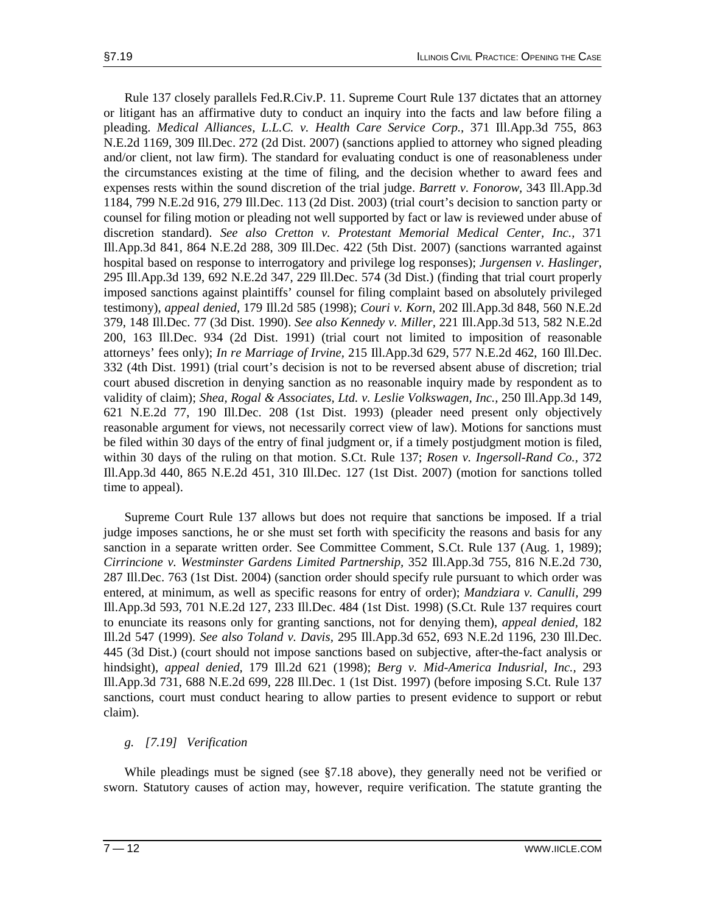Rule 137 closely parallels Fed.R.Civ.P. 11. Supreme Court Rule 137 dictates that an attorney or litigant has an affirmative duty to conduct an inquiry into the facts and law before filing a pleading. *Medical Alliances, L.L.C. v. Health Care Service Corp.,* 371 Ill.App.3d 755, 863 N.E.2d 1169, 309 Ill.Dec. 272 (2d Dist. 2007) (sanctions applied to attorney who signed pleading and/or client, not law firm). The standard for evaluating conduct is one of reasonableness under the circumstances existing at the time of filing, and the decision whether to award fees and expenses rests within the sound discretion of the trial judge. *Barrett v. Fonorow,* 343 Ill.App.3d 1184, 799 N.E.2d 916, 279 Ill.Dec. 113 (2d Dist. 2003) (trial court's decision to sanction party or counsel for filing motion or pleading not well supported by fact or law is reviewed under abuse of discretion standard). *See also Cretton v. Protestant Memorial Medical Center, Inc.,* 371 Ill.App.3d 841, 864 N.E.2d 288, 309 Ill.Dec. 422 (5th Dist. 2007) (sanctions warranted against hospital based on response to interrogatory and privilege log responses); *Jurgensen v. Haslinger,* 295 Ill.App.3d 139, 692 N.E.2d 347, 229 Ill.Dec. 574 (3d Dist.) (finding that trial court properly imposed sanctions against plaintiffs' counsel for filing complaint based on absolutely privileged testimony), *appeal denied,* 179 Ill.2d 585 (1998); *Couri v. Korn,* 202 Ill.App.3d 848, 560 N.E.2d 379, 148 Ill.Dec. 77 (3d Dist. 1990). *See also Kennedy v. Miller,* 221 Ill.App.3d 513, 582 N.E.2d 200, 163 Ill.Dec. 934 (2d Dist. 1991) (trial court not limited to imposition of reasonable attorneys' fees only); *In re Marriage of Irvine,* 215 Ill.App.3d 629, 577 N.E.2d 462, 160 Ill.Dec. 332 (4th Dist. 1991) (trial court's decision is not to be reversed absent abuse of discretion; trial court abused discretion in denying sanction as no reasonable inquiry made by respondent as to validity of claim); *Shea, Rogal & Associates, Ltd. v. Leslie Volkswagen, Inc.,* 250 Ill.App.3d 149, 621 N.E.2d 77, 190 Ill.Dec. 208 (1st Dist. 1993) (pleader need present only objectively reasonable argument for views, not necessarily correct view of law). Motions for sanctions must be filed within 30 days of the entry of final judgment or, if a timely postjudgment motion is filed, within 30 days of the ruling on that motion. S.Ct. Rule 137; *Rosen v. Ingersoll-Rand Co.,* 372 Ill.App.3d 440, 865 N.E.2d 451, 310 Ill.Dec. 127 (1st Dist. 2007) (motion for sanctions tolled time to appeal).

Supreme Court Rule 137 allows but does not require that sanctions be imposed. If a trial judge imposes sanctions, he or she must set forth with specificity the reasons and basis for any sanction in a separate written order. See Committee Comment, S.Ct. Rule 137 (Aug. 1, 1989); *Cirrincione v. Westminster Gardens Limited Partnership,* 352 Ill.App.3d 755, 816 N.E.2d 730, 287 Ill.Dec. 763 (1st Dist. 2004) (sanction order should specify rule pursuant to which order was entered, at minimum, as well as specific reasons for entry of order); *Mandziara v. Canulli,* 299 Ill.App.3d 593, 701 N.E.2d 127, 233 Ill.Dec. 484 (1st Dist. 1998) (S.Ct. Rule 137 requires court to enunciate its reasons only for granting sanctions, not for denying them), *appeal denied,* 182 Ill.2d 547 (1999). *See also Toland v. Davis,* 295 Ill.App.3d 652, 693 N.E.2d 1196, 230 Ill.Dec. 445 (3d Dist.) (court should not impose sanctions based on subjective, after-the-fact analysis or hindsight), *appeal denied,* 179 Ill.2d 621 (1998); *Berg v. Mid-America Indusrial, Inc.,* 293 Ill.App.3d 731, 688 N.E.2d 699, 228 Ill.Dec. 1 (1st Dist. 1997) (before imposing S.Ct. Rule 137 sanctions, court must conduct hearing to allow parties to present evidence to support or rebut claim).

### *g. [7.19] Verification*

While pleadings must be signed (see §7.18 above), they generally need not be verified or sworn. Statutory causes of action may, however, require verification. The statute granting the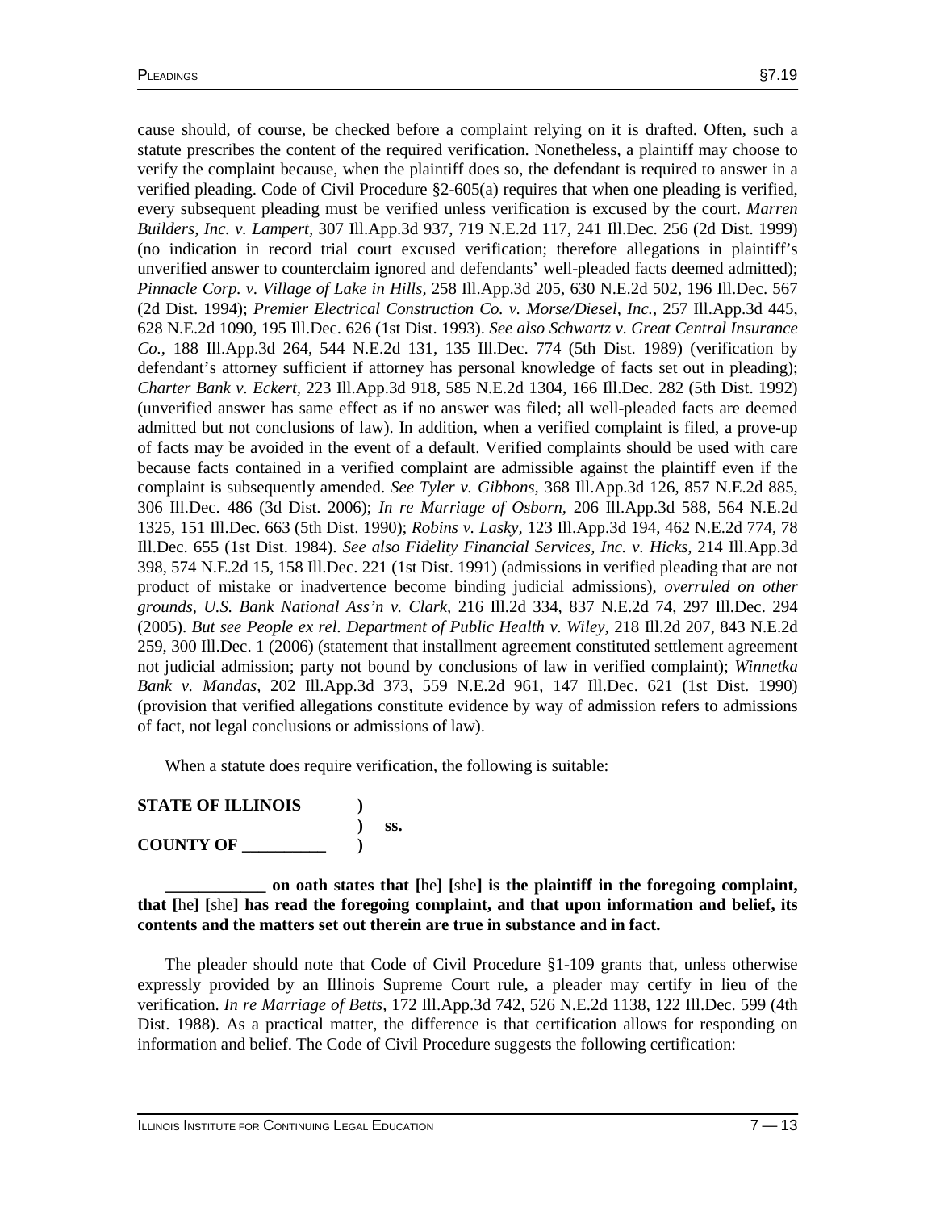cause should, of course, be checked before a complaint relying on it is drafted. Often, such a statute prescribes the content of the required verification. Nonetheless, a plaintiff may choose to verify the complaint because, when the plaintiff does so, the defendant is required to answer in a verified pleading. Code of Civil Procedure §2-605(a) requires that when one pleading is verified, every subsequent pleading must be verified unless verification is excused by the court. *Marren Builders, Inc. v. Lampert,* 307 Ill.App.3d 937, 719 N.E.2d 117, 241 Ill.Dec. 256 (2d Dist. 1999) (no indication in record trial court excused verification; therefore allegations in plaintiff's unverified answer to counterclaim ignored and defendants' well-pleaded facts deemed admitted); *Pinnacle Corp. v. Village of Lake in Hills,* 258 Ill.App.3d 205, 630 N.E.2d 502, 196 Ill.Dec. 567 (2d Dist. 1994); *Premier Electrical Construction Co. v. Morse/Diesel, Inc.,* 257 Ill.App.3d 445, 628 N.E.2d 1090, 195 Ill.Dec. 626 (1st Dist. 1993). *See also Schwartz v. Great Central Insurance Co.,* 188 Ill.App.3d 264, 544 N.E.2d 131, 135 Ill.Dec. 774 (5th Dist. 1989) (verification by defendant's attorney sufficient if attorney has personal knowledge of facts set out in pleading); *Charter Bank v. Eckert,* 223 Ill.App.3d 918, 585 N.E.2d 1304, 166 Ill.Dec. 282 (5th Dist. 1992) (unverified answer has same effect as if no answer was filed; all well-pleaded facts are deemed admitted but not conclusions of law). In addition, when a verified complaint is filed, a prove-up of facts may be avoided in the event of a default. Verified complaints should be used with care because facts contained in a verified complaint are admissible against the plaintiff even if the complaint is subsequently amended. *See Tyler v. Gibbons,* 368 Ill.App.3d 126, 857 N.E.2d 885, 306 Ill.Dec. 486 (3d Dist. 2006); *In re Marriage of Osborn,* 206 Ill.App.3d 588, 564 N.E.2d 1325, 151 Ill.Dec. 663 (5th Dist. 1990); *Robins v. Lasky,* 123 Ill.App.3d 194, 462 N.E.2d 774, 78 Ill.Dec. 655 (1st Dist. 1984). *See also Fidelity Financial Services, Inc. v. Hicks,* 214 Ill.App.3d 398, 574 N.E.2d 15, 158 Ill.Dec. 221 (1st Dist. 1991) (admissions in verified pleading that are not product of mistake or inadvertence become binding judicial admissions), *overruled on other grounds, U.S. Bank National Ass'n v. Clark,* 216 Ill.2d 334, 837 N.E.2d 74, 297 Ill.Dec. 294 (2005). *But see People ex rel. Department of Public Health v. Wiley,* 218 Ill.2d 207, 843 N.E.2d 259, 300 Ill.Dec. 1 (2006) (statement that installment agreement constituted settlement agreement not judicial admission; party not bound by conclusions of law in verified complaint); *Winnetka Bank v. Mandas,* 202 Ill.App.3d 373, 559 N.E.2d 961, 147 Ill.Dec. 621 (1st Dist. 1990) (provision that verified allegations constitute evidence by way of admission refers to admissions of fact, not legal conclusions or admissions of law).

When a statute does require verification, the following is suitable:

**STATE OF ILLINOIS )**
**) ss.**
**COUNTY OF __________ )**

**____________ on oath states that [**he**] [**she**] is the plaintiff in the foregoing complaint, that [**he**] [**she**] has read the foregoing complaint, and that upon information and belief, its contents and the matters set out therein are true in substance and in fact.**

The pleader should note that Code of Civil Procedure §1-109 grants that, unless otherwise expressly provided by an Illinois Supreme Court rule, a pleader may certify in lieu of the verification. *In re Marriage of Betts,* 172 Ill.App.3d 742, 526 N.E.2d 1138, 122 Ill.Dec. 599 (4th Dist. 1988). As a practical matter, the difference is that certification allows for responding on information and belief. The Code of Civil Procedure suggests the following certification: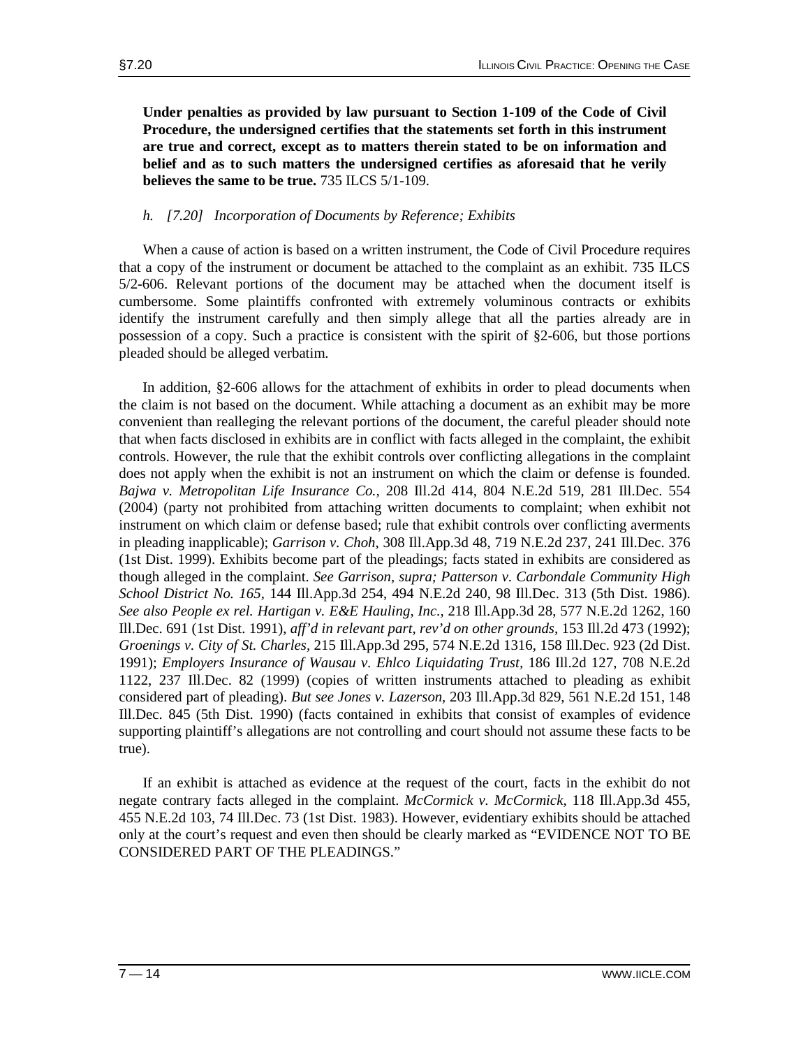**Under penalties as provided by law pursuant to Section 1-109 of the Code of Civil Procedure, the undersigned certifies that the statements set forth in this instrument are true and correct, except as to matters therein stated to be on information and belief and as to such matters the undersigned certifies as aforesaid that he verily believes the same to be true.** 735 ILCS 5/1-109.

*h. [7.20] Incorporation of Documents by Reference; Exhibits*

When a cause of action is based on a written instrument, the Code of Civil Procedure requires that a copy of the instrument or document be attached to the complaint as an exhibit. 735 ILCS 5/2-606. Relevant portions of the document may be attached when the document itself is cumbersome. Some plaintiffs confronted with extremely voluminous contracts or exhibits identify the instrument carefully and then simply allege that all the parties already are in possession of a copy. Such a practice is consistent with the spirit of §2-606, but those portions pleaded should be alleged verbatim.

In addition, §2-606 allows for the attachment of exhibits in order to plead documents when the claim is not based on the document. While attaching a document as an exhibit may be more convenient than realleging the relevant portions of the document, the careful pleader should note that when facts disclosed in exhibits are in conflict with facts alleged in the complaint, the exhibit controls. However, the rule that the exhibit controls over conflicting allegations in the complaint does not apply when the exhibit is not an instrument on which the claim or defense is founded. *Bajwa v. Metropolitan Life Insurance Co.,* 208 Ill.2d 414, 804 N.E.2d 519, 281 Ill.Dec. 554 (2004) (party not prohibited from attaching written documents to complaint; when exhibit not instrument on which claim or defense based; rule that exhibit controls over conflicting averments in pleading inapplicable); *Garrison v. Choh,* 308 Ill.App.3d 48, 719 N.E.2d 237, 241 Ill.Dec. 376 (1st Dist. 1999). Exhibits become part of the pleadings; facts stated in exhibits are considered as though alleged in the complaint. *See Garrison, supra; Patterson v. Carbondale Community High School District No. 165,* 144 Ill.App.3d 254, 494 N.E.2d 240, 98 Ill.Dec. 313 (5th Dist. 1986). *See also People ex rel. Hartigan v. E&E Hauling, Inc.,* 218 Ill.App.3d 28, 577 N.E.2d 1262, 160 Ill.Dec. 691 (1st Dist. 1991), *aff'd in relevant part, rev'd on other grounds,* 153 Ill.2d 473 (1992); *Groenings v. City of St. Charles,* 215 Ill.App.3d 295, 574 N.E.2d 1316, 158 Ill.Dec. 923 (2d Dist. 1991); *Employers Insurance of Wausau v. Ehlco Liquidating Trust,* 186 Ill.2d 127, 708 N.E.2d 1122, 237 Ill.Dec. 82 (1999) (copies of written instruments attached to pleading as exhibit considered part of pleading). *But see Jones v. Lazerson,* 203 Ill.App.3d 829, 561 N.E.2d 151, 148 Ill.Dec. 845 (5th Dist. 1990) (facts contained in exhibits that consist of examples of evidence supporting plaintiff's allegations are not controlling and court should not assume these facts to be true).

If an exhibit is attached as evidence at the request of the court, facts in the exhibit do not negate contrary facts alleged in the complaint. *McCormick v. McCormick,* 118 Ill.App.3d 455, 455 N.E.2d 103, 74 Ill.Dec. 73 (1st Dist. 1983). However, evidentiary exhibits should be attached only at the court's request and even then should be clearly marked as "EVIDENCE NOT TO BE CONSIDERED PART OF THE PLEADINGS."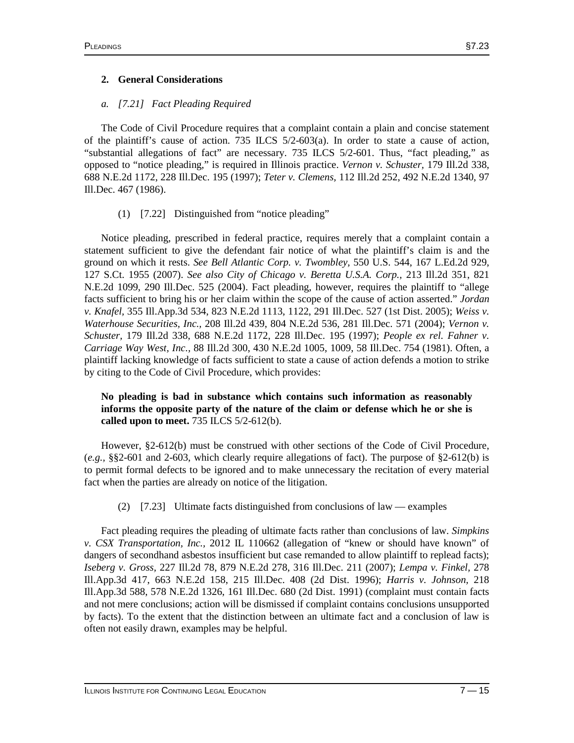## 2. General Considerations

### *a. [7.21] Fact Pleading Required*

The Code of Civil Procedure requires that a complaint contain a plain and concise statement of the plaintiff's cause of action. 735 ILCS 5/2-603(a). In order to state a cause of action, "substantial allegations of fact" are necessary. 735 ILCS 5/2-601. Thus, "fact pleading," as opposed to "notice pleading," is required in Illinois practice. *Vernon v. Schuster,* 179 Ill.2d 338, 688 N.E.2d 1172, 228 Ill.Dec. 195 (1997); *Teter v. Clemens,* 112 Ill.2d 252, 492 N.E.2d 1340, 97 Ill.Dec. 467 (1986).

#### (1) [7.22] Distinguished from "notice pleading"

Notice pleading, prescribed in federal practice, requires merely that a complaint contain a statement sufficient to give the defendant fair notice of what the plaintiff's claim is and the ground on which it rests. *See Bell Atlantic Corp. v. Twombley,* 550 U.S. 544, 167 L.Ed.2d 929, 127 S.Ct. 1955 (2007). *See also City of Chicago v. Beretta U.S.A. Corp.,* 213 Ill.2d 351, 821 N.E.2d 1099, 290 Ill.Dec. 525 (2004). Fact pleading, however, requires the plaintiff to "allege facts sufficient to bring his or her claim within the scope of the cause of action asserted." *Jordan v. Knafel,* 355 Ill.App.3d 534, 823 N.E.2d 1113, 1122, 291 Ill.Dec. 527 (1st Dist. 2005); *Weiss v. Waterhouse Securities, Inc.,* 208 Ill.2d 439, 804 N.E.2d 536, 281 Ill.Dec. 571 (2004); *Vernon v. Schuster,* 179 Ill.2d 338, 688 N.E.2d 1172, 228 Ill.Dec. 195 (1997); *People ex rel. Fahner v. Carriage Way West, Inc.,* 88 Ill.2d 300, 430 N.E.2d 1005, 1009, 58 Ill.Dec. 754 (1981). Often, a plaintiff lacking knowledge of facts sufficient to state a cause of action defends a motion to strike by citing to the Code of Civil Procedure, which provides:

> **No pleading is bad in substance which contains such information as reasonably informs the opposite party of the nature of the claim or defense which he or she is called upon to meet.** 735 ILCS 5/2-612(b).

However, §2-612(b) must be construed with other sections of the Code of Civil Procedure, (*e.g.,* §§2-601 and 2-603, which clearly require allegations of fact). The purpose of §2-612(b) is to permit formal defects to be ignored and to make unnecessary the recitation of every material fact when the parties are already on notice of the litigation.

#### (2) [7.23] Ultimate facts distinguished from conclusions of law — examples

Fact pleading requires the pleading of ultimate facts rather than conclusions of law. *Simpkins v. CSX Transportation, Inc.,* 2012 IL 110662 (allegation of "knew or should have known" of dangers of secondhand asbestos insufficient but case remanded to allow plaintiff to replead facts); *Iseberg v. Gross,* 227 Ill.2d 78, 879 N.E.2d 278, 316 Ill.Dec. 211 (2007); *Lempa v. Finkel,* 278 Ill.App.3d 417, 663 N.E.2d 158, 215 Ill.Dec. 408 (2d Dist. 1996); *Harris v. Johnson,* 218 Ill.App.3d 588, 578 N.E.2d 1326, 161 Ill.Dec. 680 (2d Dist. 1991) (complaint must contain facts and not mere conclusions; action will be dismissed if complaint contains conclusions unsupported by facts). To the extent that the distinction between an ultimate fact and a conclusion of law is often not easily drawn, examples may be helpful.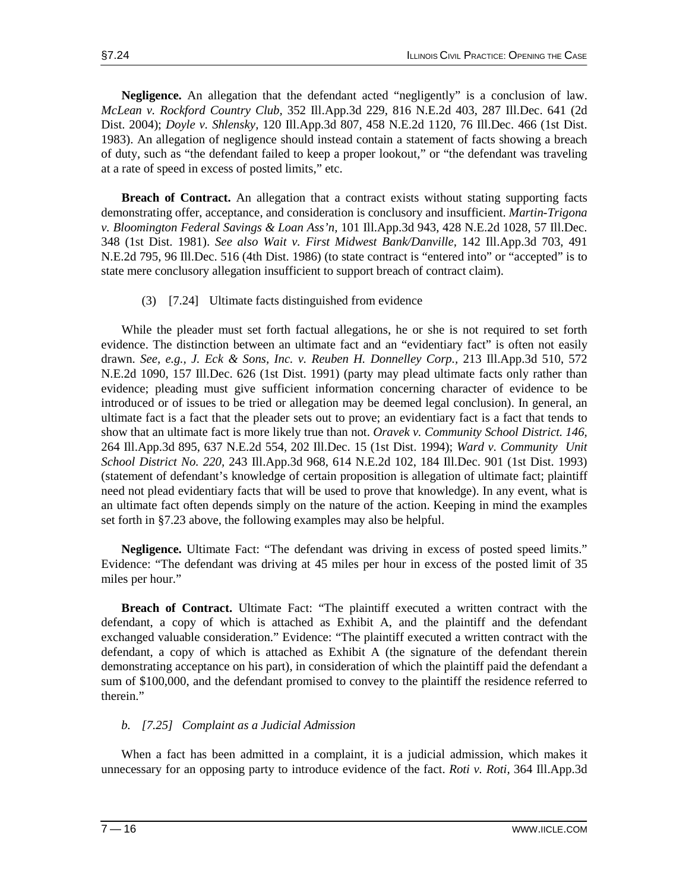**Negligence.** An allegation that the defendant acted "negligently" is a conclusion of law. *McLean v. Rockford Country Club,* 352 Ill.App.3d 229, 816 N.E.2d 403, 287 Ill.Dec. 641 (2d Dist. 2004); *Doyle v. Shlensky,* 120 Ill.App.3d 807, 458 N.E.2d 1120, 76 Ill.Dec. 466 (1st Dist. 1983). An allegation of negligence should instead contain a statement of facts showing a breach of duty, such as "the defendant failed to keep a proper lookout," or "the defendant was traveling at a rate of speed in excess of posted limits," etc.

**Breach of Contract.** An allegation that a contract exists without stating supporting facts demonstrating offer, acceptance, and consideration is conclusory and insufficient. *Martin-Trigona v. Bloomington Federal Savings & Loan Ass'n,* 101 Ill.App.3d 943, 428 N.E.2d 1028, 57 Ill.Dec. 348 (1st Dist. 1981). *See also Wait v. First Midwest Bank/Danville,* 142 Ill.App.3d 703, 491 N.E.2d 795, 96 Ill.Dec. 516 (4th Dist. 1986) (to state contract is "entered into" or "accepted" is to state mere conclusory allegation insufficient to support breach of contract claim).

(3) [7.24] Ultimate facts distinguished from evidence

While the pleader must set forth factual allegations, he or she is not required to set forth evidence. The distinction between an ultimate fact and an "evidentiary fact" is often not easily drawn. *See, e.g., J. Eck & Sons, Inc. v. Reuben H. Donnelley Corp.,* 213 Ill.App.3d 510, 572 N.E.2d 1090, 157 Ill.Dec. 626 (1st Dist. 1991) (party may plead ultimate facts only rather than evidence; pleading must give sufficient information concerning character of evidence to be introduced or of issues to be tried or allegation may be deemed legal conclusion). In general, an ultimate fact is a fact that the pleader sets out to prove; an evidentiary fact is a fact that tends to show that an ultimate fact is more likely true than not. *Oravek v. Community School District. 146,* 264 Ill.App.3d 895, 637 N.E.2d 554, 202 Ill.Dec. 15 (1st Dist. 1994); *Ward v. Community Unit School District No. 220,* 243 Ill.App.3d 968, 614 N.E.2d 102, 184 Ill.Dec. 901 (1st Dist. 1993) (statement of defendant's knowledge of certain proposition is allegation of ultimate fact; plaintiff need not plead evidentiary facts that will be used to prove that knowledge). In any event, what is an ultimate fact often depends simply on the nature of the action. Keeping in mind the examples set forth in §7.23 above, the following examples may also be helpful.

**Negligence.** Ultimate Fact: "The defendant was driving in excess of posted speed limits." Evidence: "The defendant was driving at 45 miles per hour in excess of the posted limit of 35 miles per hour."

**Breach of Contract.** Ultimate Fact: "The plaintiff executed a written contract with the defendant, a copy of which is attached as Exhibit A, and the plaintiff and the defendant exchanged valuable consideration." Evidence: "The plaintiff executed a written contract with the defendant, a copy of which is attached as Exhibit A (the signature of the defendant therein demonstrating acceptance on his part), in consideration of which the plaintiff paid the defendant a sum of $100,000, and the defendant promised to convey to the plaintiff the residence referred to therein."

### *b. [7.25] Complaint as a Judicial Admission*

When a fact has been admitted in a complaint, it is a judicial admission, which makes it unnecessary for an opposing party to introduce evidence of the fact. *Roti v. Roti,* 364 Ill.App.3d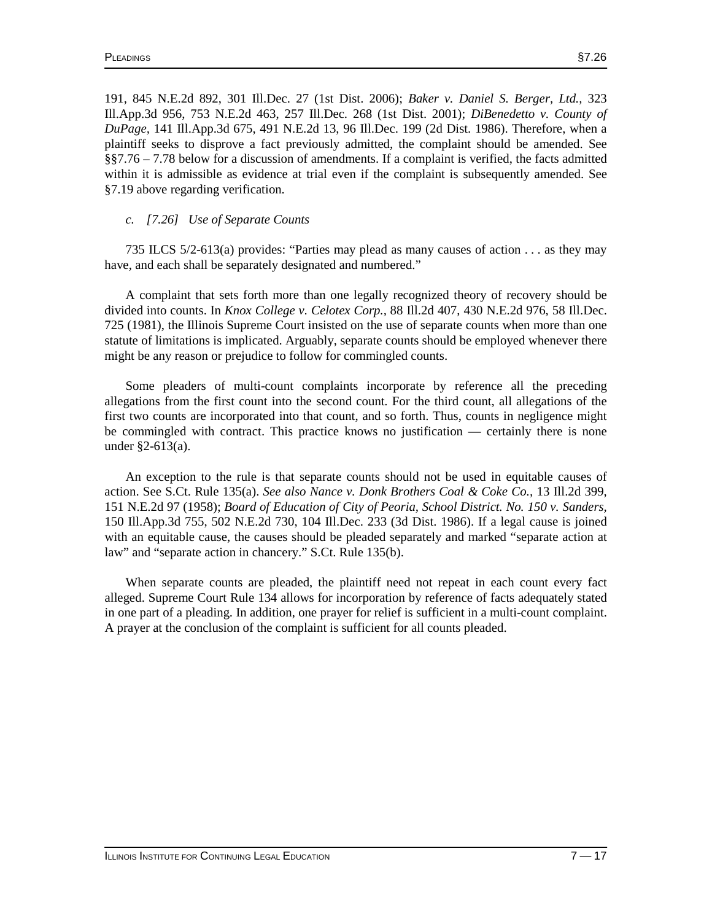191, 845 N.E.2d 892, 301 Ill.Dec. 27 (1st Dist. 2006); *Baker v. Daniel S. Berger, Ltd.,* 323 Ill.App.3d 956, 753 N.E.2d 463, 257 Ill.Dec. 268 (1st Dist. 2001); *DiBenedetto v. County of DuPage,* 141 Ill.App.3d 675, 491 N.E.2d 13, 96 Ill.Dec. 199 (2d Dist. 1986). Therefore, when a plaintiff seeks to disprove a fact previously admitted, the complaint should be amended. See §§7.76 – 7.78 below for a discussion of amendments. If a complaint is verified, the facts admitted within it is admissible as evidence at trial even if the complaint is subsequently amended. See §7.19 above regarding verification.

### *c. [7.26] Use of Separate Counts*

735 ILCS 5/2-613(a) provides: "Parties may plead as many causes of action . . . as they may have, and each shall be separately designated and numbered."

A complaint that sets forth more than one legally recognized theory of recovery should be divided into counts. In *Knox College v. Celotex Corp.,* 88 Ill.2d 407, 430 N.E.2d 976, 58 Ill.Dec. 725 (1981), the Illinois Supreme Court insisted on the use of separate counts when more than one statute of limitations is implicated. Arguably, separate counts should be employed whenever there might be any reason or prejudice to follow for commingled counts.

Some pleaders of multi-count complaints incorporate by reference all the preceding allegations from the first count into the second count. For the third count, all allegations of the first two counts are incorporated into that count, and so forth. Thus, counts in negligence might be commingled with contract. This practice knows no justification — certainly there is none under §2-613(a).

An exception to the rule is that separate counts should not be used in equitable causes of action. See S.Ct. Rule 135(a). *See also Nance v. Donk Brothers Coal & Coke Co.,* 13 Ill.2d 399, 151 N.E.2d 97 (1958); *Board of Education of City of Peoria, School District. No. 150 v. Sanders,* 150 Ill.App.3d 755, 502 N.E.2d 730, 104 Ill.Dec. 233 (3d Dist. 1986). If a legal cause is joined with an equitable cause, the causes should be pleaded separately and marked "separate action at law" and "separate action in chancery." S.Ct. Rule 135(b).

When separate counts are pleaded, the plaintiff need not repeat in each count every fact alleged. Supreme Court Rule 134 allows for incorporation by reference of facts adequately stated in one part of a pleading. In addition, one prayer for relief is sufficient in a multi-count complaint. A prayer at the conclusion of the complaint is sufficient for all counts pleaded.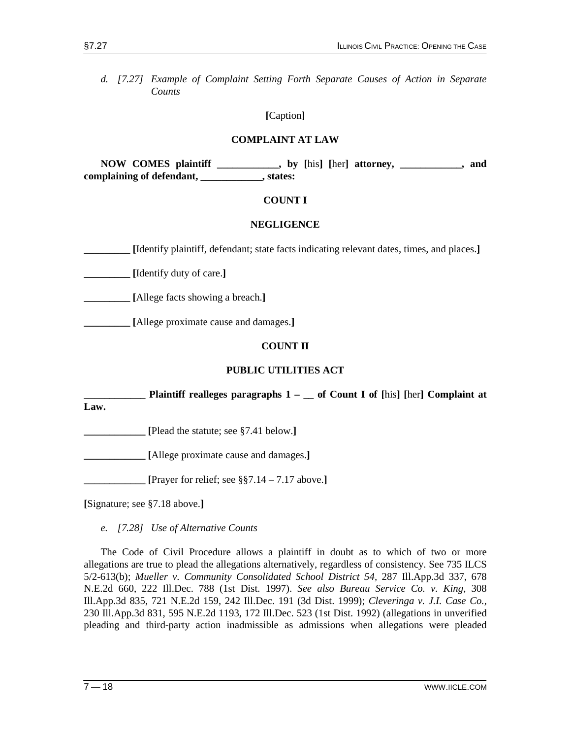*d. [7.27] Example of Complaint Setting Forth Separate Causes of Action in Separate Counts*

**[**Caption**]**

**COMPLAINT AT LAW**

**NOW COMES plaintiff ____________, by [**his**] [**her**] attorney, ____________, and complaining of defendant, ____________, states:**

**COUNT I**

**NEGLIGENCE**

**_________ [**Identify plaintiff, defendant; state facts indicating relevant dates, times, and places.**]**

**_________ [**Identify duty of care.**]**

**_________ [**Allege facts showing a breach.**]**

**_________ [**Allege proximate cause and damages.**]**

**COUNT II**

**PUBLIC UTILITIES ACT**

**____________ Plaintiff realleges paragraphs 1 – __ of Count I of [**his**] [**her**] Complaint at Law.**

**____________ [**Plead the statute; see §7.41 below.**]**

**____________ [**Allege proximate cause and damages.**]**

**____________ [**Prayer for relief; see §§7.14 – 7.17 above.**]**

**[**Signature; see §7.18 above.**]**

*e. [7.28] Use of Alternative Counts*

The Code of Civil Procedure allows a plaintiff in doubt as to which of two or more allegations are true to plead the allegations alternatively, regardless of consistency. See 735 ILCS 5/2-613(b); *Mueller v. Community Consolidated School District 54,* 287 Ill.App.3d 337, 678 N.E.2d 660, 222 Ill.Dec. 788 (1st Dist. 1997). *See also Bureau Service Co. v. King,* 308 Ill.App.3d 835, 721 N.E.2d 159, 242 Ill.Dec. 191 (3d Dist. 1999); *Cleveringa v. J.I. Case Co.,* 230 Ill.App.3d 831, 595 N.E.2d 1193, 172 Ill.Dec. 523 (1st Dist. 1992) (allegations in unverified pleading and third-party action inadmissible as admissions when allegations were pleaded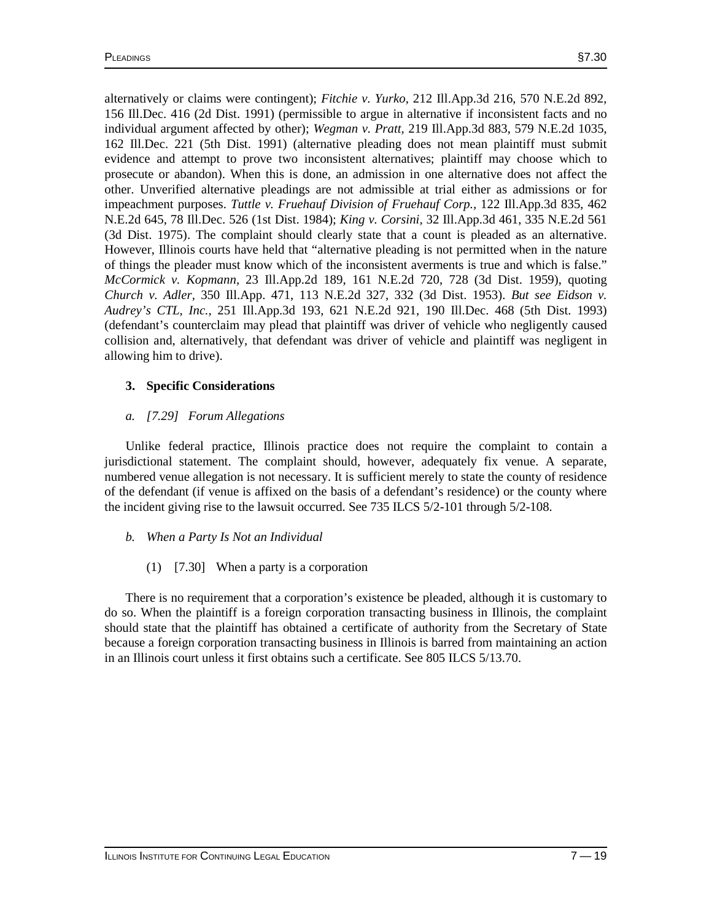alternatively or claims were contingent); *Fitchie v. Yurko*, 212 Ill.App.3d 216, 570 N.E.2d 892, 156 Ill.Dec. 416 (2d Dist. 1991) (permissible to argue in alternative if inconsistent facts and no individual argument affected by other); *Wegman v. Pratt*, 219 Ill.App.3d 883, 579 N.E.2d 1035, 162 Ill.Dec. 221 (5th Dist. 1991) (alternative pleading does not mean plaintiff must submit evidence and attempt to prove two inconsistent alternatives; plaintiff may choose which to prosecute or abandon). When this is done, an admission in one alternative does not affect the other. Unverified alternative pleadings are not admissible at trial either as admissions or for impeachment purposes. *Tuttle v. Fruehauf Division of Fruehauf Corp.*, 122 Ill.App.3d 835, 462 N.E.2d 645, 78 Ill.Dec. 526 (1st Dist. 1984); *King v. Corsini*, 32 Ill.App.3d 461, 335 N.E.2d 561 (3d Dist. 1975). The complaint should clearly state that a count is pleaded as an alternative. However, Illinois courts have held that "alternative pleading is not permitted when in the nature of things the pleader must know which of the inconsistent averments is true and which is false." *McCormick v. Kopmann*, 23 Ill.App.2d 189, 161 N.E.2d 720, 728 (3d Dist. 1959), quoting *Church v. Adler*, 350 Ill.App. 471, 113 N.E.2d 327, 332 (3d Dist. 1953). *But see Eidson v. Audrey's CTL, Inc.*, 251 Ill.App.3d 193, 621 N.E.2d 921, 190 Ill.Dec. 468 (5th Dist. 1993) (defendant's counterclaim may plead that plaintiff was driver of vehicle who negligently caused collision and, alternatively, that defendant was driver of vehicle and plaintiff was negligent in allowing him to drive).

### 3. Specific Considerations

#### *a. [7.29] Forum Allegations*

Unlike federal practice, Illinois practice does not require the complaint to contain a jurisdictional statement. The complaint should, however, adequately fix venue. A separate, numbered venue allegation is not necessary. It is sufficient merely to state the county of residence of the defendant (if venue is affixed on the basis of a defendant's residence) or the county where the incident giving rise to the lawsuit occurred. See 735 ILCS 5/2-101 through 5/2-108.

#### *b. When a Party Is Not an Individual*

##### (1) [7.30] When a party is a corporation

There is no requirement that a corporation's existence be pleaded, although it is customary to do so. When the plaintiff is a foreign corporation transacting business in Illinois, the complaint should state that the plaintiff has obtained a certificate of authority from the Secretary of State because a foreign corporation transacting business in Illinois is barred from maintaining an action in an Illinois court unless it first obtains such a certificate. See 805 ILCS 5/13.70.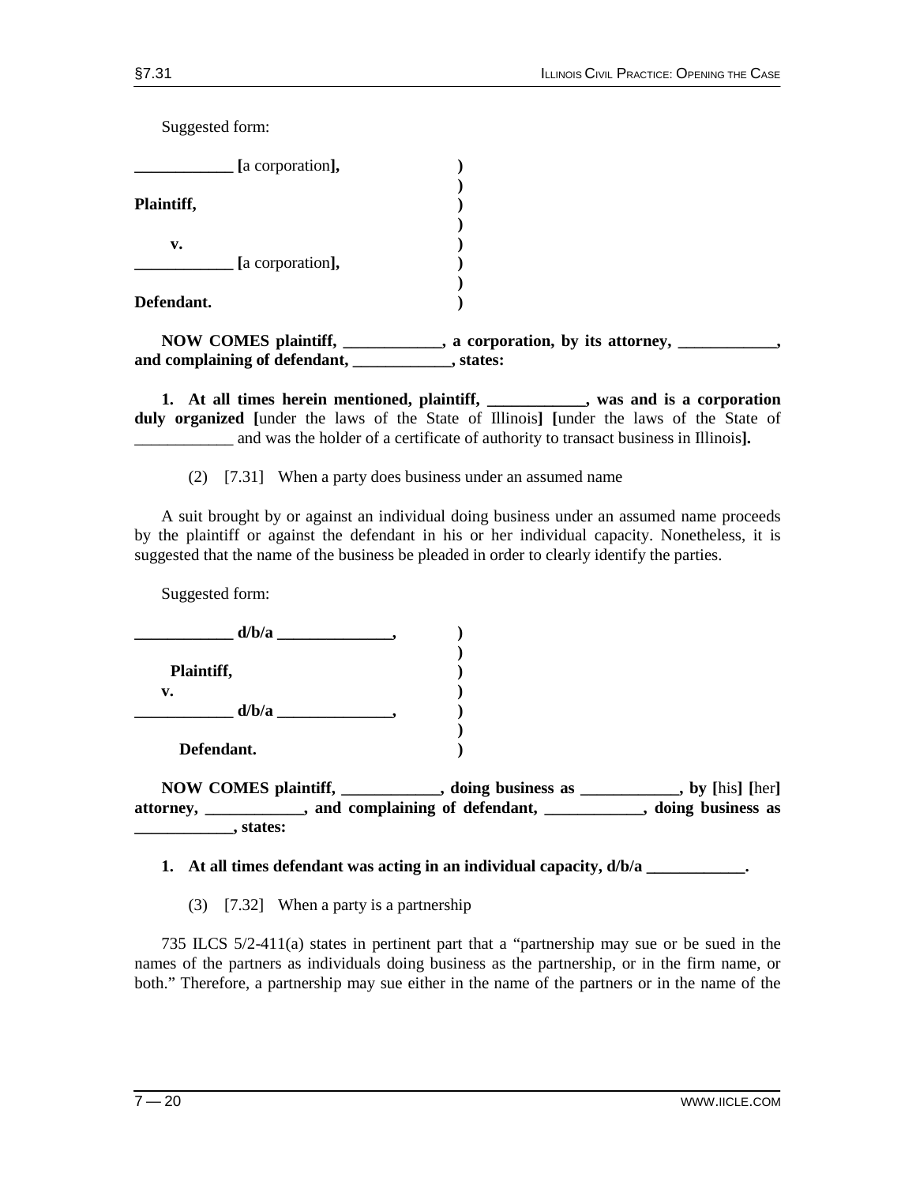Suggested form:

```
____________ [a corporation],      )
                                   )
Plaintiff,                         )
                                   )
   v.                              )
____________ [a corporation],      )
                                   )
Defendant.                         )
```

**NOW COMES plaintiff, ____________, a corporation, by its attorney, ____________, and complaining of defendant, ____________, states:**

**1. At all times herein mentioned, plaintiff, ____________, was and is a corporation duly organized [**under the laws of the State of Illinois**] [**under the laws of the State of ____________ and was the holder of a certificate of authority to transact business in Illinois**].**

(2) [7.31] When a party does business under an assumed name

A suit brought by or against an individual doing business under an assumed name proceeds by the plaintiff or against the defendant in his or her individual capacity. Nonetheless, it is suggested that the name of the business be pleaded in order to clearly identify the parties.

Suggested form:

```
____________ d/b/a ______________,   )
                                     )
  Plaintiff,                         )
  v.                                 )
____________ d/b/a ______________,   )
                                     )
  Defendant.                         )
```

**NOW COMES plaintiff, ____________, doing business as ____________, by [**his**] [**her**] attorney, ____________, and complaining of defendant, ____________, doing business as ____________, states:**

**1. At all times defendant was acting in an individual capacity, d/b/a ____________.**

(3) [7.32] When a party is a partnership

735 ILCS 5/2-411(a) states in pertinent part that a "partnership may sue or be sued in the names of the partners as individuals doing business as the partnership, or in the firm name, or both." Therefore, a partnership may sue either in the name of the partners or in the name of the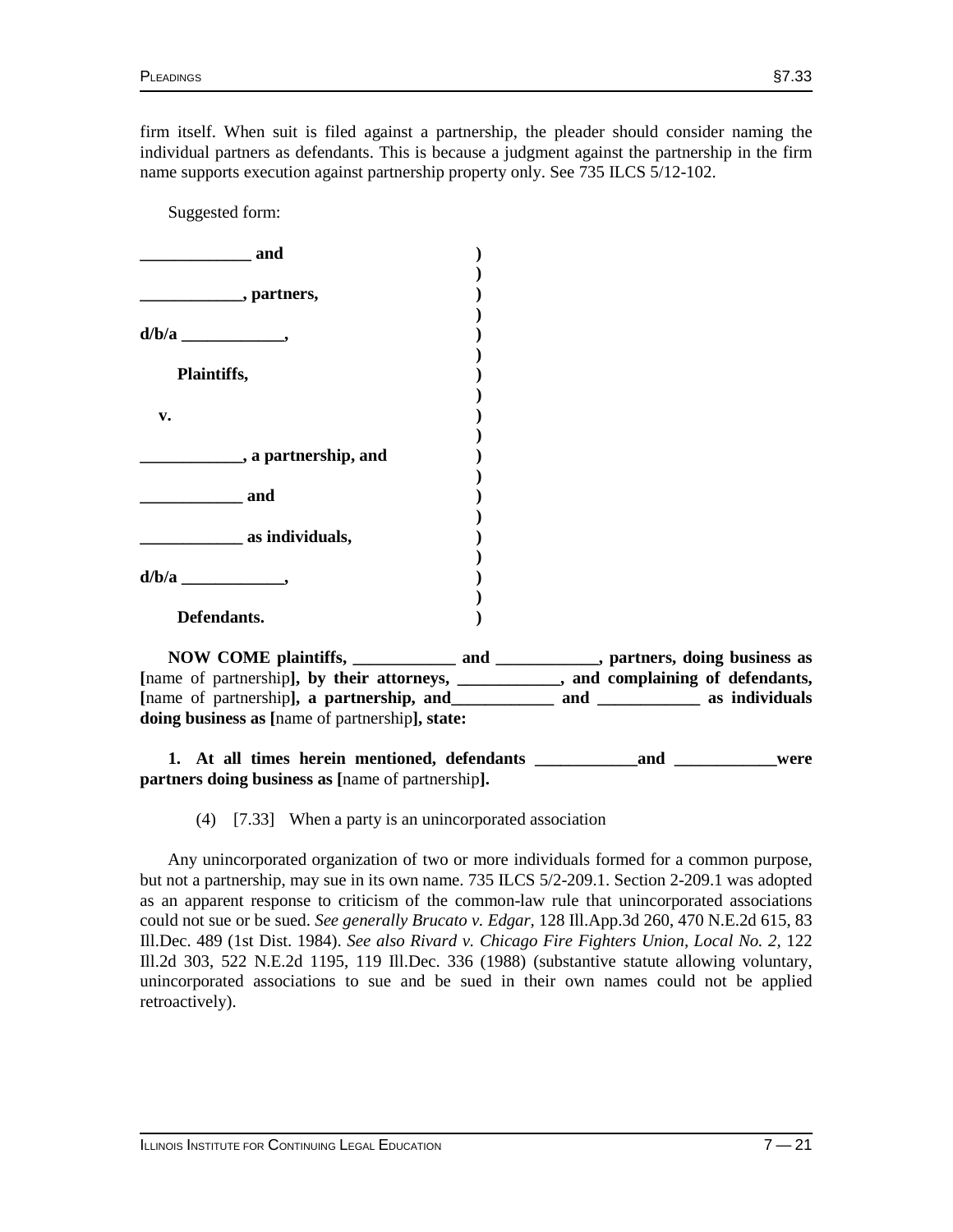firm itself. When suit is filed against a partnership, the pleader should consider naming the individual partners as defendants. This is because a judgment against the partnership in the firm name supports execution against partnership property only. See 735 ILCS 5/12-102.

Suggested form:

**____________ and** )
)
**____________, partners,** )
)
**d/b/a ____________,** )
)
**Plaintiffs,** )
)
**v.** )
)
**____________, a partnership, and** )
)
**____________ and** )
)
**____________ as individuals,** )
)
**d/b/a ____________,** )
)
**Defendants.** )

**NOW COME plaintiffs, ____________ and ____________, partners, doing business as [**name of partnership**], by their attorneys, ____________, and complaining of defendants, [**name of partnership**], a partnership, and____________ and ____________ as individuals doing business as [**name of partnership**], state:**

**1. At all times herein mentioned, defendants ____________and ____________were partners doing business as [**name of partnership**].**

(4) [7.33] When a party is an unincorporated association

Any unincorporated organization of two or more individuals formed for a common purpose, but not a partnership, may sue in its own name. 735 ILCS 5/2-209.1. Section 2-209.1 was adopted as an apparent response to criticism of the common-law rule that unincorporated associations could not sue or be sued. *See generally Brucato v. Edgar,* 128 Ill.App.3d 260, 470 N.E.2d 615, 83 Ill.Dec. 489 (1st Dist. 1984). *See also Rivard v. Chicago Fire Fighters Union, Local No. 2,* 122 Ill.2d 303, 522 N.E.2d 1195, 119 Ill.Dec. 336 (1988) (substantive statute allowing voluntary, unincorporated associations to sue and be sued in their own names could not be applied retroactively).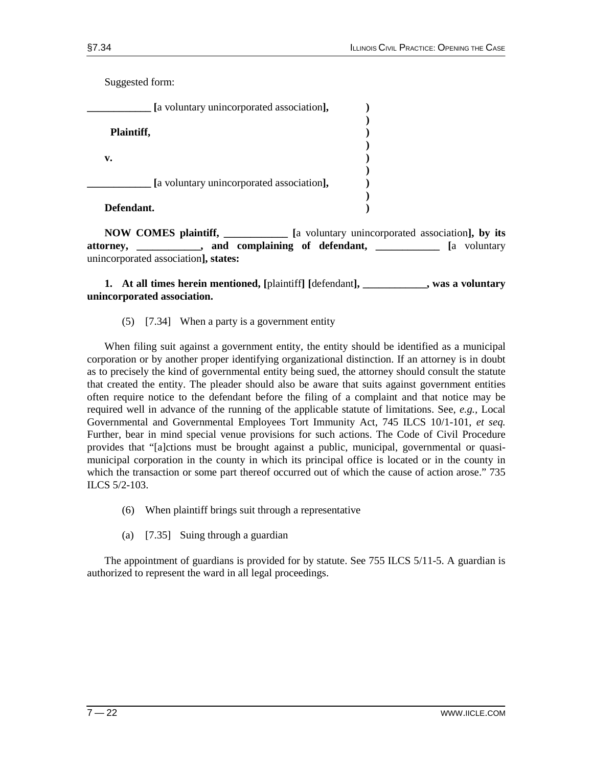Suggested form:

```
____________ [a voluntary unincorporated association],   )
                                                          )
   Plaintiff,                                             )
                                                          )
   v.                                                     )
                                                          )
____________ [a voluntary unincorporated association],   )
                                                          )
   Defendant.                                             )
```

**NOW COMES plaintiff, ____________ [**a voluntary unincorporated association**], by its attorney, ____________, and complaining of defendant, ____________ [**a voluntary unincorporated association**], states:**

**1. At all times herein mentioned, [**plaintiff**] [**defendant**], ____________, was a voluntary unincorporated association.**

(5) [7.34] When a party is a government entity

When filing suit against a government entity, the entity should be identified as a municipal corporation or by another proper identifying organizational distinction. If an attorney is in doubt as to precisely the kind of governmental entity being sued, the attorney should consult the statute that created the entity. The pleader should also be aware that suits against government entities often require notice to the defendant before the filing of a complaint and that notice may be required well in advance of the running of the applicable statute of limitations. See, *e.g.,* Local Governmental and Governmental Employees Tort Immunity Act, 745 ILCS 10/1-101, *et seq.* Further, bear in mind special venue provisions for such actions. The Code of Civil Procedure provides that "[a]ctions must be brought against a public, municipal, governmental or quasi-municipal corporation in the county in which its principal office is located or in the county in which the transaction or some part thereof occurred out of which the cause of action arose." 735 ILCS 5/2-103.

(6) When plaintiff brings suit through a representative

(a) [7.35] Suing through a guardian

The appointment of guardians is provided for by statute. See 755 ILCS 5/11-5. A guardian is authorized to represent the ward in all legal proceedings.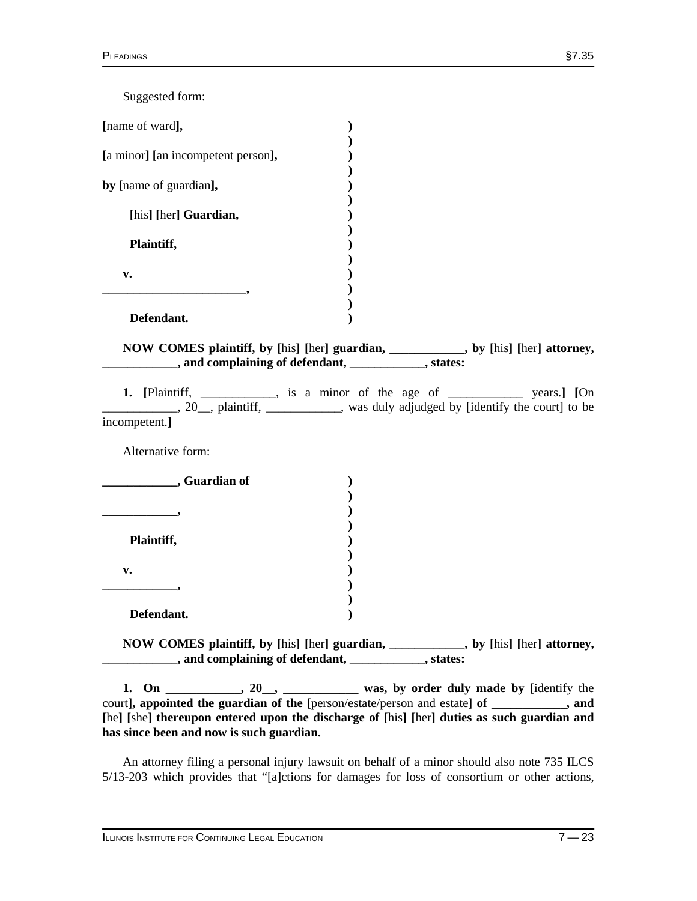Suggested form:

```
[name of ward],                        )
                                       )
[a minor] [an incompetent person],     )
                                       )
by [name of guardian],                 )
                                       )
    [his] [her] Guardian,              )
                                       )
    Plaintiff,                         )
                                       )
  v.                                   )
______________________,                )
                                       )
    Defendant.                         )
```

**NOW COMES plaintiff, by [**his**] [**her**] guardian, ____________, by [**his**] [**her**] attorney, ____________, and complaining of defendant, ____________, states:**

**1. [**Plaintiff, ____________, is a minor of the age of ____________ years.**] [**On ____________, 20__, plaintiff, ____________, was duly adjudged by [identify the court] to be incompetent.**]**

Alternative form:

```
____________, Guardian of              )
                                       )
____________,                          )
                                       )
    Plaintiff,                         )
                                       )
  v.                                   )
____________,                          )
                                       )
    Defendant.                         )
```

**NOW COMES plaintiff, by [**his**] [**her**] guardian, ____________, by [**his**] [**her**] attorney, ____________, and complaining of defendant, ____________, states:**

**1. On ____________, 20__, ____________ was, by order duly made by [**identify the court**], appointed the guardian of the [**person/estate/person and estate**] of ____________, and [**he**] [**she**] thereupon entered upon the discharge of [**his**] [**her**] duties as such guardian and has since been and now is such guardian.**

An attorney filing a personal injury lawsuit on behalf of a minor should also note 735 ILCS 5/13-203 which provides that "[a]ctions for damages for loss of consortium or other actions,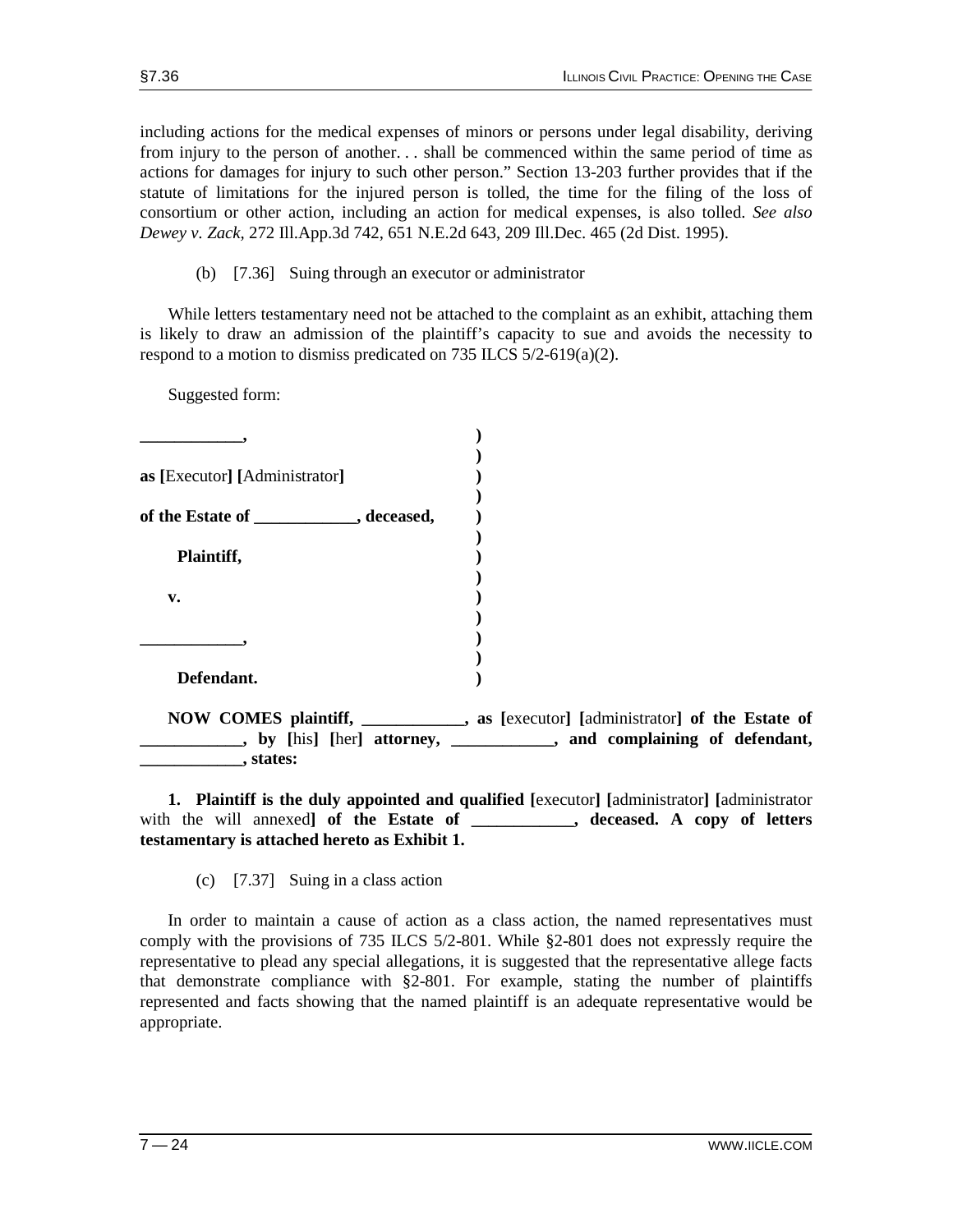including actions for the medical expenses of minors or persons under legal disability, deriving from injury to the person of another. . . shall be commenced within the same period of time as actions for damages for injury to such other person." Section 13-203 further provides that if the statute of limitations for the injured person is tolled, the time for the filing of the loss of consortium or other action, including an action for medical expenses, is also tolled. *See also Dewey v. Zack*, 272 Ill.App.3d 742, 651 N.E.2d 643, 209 Ill.Dec. 465 (2d Dist. 1995).

(b) [7.36] Suing through an executor or administrator

While letters testamentary need not be attached to the complaint as an exhibit, attaching them is likely to draw an admission of the plaintiff's capacity to sue and avoids the necessity to respond to a motion to dismiss predicated on 735 ILCS 5/2-619(a)(2).

Suggested form:

**____________,** )
)
**as [**Executor**] [**Administrator**]** )
)
**of the Estate of ____________, deceased,** )
)
**Plaintiff,** )
)
**v.** )
)
**____________,** )
)
**Defendant.** )

**NOW COMES plaintiff, ____________, as [**executor**] [**administrator**] of the Estate of ____________, by [**his**] [**her**] attorney, ____________, and complaining of defendant, ____________, states:**

**1. Plaintiff is the duly appointed and qualified [**executor**] [**administrator**] [**administrator with the will annexed**] of the Estate of ____________, deceased. A copy of letters testamentary is attached hereto as Exhibit 1.**

(c) [7.37] Suing in a class action

In order to maintain a cause of action as a class action, the named representatives must comply with the provisions of 735 ILCS 5/2-801. While §2-801 does not expressly require the representative to plead any special allegations, it is suggested that the representative allege facts that demonstrate compliance with §2-801. For example, stating the number of plaintiffs represented and facts showing that the named plaintiff is an adequate representative would be appropriate.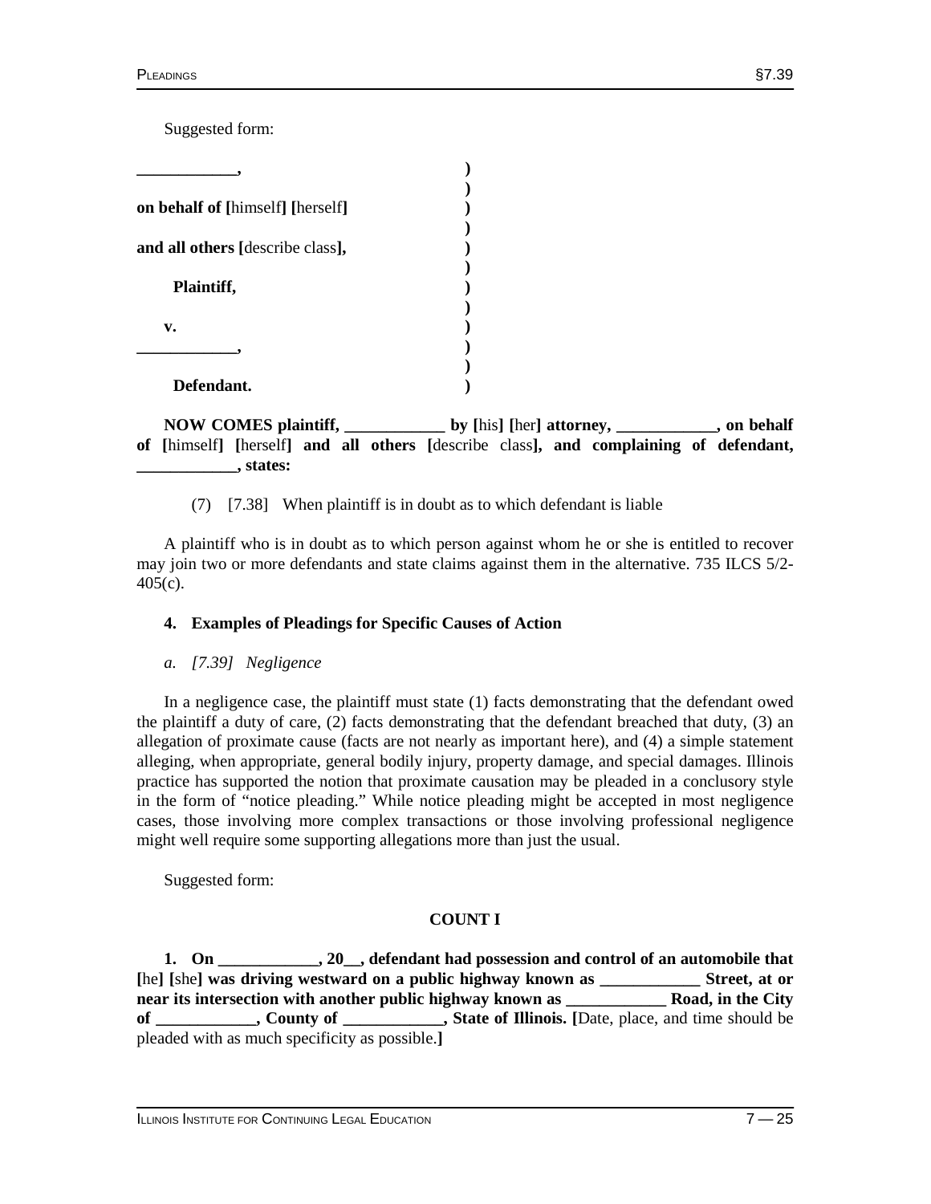Suggested form:

```
____________,                          )
                                       )
on behalf of [himself] [herself]       )
                                       )
and all others [describe class],       )
                                       )
      Plaintiff,                       )
                                       )
   v.                                  )
____________,                          )
                                       )
      Defendant.                       )
```

**NOW COMES plaintiff, ____________ by [**his**] [**her**] attorney, ____________, on behalf of [**himself**] [**herself**] and all others [**describe class**], and complaining of defendant, ____________, states:**

(7) [7.38] When plaintiff is in doubt as to which defendant is liable

A plaintiff who is in doubt as to which person against whom he or she is entitled to recover may join two or more defendants and state claims against them in the alternative. 735 ILCS 5/2-405(c).

### 4. Examples of Pleadings for Specific Causes of Action

#### *a. [7.39] Negligence*

In a negligence case, the plaintiff must state (1) facts demonstrating that the defendant owed the plaintiff a duty of care, (2) facts demonstrating that the defendant breached that duty, (3) an allegation of proximate cause (facts are not nearly as important here), and (4) a simple statement alleging, when appropriate, general bodily injury, property damage, and special damages. Illinois practice has supported the notion that proximate causation may be pleaded in a conclusory style in the form of "notice pleading." While notice pleading might be accepted in most negligence cases, those involving more complex transactions or those involving professional negligence might well require some supporting allegations more than just the usual.

Suggested form:

**COUNT I**

**1. On ____________, 20__, defendant had possession and control of an automobile that [**he**] [**she**] was driving westward on a public highway known as ____________ Street, at or near its intersection with another public highway known as ____________ Road, in the City of ____________, County of ____________, State of Illinois. [**Date, place, and time should be pleaded with as much specificity as possible.**]**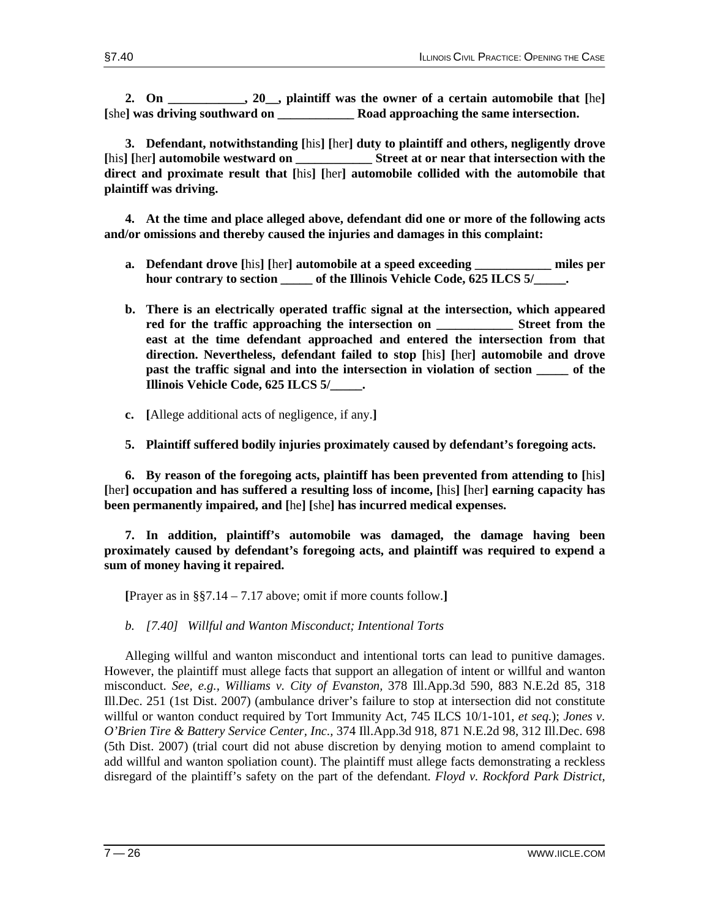**2. On ____________, 20__, plaintiff was the owner of a certain automobile that [**he**] [**she**] was driving southward on ____________ Road approaching the same intersection.**

**3. Defendant, notwithstanding [**his**] [**her**] duty to plaintiff and others, negligently drove [**his**] [**her**] automobile westward on ____________ Street at or near that intersection with the direct and proximate result that [**his**] [**her**] automobile collided with the automobile that plaintiff was driving.**

**4. At the time and place alleged above, defendant did one or more of the following acts and/or omissions and thereby caused the injuries and damages in this complaint:**

- **a. Defendant drove [**his**] [**her**] automobile at a speed exceeding ____________ miles per hour contrary to section _____ of the Illinois Vehicle Code, 625 ILCS 5/_____.**

- **b. There is an electrically operated traffic signal at the intersection, which appeared red for the traffic approaching the intersection on ____________ Street from the east at the time defendant approached and entered the intersection from that direction. Nevertheless, defendant failed to stop [**his**] [**her**] automobile and drove past the traffic signal and into the intersection in violation of section _____ of the Illinois Vehicle Code, 625 ILCS 5/_____.**

- **c. [**Allege additional acts of negligence, if any.**]**

**5. Plaintiff suffered bodily injuries proximately caused by defendant's foregoing acts.**

**6. By reason of the foregoing acts, plaintiff has been prevented from attending to [**his**] [**her**] occupation and has suffered a resulting loss of income, [**his**] [**her**] earning capacity has been permanently impaired, and [**he**] [**she**] has incurred medical expenses.**

**7. In addition, plaintiff's automobile was damaged, the damage having been proximately caused by defendant's foregoing acts, and plaintiff was required to expend a sum of money having it repaired.**

**[**Prayer as in §§7.14 – 7.17 above; omit if more counts follow.**]**

### *b. [7.40] Willful and Wanton Misconduct; Intentional Torts*

Alleging willful and wanton misconduct and intentional torts can lead to punitive damages. However, the plaintiff must allege facts that support an allegation of intent or willful and wanton misconduct. *See, e.g., Williams v. City of Evanston,* 378 Ill.App.3d 590, 883 N.E.2d 85, 318 Ill.Dec. 251 (1st Dist. 2007) (ambulance driver's failure to stop at intersection did not constitute willful or wanton conduct required by Tort Immunity Act, 745 ILCS 10/1-101, *et seq.*); *Jones v. O'Brien Tire & Battery Service Center, Inc.,* 374 Ill.App.3d 918, 871 N.E.2d 98, 312 Ill.Dec. 698 (5th Dist. 2007) (trial court did not abuse discretion by denying motion to amend complaint to add willful and wanton spoliation count). The plaintiff must allege facts demonstrating a reckless disregard of the plaintiff's safety on the part of the defendant. *Floyd v. Rockford Park District,*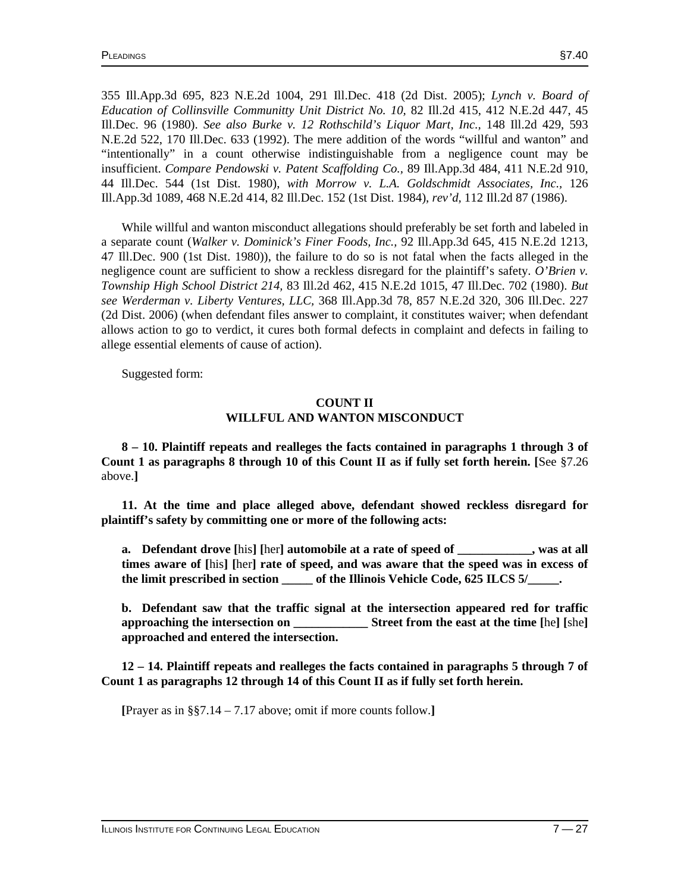355 Ill.App.3d 695, 823 N.E.2d 1004, 291 Ill.Dec. 418 (2d Dist. 2005); *Lynch v. Board of Education of Collinsville Communitty Unit District No. 10,* 82 Ill.2d 415, 412 N.E.2d 447, 45 Ill.Dec. 96 (1980). *See also Burke v. 12 Rothschild's Liquor Mart, Inc.,* 148 Ill.2d 429, 593 N.E.2d 522, 170 Ill.Dec. 633 (1992). The mere addition of the words "willful and wanton" and "intentionally" in a count otherwise indistinguishable from a negligence count may be insufficient. *Compare Pendowski v. Patent Scaffolding Co.,* 89 Ill.App.3d 484, 411 N.E.2d 910, 44 Ill.Dec. 544 (1st Dist. 1980), *with Morrow v. L.A. Goldschmidt Associates, Inc.,* 126 Ill.App.3d 1089, 468 N.E.2d 414, 82 Ill.Dec. 152 (1st Dist. 1984), *rev'd,* 112 Ill.2d 87 (1986).

While willful and wanton misconduct allegations should preferably be set forth and labeled in a separate count (*Walker v. Dominick's Finer Foods, Inc.,* 92 Ill.App.3d 645, 415 N.E.2d 1213, 47 Ill.Dec. 900 (1st Dist. 1980)), the failure to do so is not fatal when the facts alleged in the negligence count are sufficient to show a reckless disregard for the plaintiff's safety. *O'Brien v. Township High School District 214,* 83 Ill.2d 462, 415 N.E.2d 1015, 47 Ill.Dec. 702 (1980). *But see Werderman v. Liberty Ventures, LLC,* 368 Ill.App.3d 78, 857 N.E.2d 320, 306 Ill.Dec. 227 (2d Dist. 2006) (when defendant files answer to complaint, it constitutes waiver; when defendant allows action to go to verdict, it cures both formal defects in complaint and defects in failing to allege essential elements of cause of action).

Suggested form:

**COUNT II**
**WILLFUL AND WANTON MISCONDUCT**

**8 – 10. Plaintiff repeats and realleges the facts contained in paragraphs 1 through 3 of Count 1 as paragraphs 8 through 10 of this Count II as if fully set forth herein. [**See §7.26 above.**]**

**11. At the time and place alleged above, defendant showed reckless disregard for plaintiff's safety by committing one or more of the following acts:**

**a. Defendant drove [**his**] [**her**] automobile at a rate of speed of \_\_\_\_\_\_\_\_\_\_\_\_, was at all times aware of [**his**] [**her**] rate of speed, and was aware that the speed was in excess of the limit prescribed in section \_\_\_\_\_ of the Illinois Vehicle Code, 625 ILCS 5/\_\_\_\_\_.**

**b. Defendant saw that the traffic signal at the intersection appeared red for traffic approaching the intersection on \_\_\_\_\_\_\_\_\_\_\_\_ Street from the east at the time [**he**] [**she**] approached and entered the intersection.**

**12 – 14. Plaintiff repeats and realleges the facts contained in paragraphs 5 through 7 of Count 1 as paragraphs 12 through 14 of this Count II as if fully set forth herein.**

**[**Prayer as in §§7.14 – 7.17 above; omit if more counts follow.**]**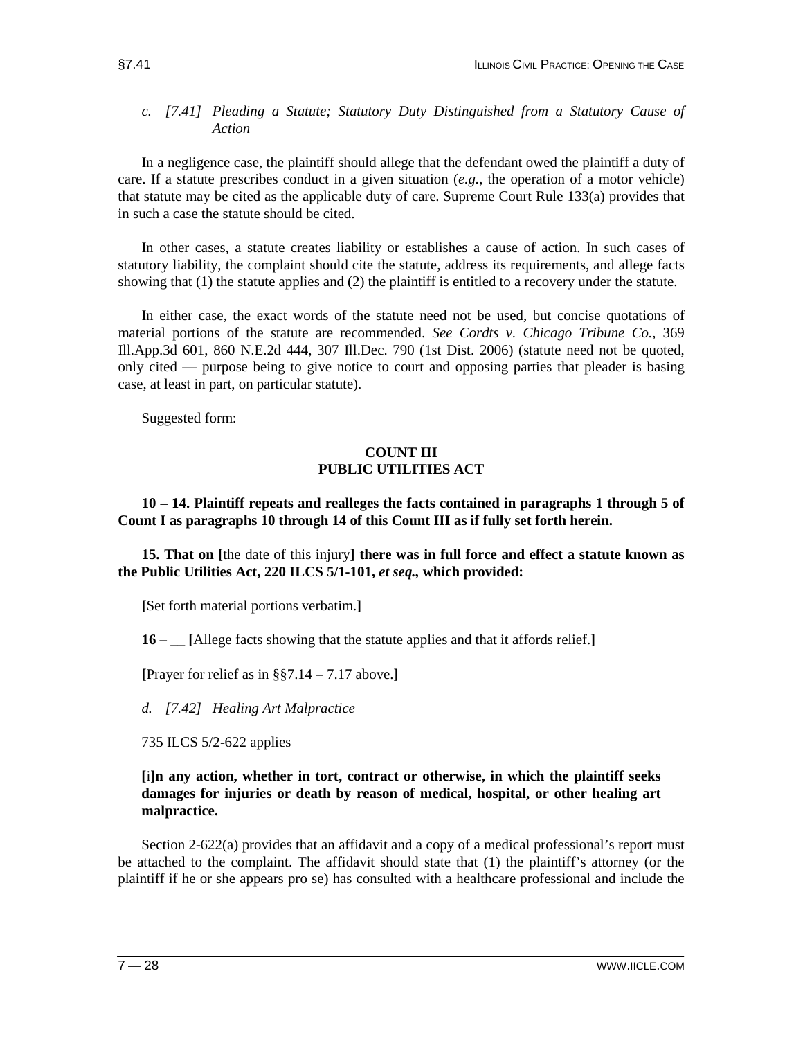### c. [7.41] Pleading a Statute; Statutory Duty Distinguished from a Statutory Cause of Action

In a negligence case, the plaintiff should allege that the defendant owed the plaintiff a duty of care. If a statute prescribes conduct in a given situation (*e.g.,* the operation of a motor vehicle) that statute may be cited as the applicable duty of care. Supreme Court Rule 133(a) provides that in such a case the statute should be cited.

In other cases, a statute creates liability or establishes a cause of action. In such cases of statutory liability, the complaint should cite the statute, address its requirements, and allege facts showing that (1) the statute applies and (2) the plaintiff is entitled to a recovery under the statute.

In either case, the exact words of the statute need not be used, but concise quotations of material portions of the statute are recommended. *See Cordts v. Chicago Tribune Co.,* 369 Ill.App.3d 601, 860 N.E.2d 444, 307 Ill.Dec. 790 (1st Dist. 2006) (statute need not be quoted, only cited — purpose being to give notice to court and opposing parties that pleader is basing case, at least in part, on particular statute).

Suggested form:

**COUNT III**
**PUBLIC UTILITIES ACT**

**10 – 14. Plaintiff repeats and realleges the facts contained in paragraphs 1 through 5 of Count I as paragraphs 10 through 14 of this Count III as if fully set forth herein.**

**15. That on [**the date of this injury**] there was in full force and effect a statute known as the Public Utilities Act, 220 ILCS 5/1-101,** ***et seq.,*** **which provided:**

**[**Set forth material portions verbatim.**]**

**16 – __ [**Allege facts showing that the statute applies and that it affords relief.**]**

**[**Prayer for relief as in §§7.14 – 7.17 above.**]**

### d. [7.42] Healing Art Malpractice

735 ILCS 5/2-622 applies

> **[**i**]n any action, whether in tort, contract or otherwise, in which the plaintiff seeks damages for injuries or death by reason of medical, hospital, or other healing art malpractice.**

Section 2-622(a) provides that an affidavit and a copy of a medical professional's report must be attached to the complaint. The affidavit should state that (1) the plaintiff's attorney (or the plaintiff if he or she appears pro se) has consulted with a healthcare professional and include the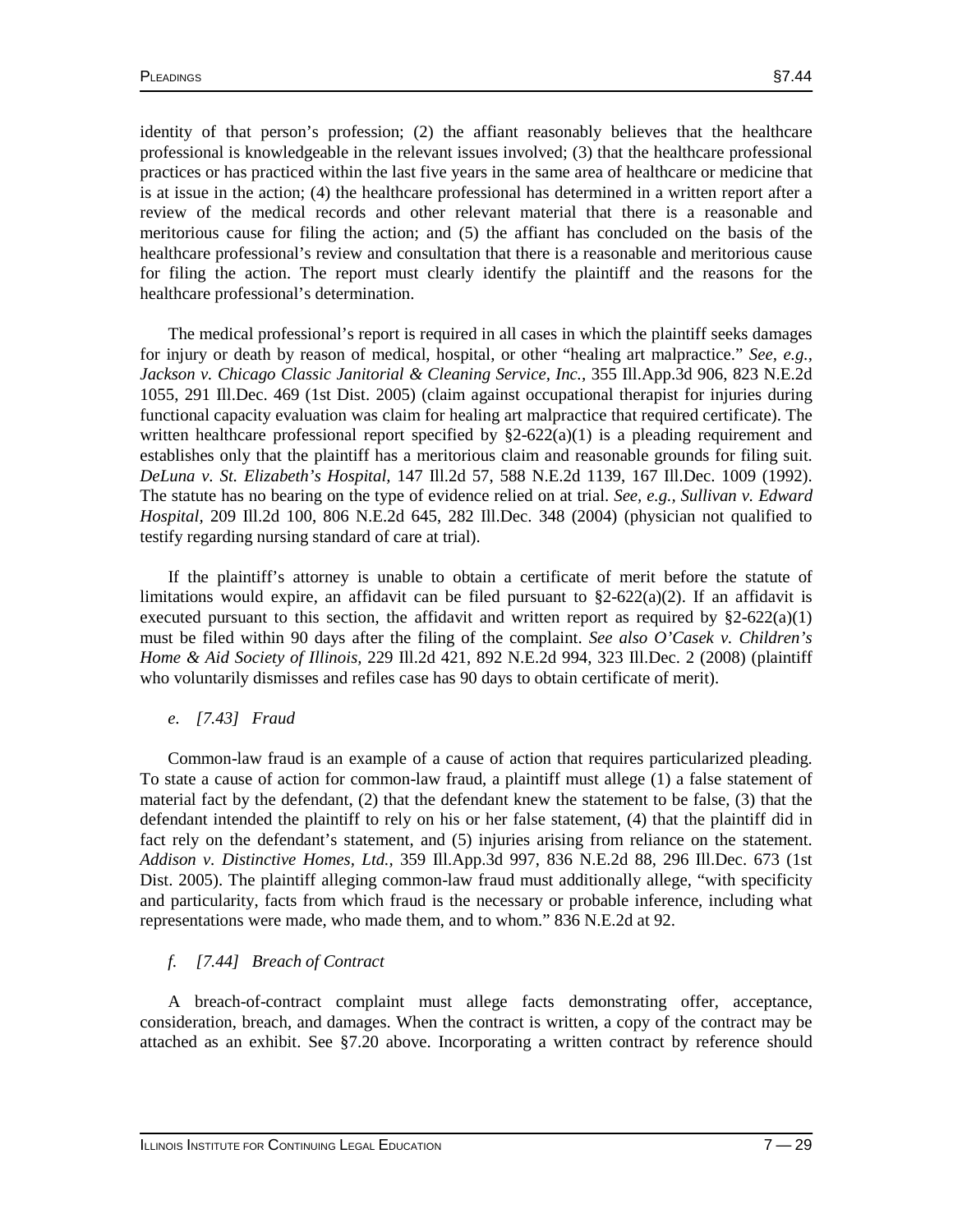identity of that person's profession; (2) the affiant reasonably believes that the healthcare professional is knowledgeable in the relevant issues involved; (3) that the healthcare professional practices or has practiced within the last five years in the same area of healthcare or medicine that is at issue in the action; (4) the healthcare professional has determined in a written report after a review of the medical records and other relevant material that there is a reasonable and meritorious cause for filing the action; and (5) the affiant has concluded on the basis of the healthcare professional's review and consultation that there is a reasonable and meritorious cause for filing the action. The report must clearly identify the plaintiff and the reasons for the healthcare professional's determination.

The medical professional's report is required in all cases in which the plaintiff seeks damages for injury or death by reason of medical, hospital, or other "healing art malpractice." *See, e.g., Jackson v. Chicago Classic Janitorial & Cleaning Service, Inc.,* 355 Ill.App.3d 906, 823 N.E.2d 1055, 291 Ill.Dec. 469 (1st Dist. 2005) (claim against occupational therapist for injuries during functional capacity evaluation was claim for healing art malpractice that required certificate). The written healthcare professional report specified by §2-622(a)(1) is a pleading requirement and establishes only that the plaintiff has a meritorious claim and reasonable grounds for filing suit. *DeLuna v. St. Elizabeth's Hospital,* 147 Ill.2d 57, 588 N.E.2d 1139, 167 Ill.Dec. 1009 (1992). The statute has no bearing on the type of evidence relied on at trial. *See, e.g., Sullivan v. Edward Hospital,* 209 Ill.2d 100, 806 N.E.2d 645, 282 Ill.Dec. 348 (2004) (physician not qualified to testify regarding nursing standard of care at trial).

If the plaintiff's attorney is unable to obtain a certificate of merit before the statute of limitations would expire, an affidavit can be filed pursuant to §2-622(a)(2). If an affidavit is executed pursuant to this section, the affidavit and written report as required by §2-622(a)(1) must be filed within 90 days after the filing of the complaint. *See also O'Casek v. Children's Home & Aid Society of Illinois,* 229 Ill.2d 421, 892 N.E.2d 994, 323 Ill.Dec. 2 (2008) (plaintiff who voluntarily dismisses and refiles case has 90 days to obtain certificate of merit).

#### *e. [7.43] Fraud*

Common-law fraud is an example of a cause of action that requires particularized pleading. To state a cause of action for common-law fraud, a plaintiff must allege (1) a false statement of material fact by the defendant, (2) that the defendant knew the statement to be false, (3) that the defendant intended the plaintiff to rely on his or her false statement, (4) that the plaintiff did in fact rely on the defendant's statement, and (5) injuries arising from reliance on the statement. *Addison v. Distinctive Homes, Ltd.,* 359 Ill.App.3d 997, 836 N.E.2d 88, 296 Ill.Dec. 673 (1st Dist. 2005). The plaintiff alleging common-law fraud must additionally allege, "with specificity and particularity, facts from which fraud is the necessary or probable inference, including what representations were made, who made them, and to whom." 836 N.E.2d at 92.

#### *f. [7.44] Breach of Contract*

A breach-of-contract complaint must allege facts demonstrating offer, acceptance, consideration, breach, and damages. When the contract is written, a copy of the contract may be attached as an exhibit. See §7.20 above. Incorporating a written contract by reference should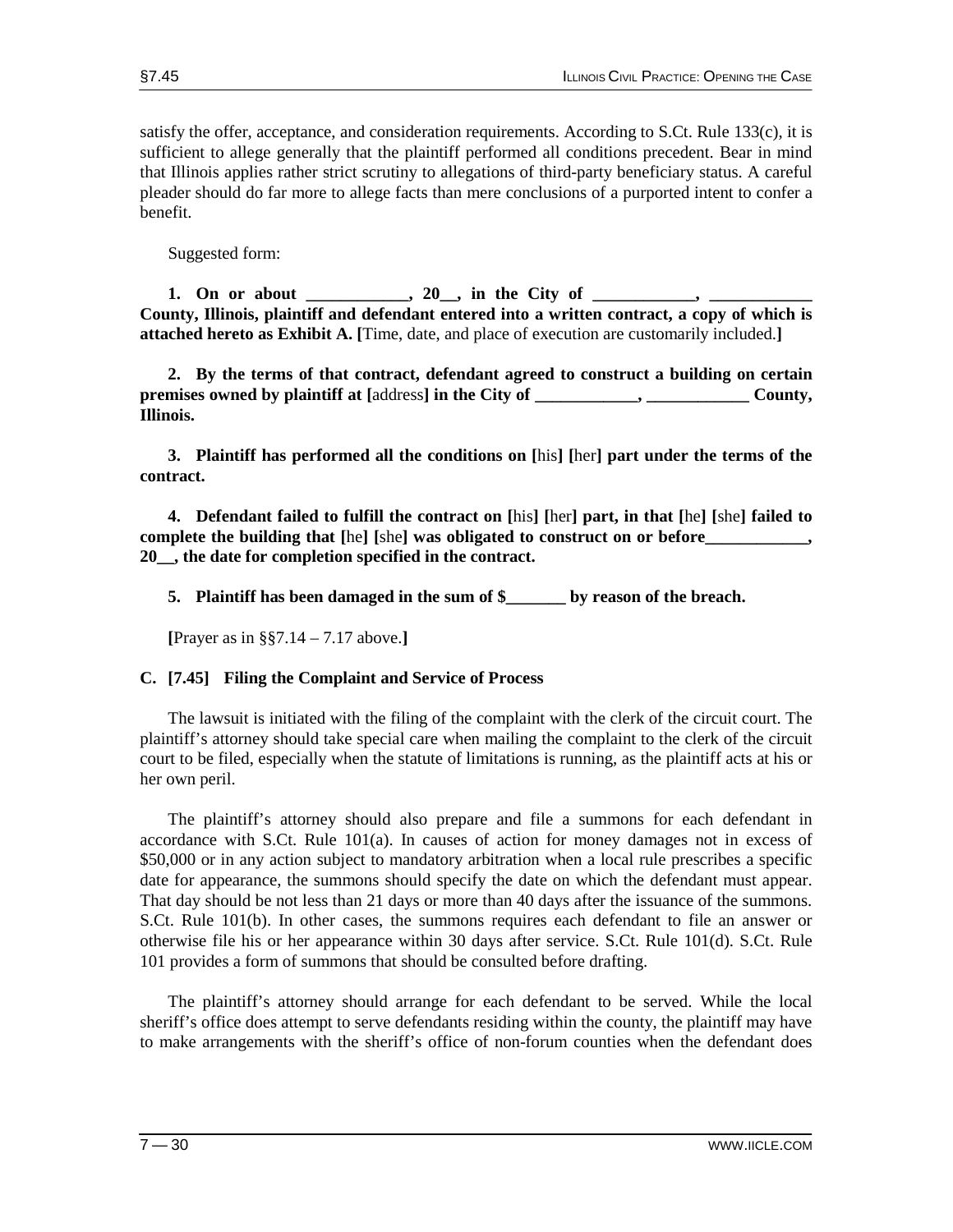satisfy the offer, acceptance, and consideration requirements. According to S.Ct. Rule 133(c), it is sufficient to allege generally that the plaintiff performed all conditions precedent. Bear in mind that Illinois applies rather strict scrutiny to allegations of third-party beneficiary status. A careful pleader should do far more to allege facts than mere conclusions of a purported intent to confer a benefit.

Suggested form:

**1. On or about ____________, 20__, in the City of ____________, ____________ County, Illinois, plaintiff and defendant entered into a written contract, a copy of which is attached hereto as Exhibit A. [**Time, date, and place of execution are customarily included.**]**

**2. By the terms of that contract, defendant agreed to construct a building on certain premises owned by plaintiff at [**address**] in the City of ____________, ____________ County, Illinois.**

**3. Plaintiff has performed all the conditions on [**his**] [**her**] part under the terms of the contract.**

**4. Defendant failed to fulfill the contract on [**his**] [**her**] part, in that [**he**] [**she**] failed to complete the building that [**he**] [**she**] was obligated to construct on or before____________, 20__, the date for completion specified in the contract.**

**5. Plaintiff has been damaged in the sum of $_______ by reason of the breach.**

**[**Prayer as in §§7.14 – 7.17 above.**]**

### C. [7.45] Filing the Complaint and Service of Process

The lawsuit is initiated with the filing of the complaint with the clerk of the circuit court. The plaintiff's attorney should take special care when mailing the complaint to the clerk of the circuit court to be filed, especially when the statute of limitations is running, as the plaintiff acts at his or her own peril.

The plaintiff's attorney should also prepare and file a summons for each defendant in accordance with S.Ct. Rule 101(a). In causes of action for money damages not in excess of $50,000 or in any action subject to mandatory arbitration when a local rule prescribes a specific date for appearance, the summons should specify the date on which the defendant must appear. That day should be not less than 21 days or more than 40 days after the issuance of the summons. S.Ct. Rule 101(b). In other cases, the summons requires each defendant to file an answer or otherwise file his or her appearance within 30 days after service. S.Ct. Rule 101(d). S.Ct. Rule 101 provides a form of summons that should be consulted before drafting.

The plaintiff's attorney should arrange for each defendant to be served. While the local sheriff's office does attempt to serve defendants residing within the county, the plaintiff may have to make arrangements with the sheriff's office of non-forum counties when the defendant does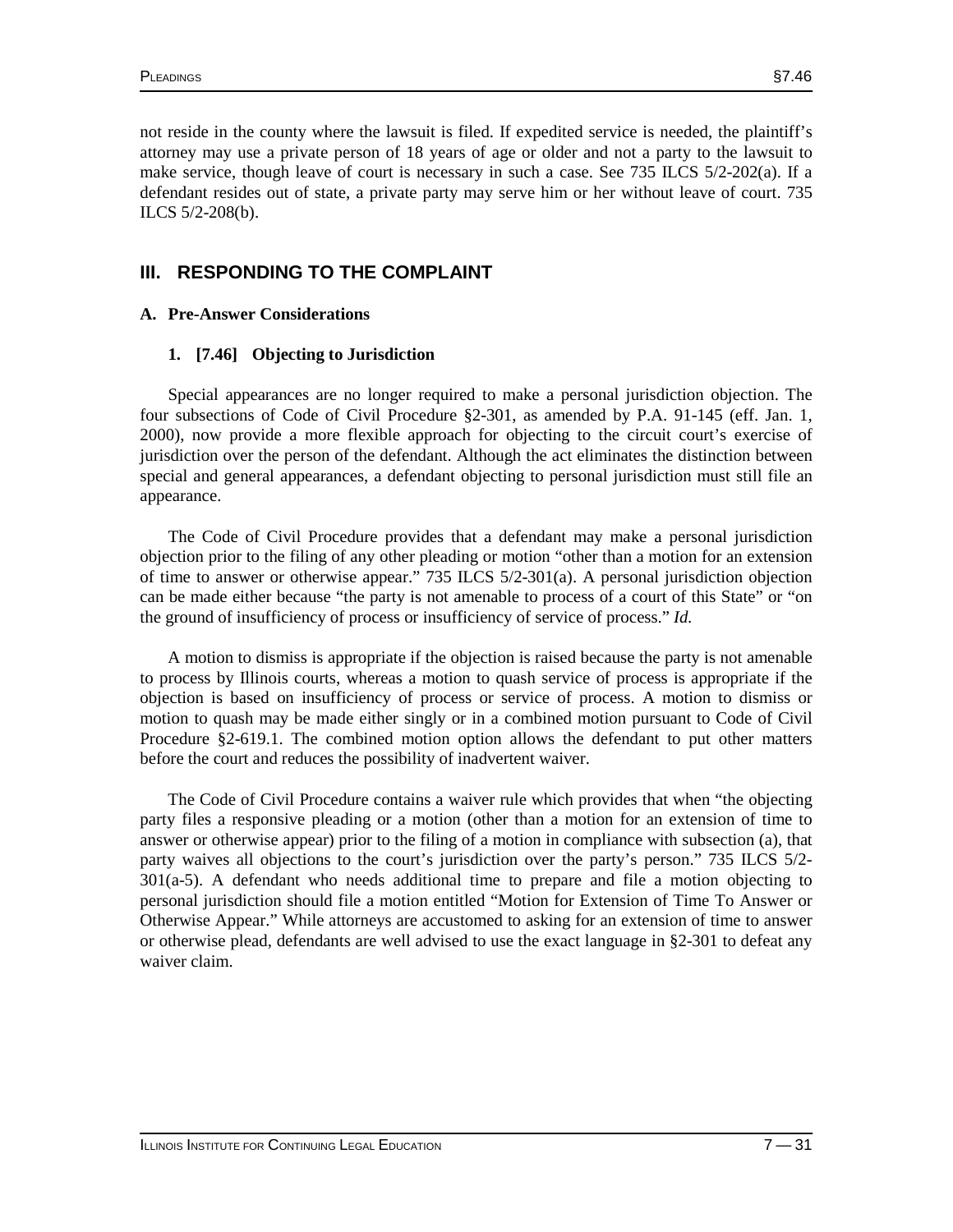not reside in the county where the lawsuit is filed. If expedited service is needed, the plaintiff's attorney may use a private person of 18 years of age or older and not a party to the lawsuit to make service, though leave of court is necessary in such a case. See 735 ILCS 5/2-202(a). If a defendant resides out of state, a private party may serve him or her without leave of court. 735 ILCS 5/2-208(b).

## III. RESPONDING TO THE COMPLAINT

### A. Pre-Answer Considerations

#### 1. [7.46] Objecting to Jurisdiction

Special appearances are no longer required to make a personal jurisdiction objection. The four subsections of Code of Civil Procedure §2-301, as amended by P.A. 91-145 (eff. Jan. 1, 2000), now provide a more flexible approach for objecting to the circuit court's exercise of jurisdiction over the person of the defendant. Although the act eliminates the distinction between special and general appearances, a defendant objecting to personal jurisdiction must still file an appearance.

The Code of Civil Procedure provides that a defendant may make a personal jurisdiction objection prior to the filing of any other pleading or motion "other than a motion for an extension of time to answer or otherwise appear." 735 ILCS 5/2-301(a). A personal jurisdiction objection can be made either because "the party is not amenable to process of a court of this State" or "on the ground of insufficiency of process or insufficiency of service of process." *Id.*

A motion to dismiss is appropriate if the objection is raised because the party is not amenable to process by Illinois courts, whereas a motion to quash service of process is appropriate if the objection is based on insufficiency of process or service of process. A motion to dismiss or motion to quash may be made either singly or in a combined motion pursuant to Code of Civil Procedure §2-619.1. The combined motion option allows the defendant to put other matters before the court and reduces the possibility of inadvertent waiver.

The Code of Civil Procedure contains a waiver rule which provides that when "the objecting party files a responsive pleading or a motion (other than a motion for an extension of time to answer or otherwise appear) prior to the filing of a motion in compliance with subsection (a), that party waives all objections to the court's jurisdiction over the party's person." 735 ILCS 5/2-301(a-5). A defendant who needs additional time to prepare and file a motion objecting to personal jurisdiction should file a motion entitled "Motion for Extension of Time To Answer or Otherwise Appear." While attorneys are accustomed to asking for an extension of time to answer or otherwise plead, defendants are well advised to use the exact language in §2-301 to defeat any waiver claim.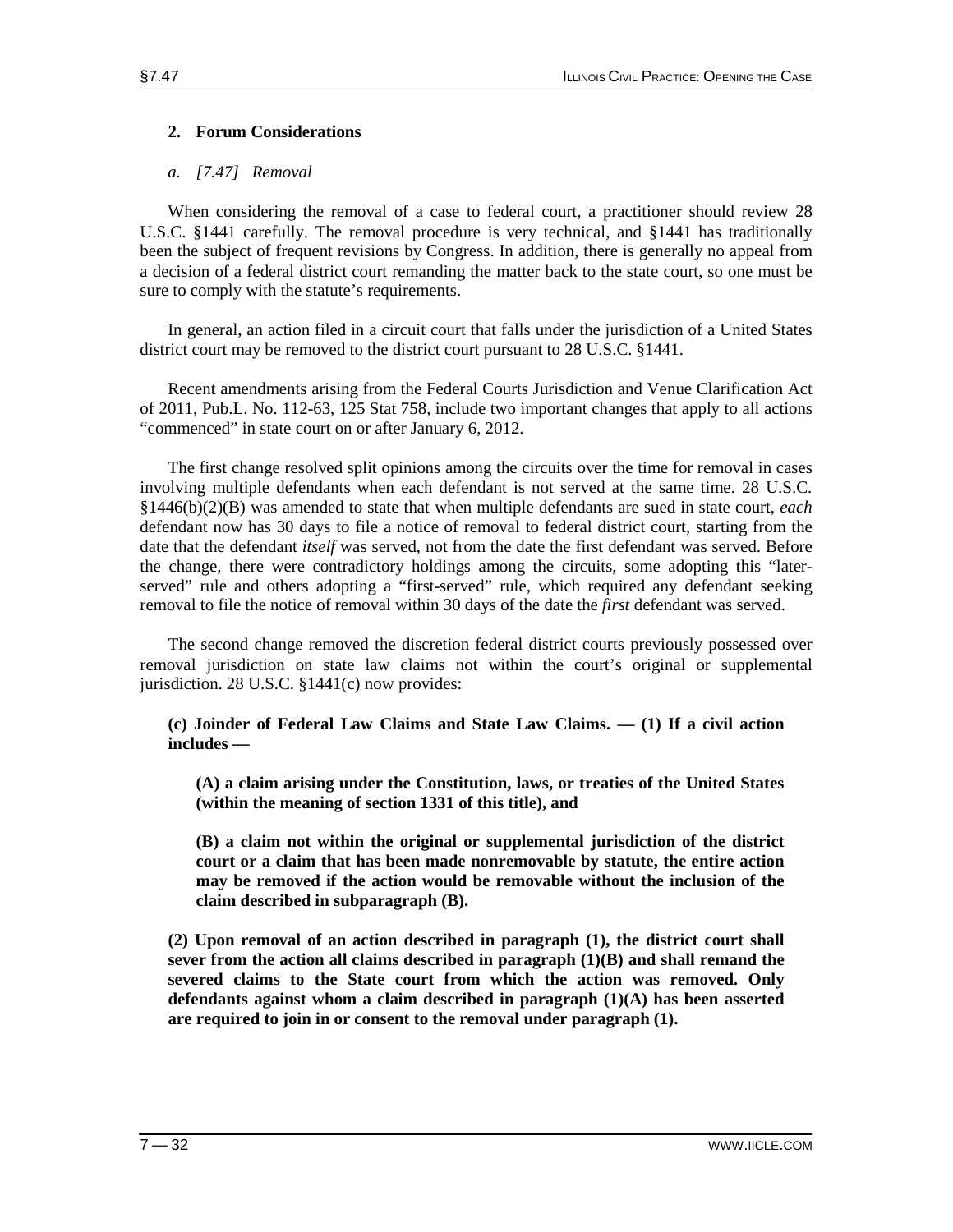## 2. Forum Considerations

### *a. [7.47] Removal*

When considering the removal of a case to federal court, a practitioner should review 28 U.S.C. §1441 carefully. The removal procedure is very technical, and §1441 has traditionally been the subject of frequent revisions by Congress. In addition, there is generally no appeal from a decision of a federal district court remanding the matter back to the state court, so one must be sure to comply with the statute's requirements.

In general, an action filed in a circuit court that falls under the jurisdiction of a United States district court may be removed to the district court pursuant to 28 U.S.C. §1441.

Recent amendments arising from the Federal Courts Jurisdiction and Venue Clarification Act of 2011, Pub.L. No. 112-63, 125 Stat 758, include two important changes that apply to all actions "commenced" in state court on or after January 6, 2012.

The first change resolved split opinions among the circuits over the time for removal in cases involving multiple defendants when each defendant is not served at the same time. 28 U.S.C. §1446(b)(2)(B) was amended to state that when multiple defendants are sued in state court, *each* defendant now has 30 days to file a notice of removal to federal district court, starting from the date that the defendant *itself* was served, not from the date the first defendant was served. Before the change, there were contradictory holdings among the circuits, some adopting this "later-served" rule and others adopting a "first-served" rule, which required any defendant seeking removal to file the notice of removal within 30 days of the date the *first* defendant was served.

The second change removed the discretion federal district courts previously possessed over removal jurisdiction on state law claims not within the court's original or supplemental jurisdiction. 28 U.S.C. §1441(c) now provides:

> **(c) Joinder of Federal Law Claims and State Law Claims. — (1) If a civil action includes —**
>
> > **(A) a claim arising under the Constitution, laws, or treaties of the United States (within the meaning of section 1331 of this title), and**
> >
> > **(B) a claim not within the original or supplemental jurisdiction of the district court or a claim that has been made nonremovable by statute, the entire action may be removed if the action would be removable without the inclusion of the claim described in subparagraph (B).**
>
> **(2) Upon removal of an action described in paragraph (1), the district court shall sever from the action all claims described in paragraph (1)(B) and shall remand the severed claims to the State court from which the action was removed. Only defendants against whom a claim described in paragraph (1)(A) has been asserted are required to join in or consent to the removal under paragraph (1).**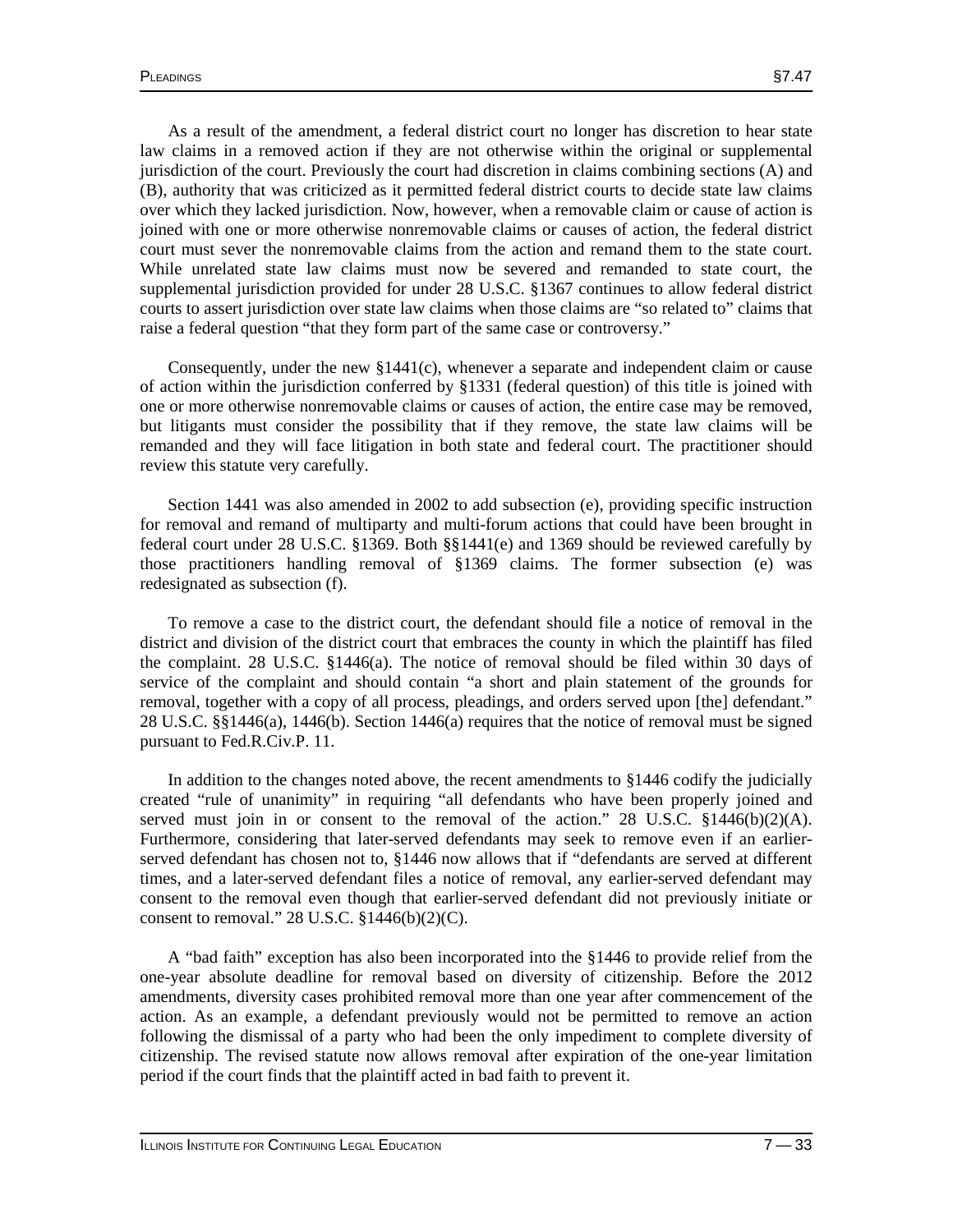As a result of the amendment, a federal district court no longer has discretion to hear state law claims in a removed action if they are not otherwise within the original or supplemental jurisdiction of the court. Previously the court had discretion in claims combining sections (A) and (B), authority that was criticized as it permitted federal district courts to decide state law claims over which they lacked jurisdiction. Now, however, when a removable claim or cause of action is joined with one or more otherwise nonremovable claims or causes of action, the federal district court must sever the nonremovable claims from the action and remand them to the state court. While unrelated state law claims must now be severed and remanded to state court, the supplemental jurisdiction provided for under 28 U.S.C. §1367 continues to allow federal district courts to assert jurisdiction over state law claims when those claims are "so related to" claims that raise a federal question "that they form part of the same case or controversy."

Consequently, under the new §1441(c), whenever a separate and independent claim or cause of action within the jurisdiction conferred by §1331 (federal question) of this title is joined with one or more otherwise nonremovable claims or causes of action, the entire case may be removed, but litigants must consider the possibility that if they remove, the state law claims will be remanded and they will face litigation in both state and federal court. The practitioner should review this statute very carefully.

Section 1441 was also amended in 2002 to add subsection (e), providing specific instruction for removal and remand of multiparty and multi-forum actions that could have been brought in federal court under 28 U.S.C. §1369. Both §§1441(e) and 1369 should be reviewed carefully by those practitioners handling removal of §1369 claims. The former subsection (e) was redesignated as subsection (f).

To remove a case to the district court, the defendant should file a notice of removal in the district and division of the district court that embraces the county in which the plaintiff has filed the complaint. 28 U.S.C. §1446(a). The notice of removal should be filed within 30 days of service of the complaint and should contain "a short and plain statement of the grounds for removal, together with a copy of all process, pleadings, and orders served upon [the] defendant." 28 U.S.C. §§1446(a), 1446(b). Section 1446(a) requires that the notice of removal must be signed pursuant to Fed.R.Civ.P. 11.

In addition to the changes noted above, the recent amendments to §1446 codify the judicially created "rule of unanimity" in requiring "all defendants who have been properly joined and served must join in or consent to the removal of the action." 28 U.S.C. §1446(b)(2)(A). Furthermore, considering that later-served defendants may seek to remove even if an earlier-served defendant has chosen not to, §1446 now allows that if "defendants are served at different times, and a later-served defendant files a notice of removal, any earlier-served defendant may consent to the removal even though that earlier-served defendant did not previously initiate or consent to removal." 28 U.S.C. §1446(b)(2)(C).

A "bad faith" exception has also been incorporated into the §1446 to provide relief from the one-year absolute deadline for removal based on diversity of citizenship. Before the 2012 amendments, diversity cases prohibited removal more than one year after commencement of the action. As an example, a defendant previously would not be permitted to remove an action following the dismissal of a party who had been the only impediment to complete diversity of citizenship. The revised statute now allows removal after expiration of the one-year limitation period if the court finds that the plaintiff acted in bad faith to prevent it.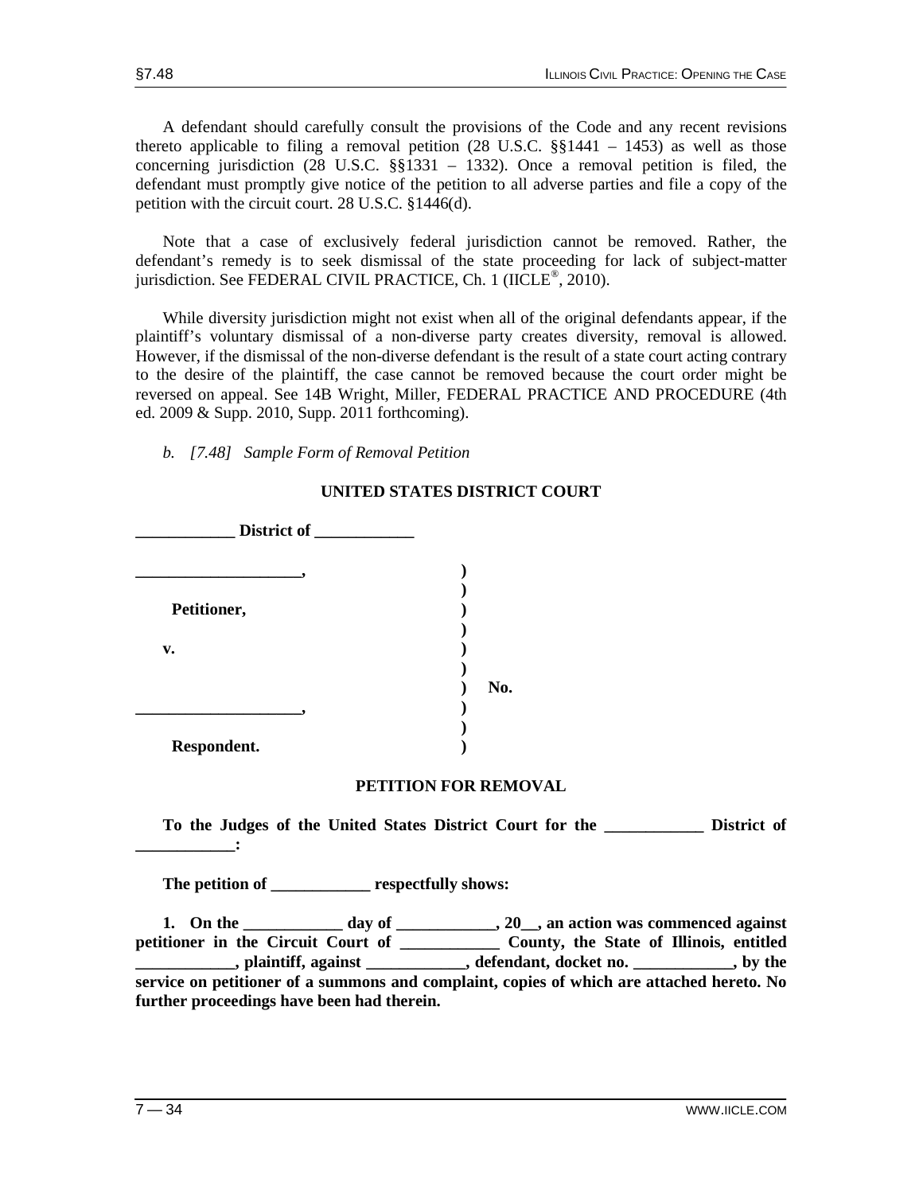A defendant should carefully consult the provisions of the Code and any recent revisions thereto applicable to filing a removal petition (28 U.S.C. §§1441 – 1453) as well as those concerning jurisdiction (28 U.S.C. §§1331 – 1332). Once a removal petition is filed, the defendant must promptly give notice of the petition to all adverse parties and file a copy of the petition with the circuit court. 28 U.S.C. §1446(d).

Note that a case of exclusively federal jurisdiction cannot be removed. Rather, the defendant's remedy is to seek dismissal of the state proceeding for lack of subject-matter jurisdiction. See FEDERAL CIVIL PRACTICE, Ch. 1 (IICLE®, 2010).

While diversity jurisdiction might not exist when all of the original defendants appear, if the plaintiff's voluntary dismissal of a non-diverse party creates diversity, removal is allowed. However, if the dismissal of the non-diverse defendant is the result of a state court acting contrary to the desire of the plaintiff, the case cannot be removed because the court order might be reversed on appeal. See 14B Wright, Miller, FEDERAL PRACTICE AND PROCEDURE (4th ed. 2009 & Supp. 2010, Supp. 2011 forthcoming).

*b. [7.48] Sample Form of Removal Petition*

**UNITED STATES DISTRICT COURT**

**____________ District of ____________**

```
____________________,          )
                               )
  Petitioner,                  )
                               )
v.                             )
                               )
                               )   No.
____________________,          )
                               )
  Respondent.                  )
```

**PETITION FOR REMOVAL**

**To the Judges of the United States District Court for the ____________ District of ____________:**

**The petition of ____________ respectfully shows:**

**1. On the ____________ day of ____________, 20__, an action was commenced against petitioner in the Circuit Court of ____________ County, the State of Illinois, entitled ____________, plaintiff, against ____________, defendant, docket no. ____________, by the service on petitioner of a summons and complaint, copies of which are attached hereto. No further proceedings have been had therein.**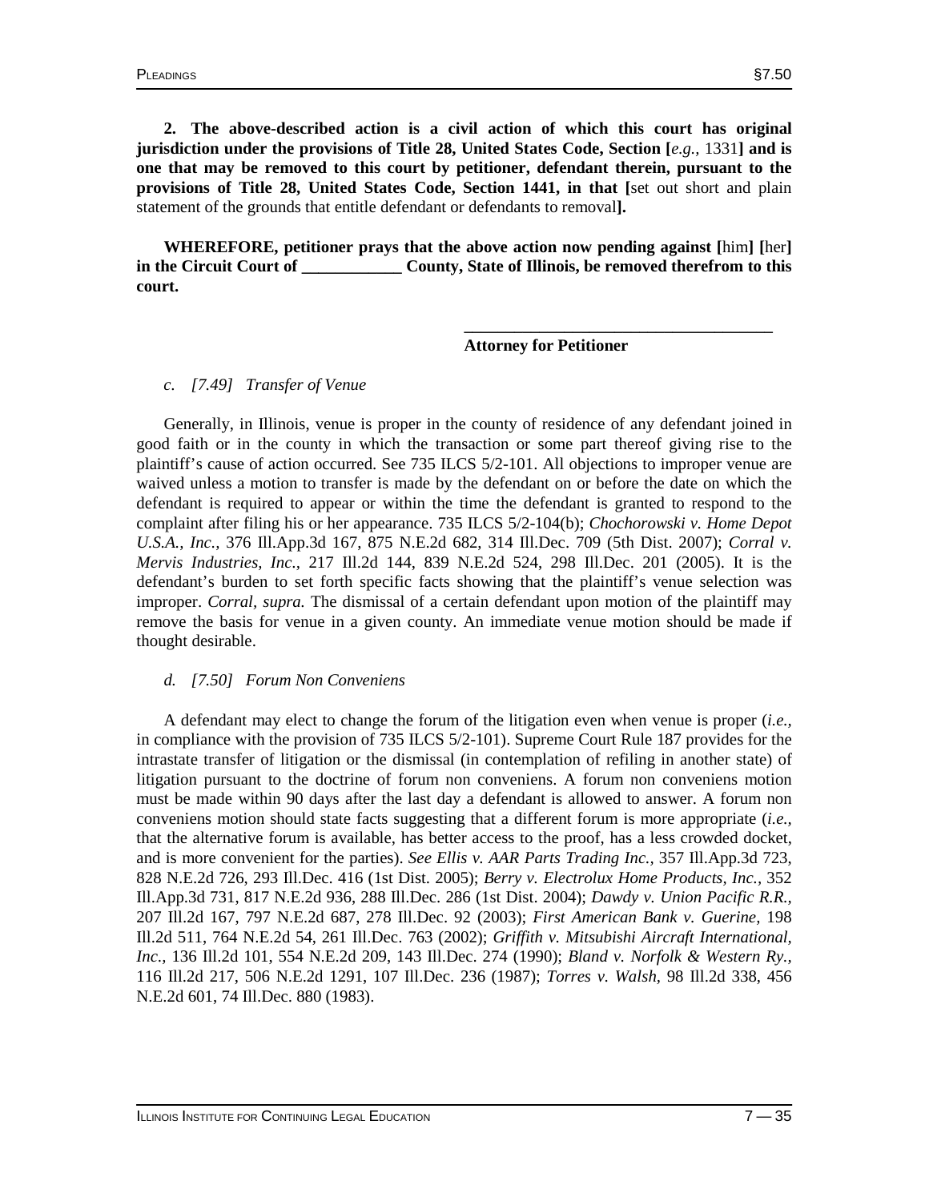**2. The above-described action is a civil action of which this court has original jurisdiction under the provisions of Title 28, United States Code, Section [***e.g.,*** 1331**] and is one that may be removed to this court by petitioner, defendant therein, pursuant to the provisions of Title 28, United States Code, Section 1441, in that [**set out short and plain statement of the grounds that entitle defendant or defendants to removal**].**

**WHEREFORE, petitioner prays that the above action now pending against [**him**] [**her**] in the Circuit Court of ____________ County, State of Illinois, be removed therefrom to this court.**

**______________________________________**
**Attorney for Petitioner**

*c. [7.49] Transfer of Venue*

Generally, in Illinois, venue is proper in the county of residence of any defendant joined in good faith or in the county in which the transaction or some part thereof giving rise to the plaintiff's cause of action occurred. See 735 ILCS 5/2-101. All objections to improper venue are waived unless a motion to transfer is made by the defendant on or before the date on which the defendant is required to appear or within the time the defendant is granted to respond to the complaint after filing his or her appearance. 735 ILCS 5/2-104(b); *Chochorowski v. Home Depot U.S.A., Inc.,* 376 Ill.App.3d 167, 875 N.E.2d 682, 314 Ill.Dec. 709 (5th Dist. 2007); *Corral v. Mervis Industries, Inc.,* 217 Ill.2d 144, 839 N.E.2d 524, 298 Ill.Dec. 201 (2005). It is the defendant's burden to set forth specific facts showing that the plaintiff's venue selection was improper. *Corral, supra.* The dismissal of a certain defendant upon motion of the plaintiff may remove the basis for venue in a given county. An immediate venue motion should be made if thought desirable.

*d. [7.50] Forum Non Conveniens*

A defendant may elect to change the forum of the litigation even when venue is proper (*i.e.,* in compliance with the provision of 735 ILCS 5/2-101). Supreme Court Rule 187 provides for the intrastate transfer of litigation or the dismissal (in contemplation of refiling in another state) of litigation pursuant to the doctrine of forum non conveniens. A forum non conveniens motion must be made within 90 days after the last day a defendant is allowed to answer. A forum non conveniens motion should state facts suggesting that a different forum is more appropriate (*i.e.,* that the alternative forum is available, has better access to the proof, has a less crowded docket, and is more convenient for the parties). *See Ellis v. AAR Parts Trading Inc.,* 357 Ill.App.3d 723, 828 N.E.2d 726, 293 Ill.Dec. 416 (1st Dist. 2005); *Berry v. Electrolux Home Products, Inc.,* 352 Ill.App.3d 731, 817 N.E.2d 936, 288 Ill.Dec. 286 (1st Dist. 2004); *Dawdy v. Union Pacific R.R.,* 207 Ill.2d 167, 797 N.E.2d 687, 278 Ill.Dec. 92 (2003); *First American Bank v. Guerine,* 198 Ill.2d 511, 764 N.E.2d 54, 261 Ill.Dec. 763 (2002); *Griffith v. Mitsubishi Aircraft International, Inc.,* 136 Ill.2d 101, 554 N.E.2d 209, 143 Ill.Dec. 274 (1990); *Bland v. Norfolk & Western Ry.,* 116 Ill.2d 217, 506 N.E.2d 1291, 107 Ill.Dec. 236 (1987); *Torres v. Walsh,* 98 Ill.2d 338, 456 N.E.2d 601, 74 Ill.Dec. 880 (1983).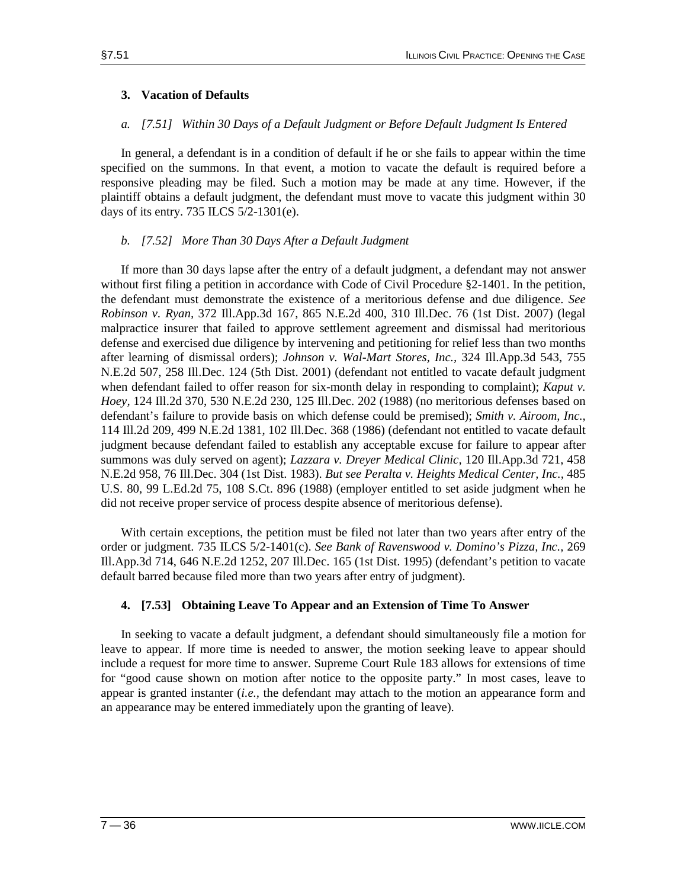### 3. Vacation of Defaults

#### *a. [7.51] Within 30 Days of a Default Judgment or Before Default Judgment Is Entered*

In general, a defendant is in a condition of default if he or she fails to appear within the time specified on the summons. In that event, a motion to vacate the default is required before a responsive pleading may be filed. Such a motion may be made at any time. However, if the plaintiff obtains a default judgment, the defendant must move to vacate this judgment within 30 days of its entry. 735 ILCS 5/2-1301(e).

#### *b. [7.52] More Than 30 Days After a Default Judgment*

If more than 30 days lapse after the entry of a default judgment, a defendant may not answer without first filing a petition in accordance with Code of Civil Procedure §2-1401. In the petition, the defendant must demonstrate the existence of a meritorious defense and due diligence. *See Robinson v. Ryan*, 372 Ill.App.3d 167, 865 N.E.2d 400, 310 Ill.Dec. 76 (1st Dist. 2007) (legal malpractice insurer that failed to approve settlement agreement and dismissal had meritorious defense and exercised due diligence by intervening and petitioning for relief less than two months after learning of dismissal orders); *Johnson v. Wal-Mart Stores, Inc.*, 324 Ill.App.3d 543, 755 N.E.2d 507, 258 Ill.Dec. 124 (5th Dist. 2001) (defendant not entitled to vacate default judgment when defendant failed to offer reason for six-month delay in responding to complaint); *Kaput v. Hoey*, 124 Ill.2d 370, 530 N.E.2d 230, 125 Ill.Dec. 202 (1988) (no meritorious defenses based on defendant's failure to provide basis on which defense could be premised); *Smith v. Airoom, Inc.*, 114 Ill.2d 209, 499 N.E.2d 1381, 102 Ill.Dec. 368 (1986) (defendant not entitled to vacate default judgment because defendant failed to establish any acceptable excuse for failure to appear after summons was duly served on agent); *Lazzara v. Dreyer Medical Clinic*, 120 Ill.App.3d 721, 458 N.E.2d 958, 76 Ill.Dec. 304 (1st Dist. 1983). *But see Peralta v. Heights Medical Center, Inc.*, 485 U.S. 80, 99 L.Ed.2d 75, 108 S.Ct. 896 (1988) (employer entitled to set aside judgment when he did not receive proper service of process despite absence of meritorious defense).

With certain exceptions, the petition must be filed not later than two years after entry of the order or judgment. 735 ILCS 5/2-1401(c). *See Bank of Ravenswood v. Domino's Pizza, Inc.*, 269 Ill.App.3d 714, 646 N.E.2d 1252, 207 Ill.Dec. 165 (1st Dist. 1995) (defendant's petition to vacate default barred because filed more than two years after entry of judgment).

### 4. [7.53] Obtaining Leave To Appear and an Extension of Time To Answer

In seeking to vacate a default judgment, a defendant should simultaneously file a motion for leave to appear. If more time is needed to answer, the motion seeking leave to appear should include a request for more time to answer. Supreme Court Rule 183 allows for extensions of time for "good cause shown on motion after notice to the opposite party." In most cases, leave to appear is granted instanter (*i.e.*, the defendant may attach to the motion an appearance form and an appearance may be entered immediately upon the granting of leave).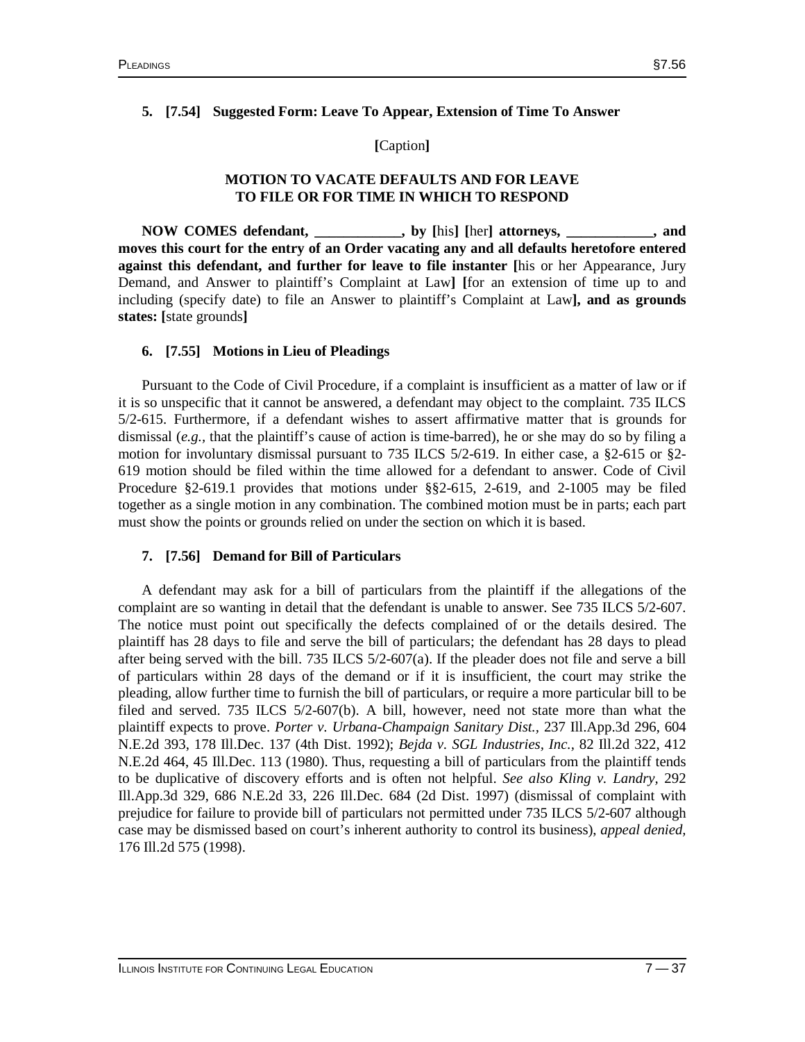### 5. [7.54] Suggested Form: Leave To Appear, Extension of Time To Answer

**[**Caption**]**

**MOTION TO VACATE DEFAULTS AND FOR LEAVE TO FILE OR FOR TIME IN WHICH TO RESPOND**

**NOW COMES defendant, ____________, by [**his**] [**her**] attorneys, ____________, and moves this court for the entry of an Order vacating any and all defaults heretofore entered against this defendant, and further for leave to file instanter [**his or her Appearance, Jury Demand, and Answer to plaintiff's Complaint at Law**] [**for an extension of time up to and including (specify date) to file an Answer to plaintiff's Complaint at Law**], and as grounds states: [**state grounds**]**

### 6. [7.55] Motions in Lieu of Pleadings

Pursuant to the Code of Civil Procedure, if a complaint is insufficient as a matter of law or if it is so unspecific that it cannot be answered, a defendant may object to the complaint. 735 ILCS 5/2-615. Furthermore, if a defendant wishes to assert affirmative matter that is grounds for dismissal (*e.g.,* that the plaintiff's cause of action is time-barred), he or she may do so by filing a motion for involuntary dismissal pursuant to 735 ILCS 5/2-619. In either case, a §2-615 or §2-619 motion should be filed within the time allowed for a defendant to answer. Code of Civil Procedure §2-619.1 provides that motions under §§2-615, 2-619, and 2-1005 may be filed together as a single motion in any combination. The combined motion must be in parts; each part must show the points or grounds relied on under the section on which it is based.

### 7. [7.56] Demand for Bill of Particulars

A defendant may ask for a bill of particulars from the plaintiff if the allegations of the complaint are so wanting in detail that the defendant is unable to answer. See 735 ILCS 5/2-607. The notice must point out specifically the defects complained of or the details desired. The plaintiff has 28 days to file and serve the bill of particulars; the defendant has 28 days to plead after being served with the bill. 735 ILCS 5/2-607(a). If the pleader does not file and serve a bill of particulars within 28 days of the demand or if it is insufficient, the court may strike the pleading, allow further time to furnish the bill of particulars, or require a more particular bill to be filed and served. 735 ILCS 5/2-607(b). A bill, however, need not state more than what the plaintiff expects to prove. *Porter v. Urbana-Champaign Sanitary Dist.,* 237 Ill.App.3d 296, 604 N.E.2d 393, 178 Ill.Dec. 137 (4th Dist. 1992); *Bejda v. SGL Industries, Inc.,* 82 Ill.2d 322, 412 N.E.2d 464, 45 Ill.Dec. 113 (1980). Thus, requesting a bill of particulars from the plaintiff tends to be duplicative of discovery efforts and is often not helpful. *See also Kling v. Landry,* 292 Ill.App.3d 329, 686 N.E.2d 33, 226 Ill.Dec. 684 (2d Dist. 1997) (dismissal of complaint with prejudice for failure to provide bill of particulars not permitted under 735 ILCS 5/2-607 although case may be dismissed based on court's inherent authority to control its business), *appeal denied,* 176 Ill.2d 575 (1998).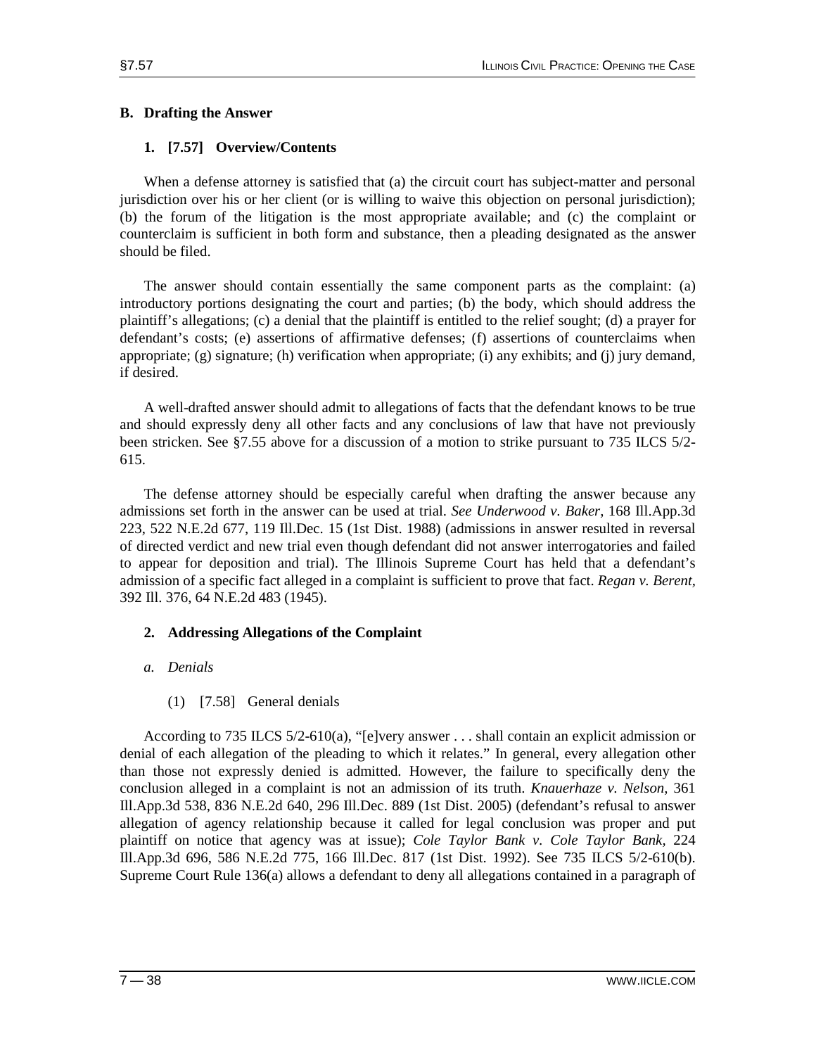## B. Drafting the Answer

### 1. [7.57] Overview/Contents

When a defense attorney is satisfied that (a) the circuit court has subject-matter and personal jurisdiction over his or her client (or is willing to waive this objection on personal jurisdiction); (b) the forum of the litigation is the most appropriate available; and (c) the complaint or counterclaim is sufficient in both form and substance, then a pleading designated as the answer should be filed.

The answer should contain essentially the same component parts as the complaint: (a) introductory portions designating the court and parties; (b) the body, which should address the plaintiff's allegations; (c) a denial that the plaintiff is entitled to the relief sought; (d) a prayer for defendant's costs; (e) assertions of affirmative defenses; (f) assertions of counterclaims when appropriate; (g) signature; (h) verification when appropriate; (i) any exhibits; and (j) jury demand, if desired.

A well-drafted answer should admit to allegations of facts that the defendant knows to be true and should expressly deny all other facts and any conclusions of law that have not previously been stricken. See §7.55 above for a discussion of a motion to strike pursuant to 735 ILCS 5/2-615.

The defense attorney should be especially careful when drafting the answer because any admissions set forth in the answer can be used at trial. *See Underwood v. Baker,* 168 Ill.App.3d 223, 522 N.E.2d 677, 119 Ill.Dec. 15 (1st Dist. 1988) (admissions in answer resulted in reversal of directed verdict and new trial even though defendant did not answer interrogatories and failed to appear for deposition and trial). The Illinois Supreme Court has held that a defendant's admission of a specific fact alleged in a complaint is sufficient to prove that fact. *Regan v. Berent,* 392 Ill. 376, 64 N.E.2d 483 (1945).

### 2. Addressing Allegations of the Complaint

#### *a. Denials*

##### (1) [7.58] General denials

According to 735 ILCS 5/2-610(a), "[e]very answer . . . shall contain an explicit admission or denial of each allegation of the pleading to which it relates." In general, every allegation other than those not expressly denied is admitted. However, the failure to specifically deny the conclusion alleged in a complaint is not an admission of its truth. *Knauerhaze v. Nelson,* 361 Ill.App.3d 538, 836 N.E.2d 640, 296 Ill.Dec. 889 (1st Dist. 2005) (defendant's refusal to answer allegation of agency relationship because it called for legal conclusion was proper and put plaintiff on notice that agency was at issue); *Cole Taylor Bank v. Cole Taylor Bank,* 224 Ill.App.3d 696, 586 N.E.2d 775, 166 Ill.Dec. 817 (1st Dist. 1992). See 735 ILCS 5/2-610(b). Supreme Court Rule 136(a) allows a defendant to deny all allegations contained in a paragraph of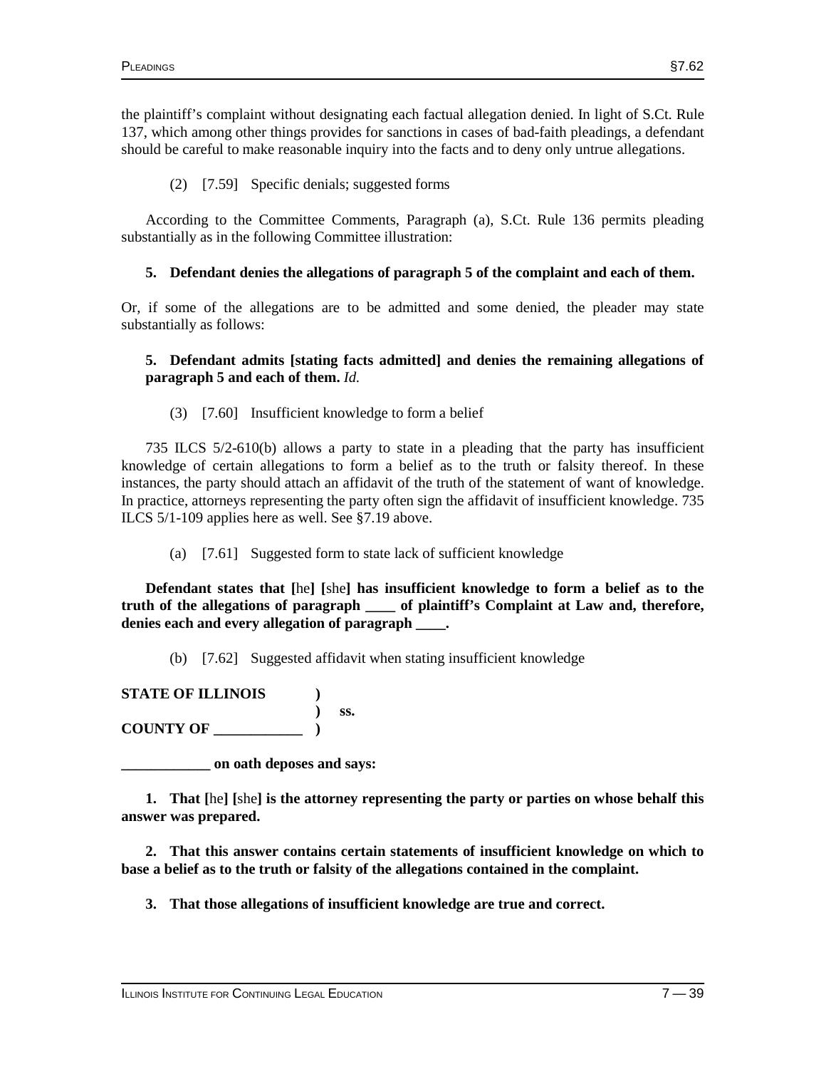the plaintiff's complaint without designating each factual allegation denied. In light of S.Ct. Rule 137, which among other things provides for sanctions in cases of bad-faith pleadings, a defendant should be careful to make reasonable inquiry into the facts and to deny only untrue allegations.

(2) [7.59] Specific denials; suggested forms

According to the Committee Comments, Paragraph (a), S.Ct. Rule 136 permits pleading substantially as in the following Committee illustration:

**5. Defendant denies the allegations of paragraph 5 of the complaint and each of them.**

Or, if some of the allegations are to be admitted and some denied, the pleader may state substantially as follows:

**5. Defendant admits [stating facts admitted] and denies the remaining allegations of paragraph 5 and each of them.** *Id.*

(3) [7.60] Insufficient knowledge to form a belief

735 ILCS 5/2-610(b) allows a party to state in a pleading that the party has insufficient knowledge of certain allegations to form a belief as to the truth or falsity thereof. In these instances, the party should attach an affidavit of the truth of the statement of want of knowledge. In practice, attorneys representing the party often sign the affidavit of insufficient knowledge. 735 ILCS 5/1-109 applies here as well. See §7.19 above.

(a) [7.61] Suggested form to state lack of sufficient knowledge

**Defendant states that [**he**] [**she**] has insufficient knowledge to form a belief as to the truth of the allegations of paragraph ____ of plaintiff's Complaint at Law and, therefore, denies each and every allegation of paragraph ____.**

(b) [7.62] Suggested affidavit when stating insufficient knowledge

**STATE OF ILLINOIS )**
**) ss.**
**COUNTY OF ____________ )**

**____________ on oath deposes and says:**

**1. That [**he**] [**she**] is the attorney representing the party or parties on whose behalf this answer was prepared.**

**2. That this answer contains certain statements of insufficient knowledge on which to base a belief as to the truth or falsity of the allegations contained in the complaint.**

**3. That those allegations of insufficient knowledge are true and correct.**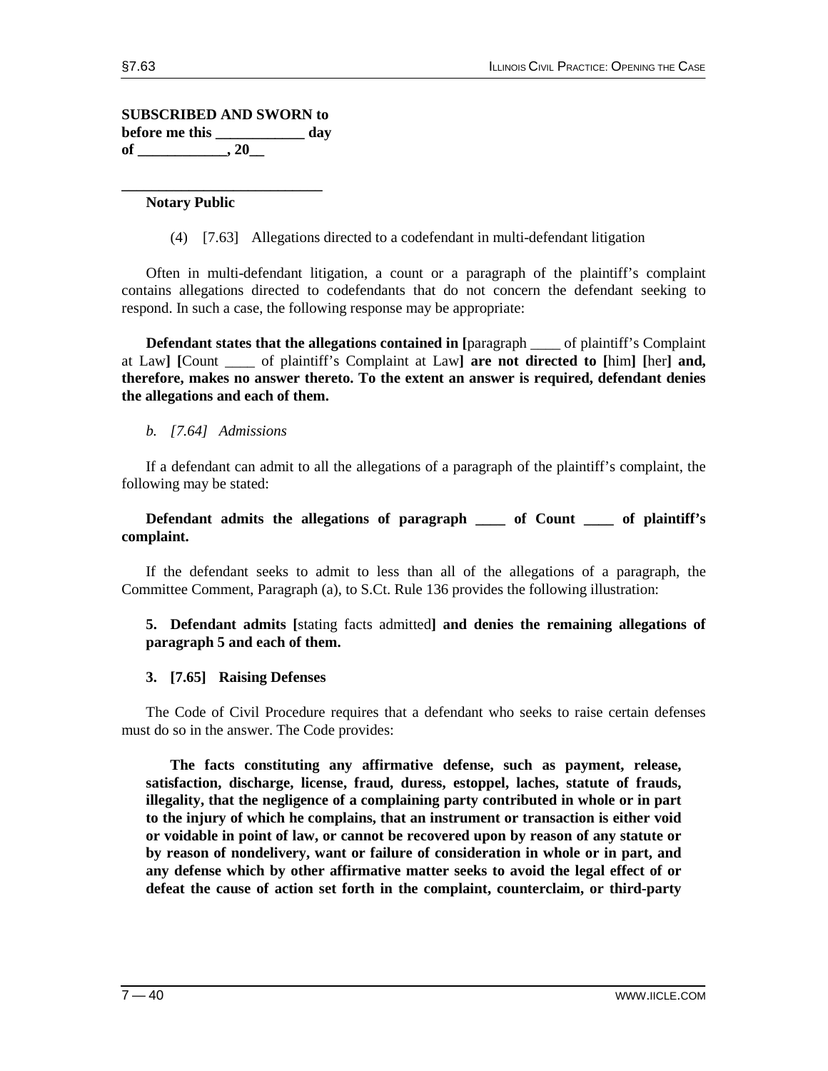**SUBSCRIBED AND SWORN to before me this ____________ day of ____________, 20__**

____________________________

**Notary Public**

(4) [7.63] Allegations directed to a codefendant in multi-defendant litigation

Often in multi-defendant litigation, a count or a paragraph of the plaintiff's complaint contains allegations directed to codefendants that do not concern the defendant seeking to respond. In such a case, the following response may be appropriate:

**Defendant states that the allegations contained in [**paragraph ____ of plaintiff's Complaint at Law**] [**Count ____ of plaintiff's Complaint at Law**] are not directed to [**him**] [**her**] and, therefore, makes no answer thereto. To the extent an answer is required, defendant denies the allegations and each of them.**

*b. [7.64] Admissions*

If a defendant can admit to all the allegations of a paragraph of the plaintiff's complaint, the following may be stated:

**Defendant admits the allegations of paragraph ____ of Count ____ of plaintiff's complaint.**

If the defendant seeks to admit to less than all of the allegations of a paragraph, the Committee Comment, Paragraph (a), to S.Ct. Rule 136 provides the following illustration:

**5. Defendant admits [**stating facts admitted**] and denies the remaining allegations of paragraph 5 and each of them.**

### 3. [7.65] Raising Defenses

The Code of Civil Procedure requires that a defendant who seeks to raise certain defenses must do so in the answer. The Code provides:

> **The facts constituting any affirmative defense, such as payment, release, satisfaction, discharge, license, fraud, duress, estoppel, laches, statute of frauds, illegality, that the negligence of a complaining party contributed in whole or in part to the injury of which he complains, that an instrument or transaction is either void or voidable in point of law, or cannot be recovered upon by reason of any statute or by reason of nondelivery, want or failure of consideration in whole or in part, and any defense which by other affirmative matter seeks to avoid the legal effect of or defeat the cause of action set forth in the complaint, counterclaim, or third-party**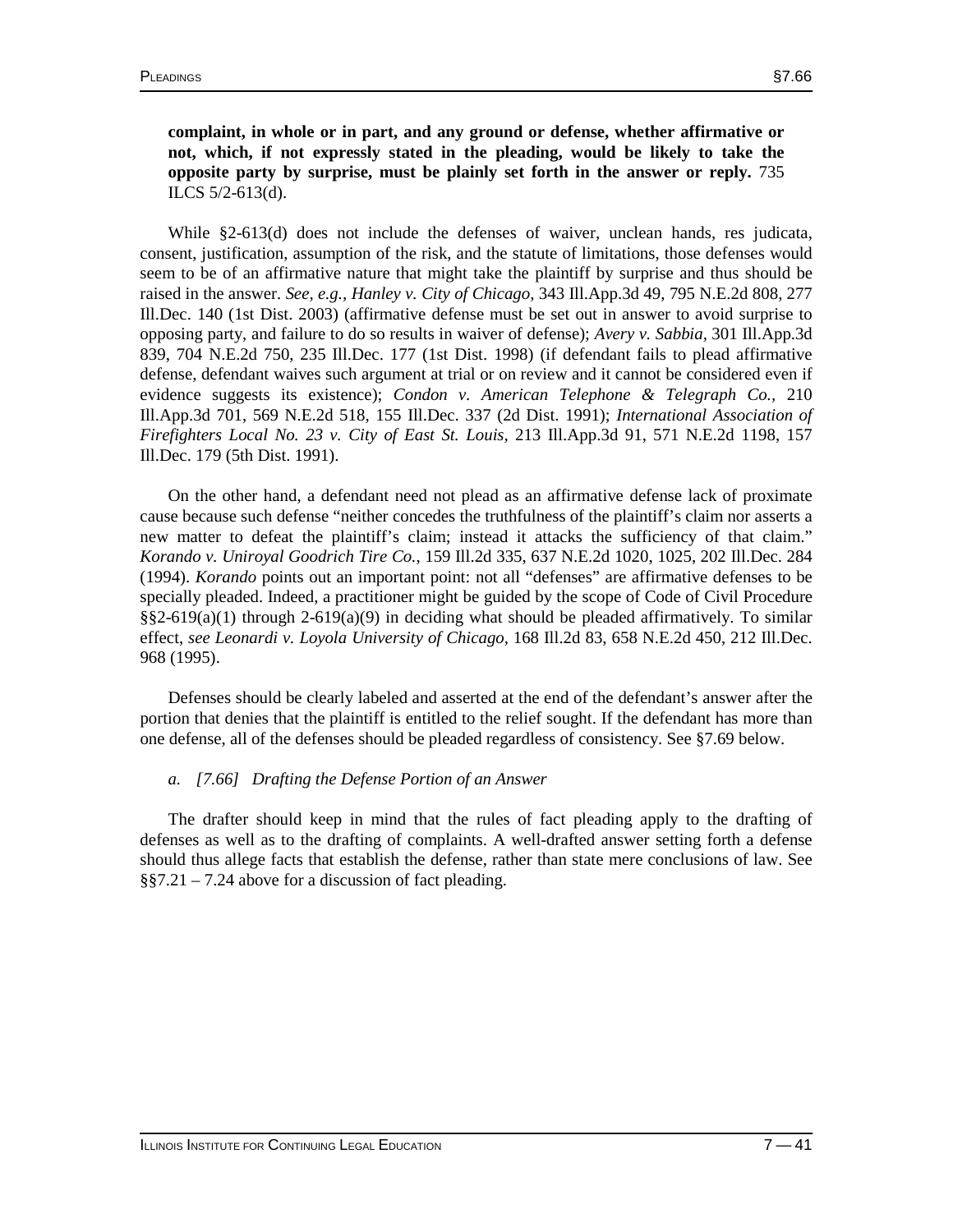**complaint, in whole or in part, and any ground or defense, whether affirmative or not, which, if not expressly stated in the pleading, would be likely to take the opposite party by surprise, must be plainly set forth in the answer or reply.** 735 ILCS 5/2-613(d).

While §2-613(d) does not include the defenses of waiver, unclean hands, res judicata, consent, justification, assumption of the risk, and the statute of limitations, those defenses would seem to be of an affirmative nature that might take the plaintiff by surprise and thus should be raised in the answer. *See, e.g., Hanley v. City of Chicago,* 343 Ill.App.3d 49, 795 N.E.2d 808, 277 Ill.Dec. 140 (1st Dist. 2003) (affirmative defense must be set out in answer to avoid surprise to opposing party, and failure to do so results in waiver of defense); *Avery v. Sabbia,* 301 Ill.App.3d 839, 704 N.E.2d 750, 235 Ill.Dec. 177 (1st Dist. 1998) (if defendant fails to plead affirmative defense, defendant waives such argument at trial or on review and it cannot be considered even if evidence suggests its existence); *Condon v. American Telephone & Telegraph Co.,* 210 Ill.App.3d 701, 569 N.E.2d 518, 155 Ill.Dec. 337 (2d Dist. 1991); *International Association of Firefighters Local No. 23 v. City of East St. Louis,* 213 Ill.App.3d 91, 571 N.E.2d 1198, 157 Ill.Dec. 179 (5th Dist. 1991).

On the other hand, a defendant need not plead as an affirmative defense lack of proximate cause because such defense "neither concedes the truthfulness of the plaintiff's claim nor asserts a new matter to defeat the plaintiff's claim; instead it attacks the sufficiency of that claim." *Korando v. Uniroyal Goodrich Tire Co.,* 159 Ill.2d 335, 637 N.E.2d 1020, 1025, 202 Ill.Dec. 284 (1994). *Korando* points out an important point: not all "defenses" are affirmative defenses to be specially pleaded. Indeed, a practitioner might be guided by the scope of Code of Civil Procedure §§2-619(a)(1) through 2-619(a)(9) in deciding what should be pleaded affirmatively. To similar effect, *see Leonardi v. Loyola University of Chicago,* 168 Ill.2d 83, 658 N.E.2d 450, 212 Ill.Dec. 968 (1995).

Defenses should be clearly labeled and asserted at the end of the defendant's answer after the portion that denies that the plaintiff is entitled to the relief sought. If the defendant has more than one defense, all of the defenses should be pleaded regardless of consistency. See §7.69 below.

### *a. [7.66] Drafting the Defense Portion of an Answer*

The drafter should keep in mind that the rules of fact pleading apply to the drafting of defenses as well as to the drafting of complaints. A well-drafted answer setting forth a defense should thus allege facts that establish the defense, rather than state mere conclusions of law. See §§7.21 – 7.24 above for a discussion of fact pleading.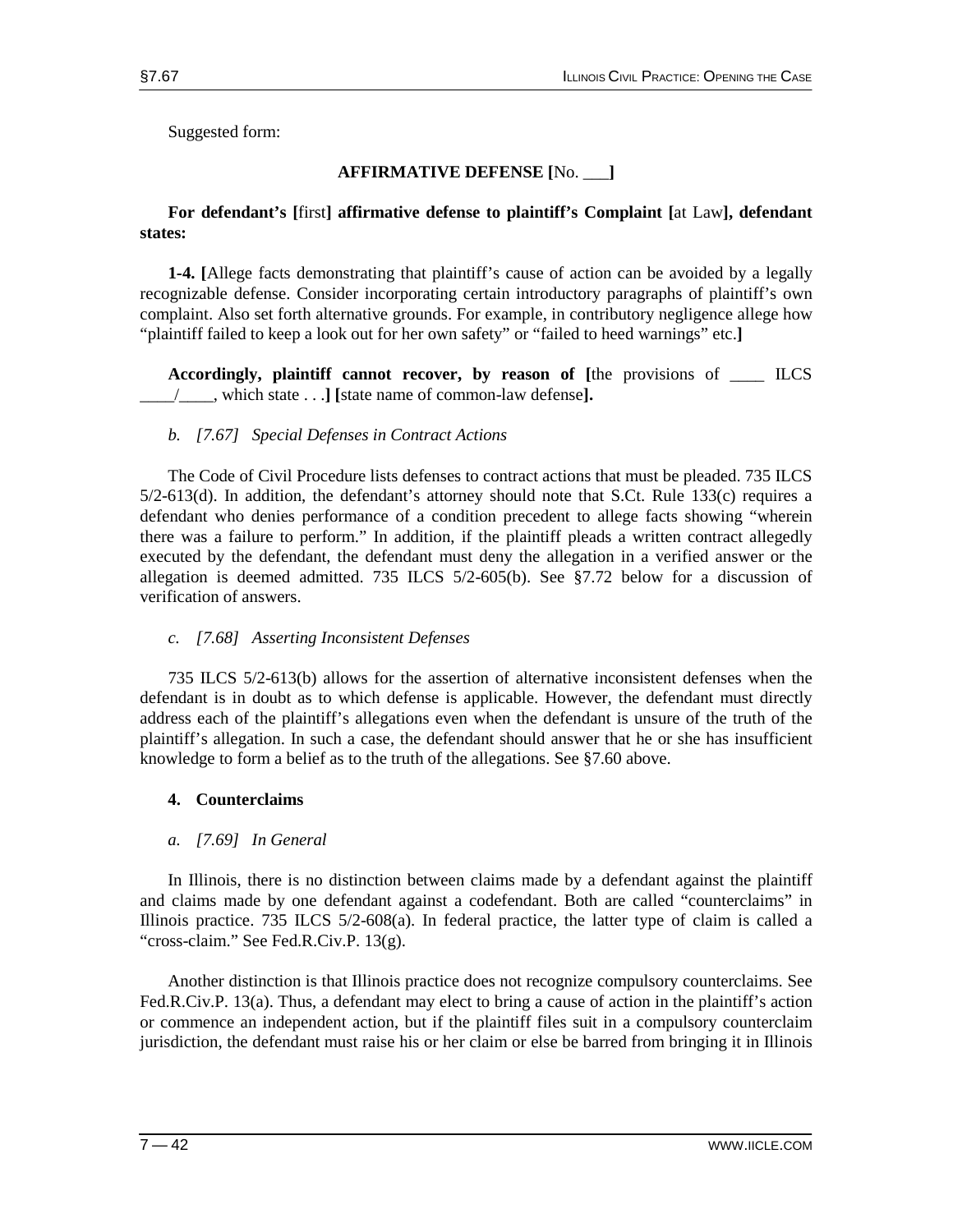Suggested form:

**AFFIRMATIVE DEFENSE [**No. ___**]**

**For defendant's [**first**] affirmative defense to plaintiff's Complaint [**at Law**], defendant states:**

**1-4. [**Allege facts demonstrating that plaintiff's cause of action can be avoided by a legally recognizable defense. Consider incorporating certain introductory paragraphs of plaintiff's own complaint. Also set forth alternative grounds. For example, in contributory negligence allege how "plaintiff failed to keep a look out for her own safety" or "failed to heed warnings" etc.**]**

**Accordingly, plaintiff cannot recover, by reason of [**the provisions of ____ ILCS ____/____, which state . . .**] [**state name of common-law defense**].**

*b. [7.67] Special Defenses in Contract Actions*

The Code of Civil Procedure lists defenses to contract actions that must be pleaded. 735 ILCS 5/2-613(d). In addition, the defendant's attorney should note that S.Ct. Rule 133(c) requires a defendant who denies performance of a condition precedent to allege facts showing "wherein there was a failure to perform." In addition, if the plaintiff pleads a written contract allegedly executed by the defendant, the defendant must deny the allegation in a verified answer or the allegation is deemed admitted. 735 ILCS 5/2-605(b). See §7.72 below for a discussion of verification of answers.

*c. [7.68] Asserting Inconsistent Defenses*

735 ILCS 5/2-613(b) allows for the assertion of alternative inconsistent defenses when the defendant is in doubt as to which defense is applicable. However, the defendant must directly address each of the plaintiff's allegations even when the defendant is unsure of the truth of the plaintiff's allegation. In such a case, the defendant should answer that he or she has insufficient knowledge to form a belief as to the truth of the allegations. See §7.60 above.

**4. Counterclaims**

*a. [7.69] In General*

In Illinois, there is no distinction between claims made by a defendant against the plaintiff and claims made by one defendant against a codefendant. Both are called "counterclaims" in Illinois practice. 735 ILCS 5/2-608(a). In federal practice, the latter type of claim is called a "cross-claim." See Fed.R.Civ.P. 13(g).

Another distinction is that Illinois practice does not recognize compulsory counterclaims. See Fed.R.Civ.P. 13(a). Thus, a defendant may elect to bring a cause of action in the plaintiff's action or commence an independent action, but if the plaintiff files suit in a compulsory counterclaim jurisdiction, the defendant must raise his or her claim or else be barred from bringing it in Illinois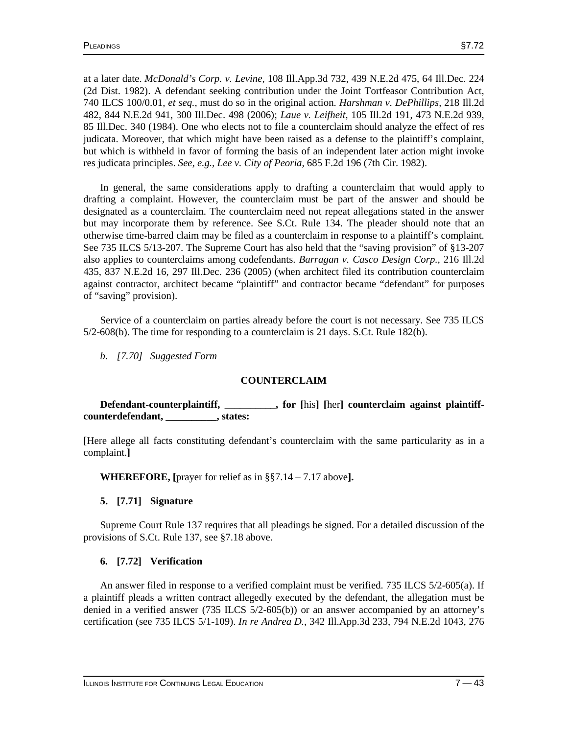at a later date. *McDonald's Corp. v. Levine,* 108 Ill.App.3d 732, 439 N.E.2d 475, 64 Ill.Dec. 224 (2d Dist. 1982). A defendant seeking contribution under the Joint Tortfeasor Contribution Act, 740 ILCS 100/0.01, *et seq.,* must do so in the original action. *Harshman v. DePhillips,* 218 Ill.2d 482, 844 N.E.2d 941, 300 Ill.Dec. 498 (2006); *Laue v. Leifheit,* 105 Ill.2d 191, 473 N.E.2d 939, 85 Ill.Dec. 340 (1984). One who elects not to file a counterclaim should analyze the effect of res judicata. Moreover, that which might have been raised as a defense to the plaintiff's complaint, but which is withheld in favor of forming the basis of an independent later action might invoke res judicata principles. *See, e.g., Lee v. City of Peoria,* 685 F.2d 196 (7th Cir. 1982).

In general, the same considerations apply to drafting a counterclaim that would apply to drafting a complaint. However, the counterclaim must be part of the answer and should be designated as a counterclaim. The counterclaim need not repeat allegations stated in the answer but may incorporate them by reference. See S.Ct. Rule 134. The pleader should note that an otherwise time-barred claim may be filed as a counterclaim in response to a plaintiff's complaint. See 735 ILCS 5/13-207. The Supreme Court has also held that the "saving provision" of §13-207 also applies to counterclaims among codefendants. *Barragan v. Casco Design Corp.,* 216 Ill.2d 435, 837 N.E.2d 16, 297 Ill.Dec. 236 (2005) (when architect filed its contribution counterclaim against contractor, architect became "plaintiff" and contractor became "defendant" for purposes of "saving" provision).

Service of a counterclaim on parties already before the court is not necessary. See 735 ILCS 5/2-608(b). The time for responding to a counterclaim is 21 days. S.Ct. Rule 182(b).

*b. [7.70] Suggested Form*

**COUNTERCLAIM**

**Defendant-counterplaintiff, __________, for [**his**] [**her**] counterclaim against plaintiff-counterdefendant, __________, states:**

[Here allege all facts constituting defendant's counterclaim with the same particularity as in a complaint.**]**

**WHEREFORE, [**prayer for relief as in §§7.14 – 7.17 above**].**

### 5. [7.71] Signature

Supreme Court Rule 137 requires that all pleadings be signed. For a detailed discussion of the provisions of S.Ct. Rule 137, see §7.18 above.

### 6. [7.72] Verification

An answer filed in response to a verified complaint must be verified. 735 ILCS 5/2-605(a). If a plaintiff pleads a written contract allegedly executed by the defendant, the allegation must be denied in a verified answer (735 ILCS 5/2-605(b)) or an answer accompanied by an attorney's certification (see 735 ILCS 5/1-109). *In re Andrea D.,* 342 Ill.App.3d 233, 794 N.E.2d 1043, 276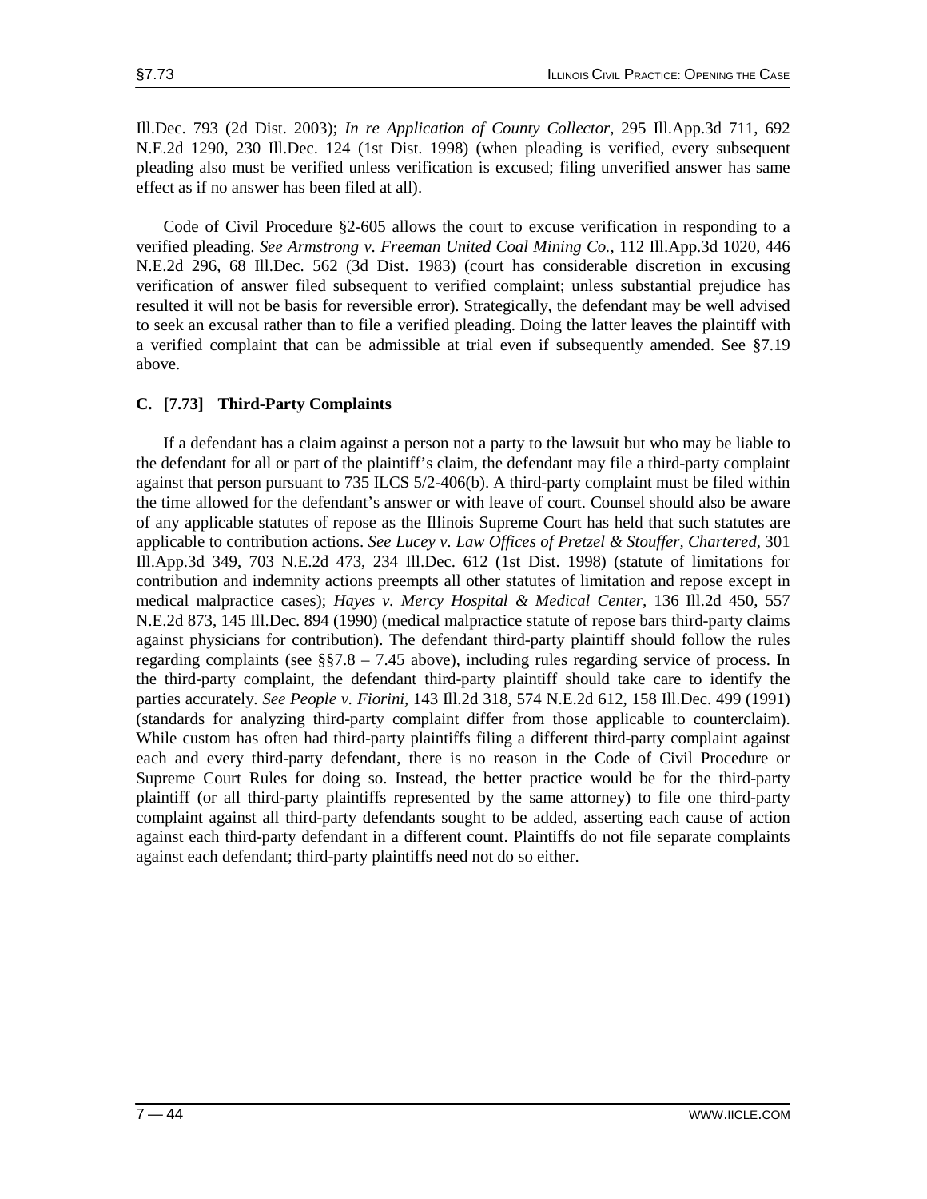Ill.Dec. 793 (2d Dist. 2003); *In re Application of County Collector,* 295 Ill.App.3d 711, 692 N.E.2d 1290, 230 Ill.Dec. 124 (1st Dist. 1998) (when pleading is verified, every subsequent pleading also must be verified unless verification is excused; filing unverified answer has same effect as if no answer has been filed at all).

Code of Civil Procedure §2-605 allows the court to excuse verification in responding to a verified pleading. *See Armstrong v. Freeman United Coal Mining Co.,* 112 Ill.App.3d 1020, 446 N.E.2d 296, 68 Ill.Dec. 562 (3d Dist. 1983) (court has considerable discretion in excusing verification of answer filed subsequent to verified complaint; unless substantial prejudice has resulted it will not be basis for reversible error). Strategically, the defendant may be well advised to seek an excusal rather than to file a verified pleading. Doing the latter leaves the plaintiff with a verified complaint that can be admissible at trial even if subsequently amended. See §7.19 above.

### C. [7.73] Third-Party Complaints

If a defendant has a claim against a person not a party to the lawsuit but who may be liable to the defendant for all or part of the plaintiff's claim, the defendant may file a third-party complaint against that person pursuant to 735 ILCS 5/2-406(b). A third-party complaint must be filed within the time allowed for the defendant's answer or with leave of court. Counsel should also be aware of any applicable statutes of repose as the Illinois Supreme Court has held that such statutes are applicable to contribution actions. *See Lucey v. Law Offices of Pretzel & Stouffer, Chartered,* 301 Ill.App.3d 349, 703 N.E.2d 473, 234 Ill.Dec. 612 (1st Dist. 1998) (statute of limitations for contribution and indemnity actions preempts all other statutes of limitation and repose except in medical malpractice cases); *Hayes v. Mercy Hospital & Medical Center,* 136 Ill.2d 450, 557 N.E.2d 873, 145 Ill.Dec. 894 (1990) (medical malpractice statute of repose bars third-party claims against physicians for contribution). The defendant third-party plaintiff should follow the rules regarding complaints (see §§7.8 – 7.45 above), including rules regarding service of process. In the third-party complaint, the defendant third-party plaintiff should take care to identify the parties accurately. *See People v. Fiorini,* 143 Ill.2d 318, 574 N.E.2d 612, 158 Ill.Dec. 499 (1991) (standards for analyzing third-party complaint differ from those applicable to counterclaim). While custom has often had third-party plaintiffs filing a different third-party complaint against each and every third-party defendant, there is no reason in the Code of Civil Procedure or Supreme Court Rules for doing so. Instead, the better practice would be for the third-party plaintiff (or all third-party plaintiffs represented by the same attorney) to file one third-party complaint against all third-party defendants sought to be added, asserting each cause of action against each third-party defendant in a different count. Plaintiffs do not file separate complaints against each defendant; third-party plaintiffs need not do so either.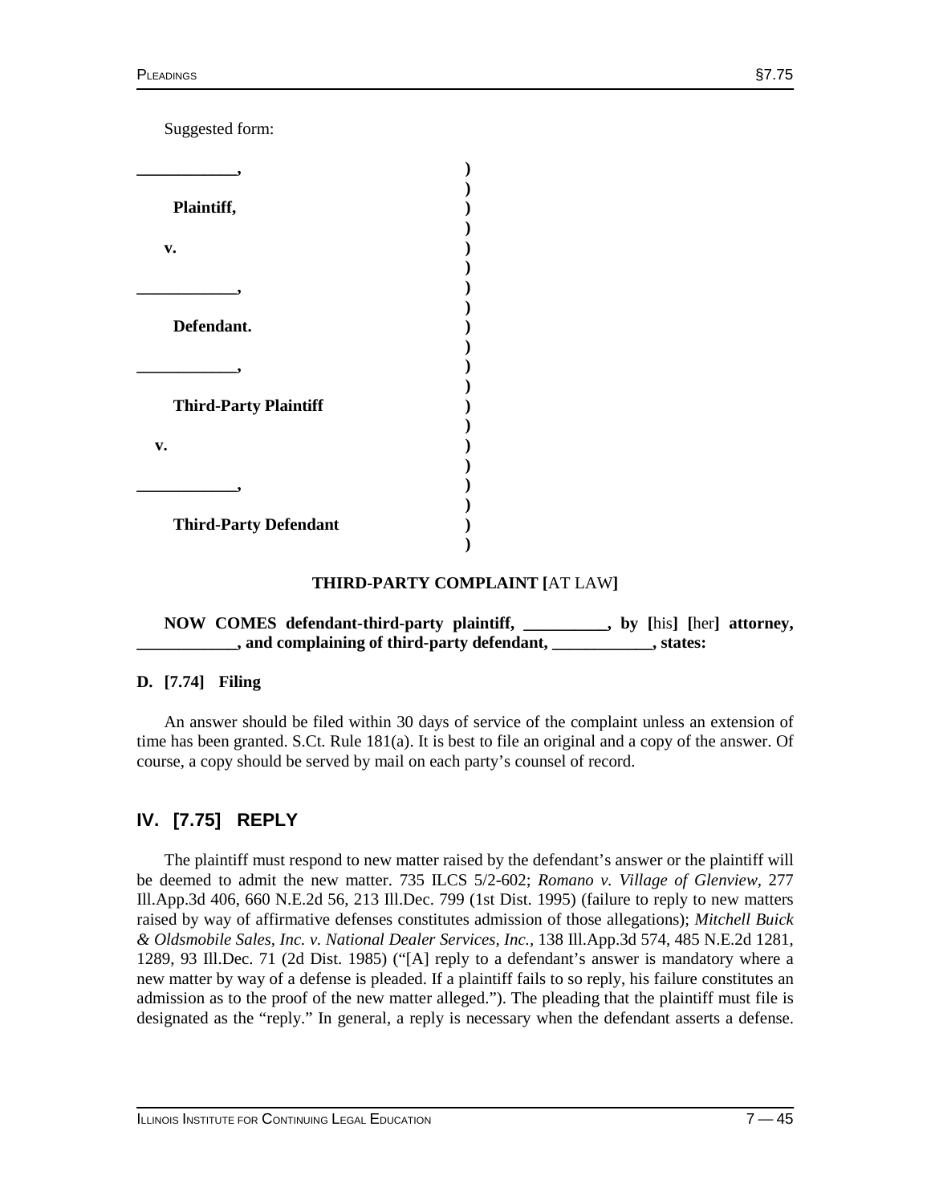Suggested form:

```
____________,                          )
                                       )
     Plaintiff,                        )
                                       )
   v.                                  )
                                       )
____________,                          )
                                       )
     Defendant.                        )
                                       )
____________,                          )
                                       )
     Third-Party Plaintiff             )
                                       )
  v.                                   )
                                       )
____________,                          )
                                       )
     Third-Party Defendant             )
                                       )
```

**THIRD-PARTY COMPLAINT [**AT LAW**]**

**NOW COMES defendant-third-party plaintiff, __________, by [**his**] [**her**] attorney, ____________, and complaining of third-party defendant, ____________, states:**

### D. [7.74] Filing

An answer should be filed within 30 days of service of the complaint unless an extension of time has been granted. S.Ct. Rule 181(a). It is best to file an original and a copy of the answer. Of course, a copy should be served by mail on each party's counsel of record.

## IV. [7.75] REPLY

The plaintiff must respond to new matter raised by the defendant's answer or the plaintiff will be deemed to admit the new matter. 735 ILCS 5/2-602; *Romano v. Village of Glenview*, 277 Ill.App.3d 406, 660 N.E.2d 56, 213 Ill.Dec. 799 (1st Dist. 1995) (failure to reply to new matters raised by way of affirmative defenses constitutes admission of those allegations); *Mitchell Buick & Oldsmobile Sales, Inc. v. National Dealer Services, Inc.*, 138 Ill.App.3d 574, 485 N.E.2d 1281, 1289, 93 Ill.Dec. 71 (2d Dist. 1985) ("[A] reply to a defendant's answer is mandatory where a new matter by way of a defense is pleaded. If a plaintiff fails to so reply, his failure constitutes an admission as to the proof of the new matter alleged."). The pleading that the plaintiff must file is designated as the "reply." In general, a reply is necessary when the defendant asserts a defense.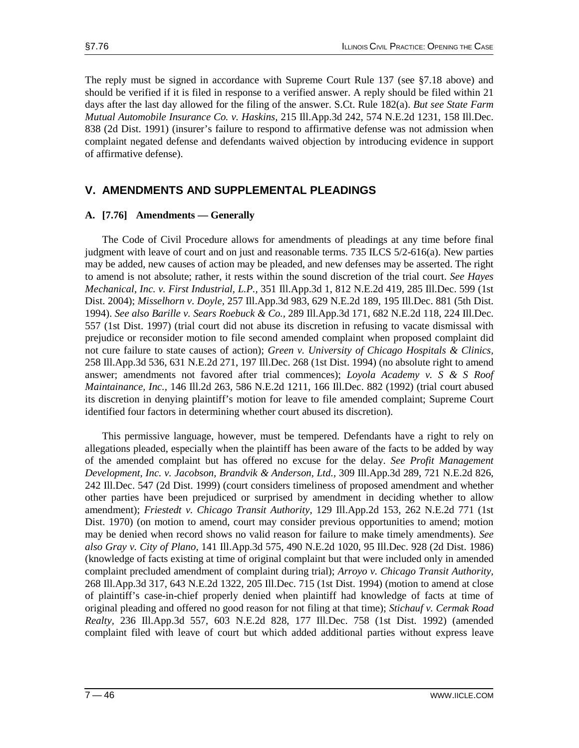The reply must be signed in accordance with Supreme Court Rule 137 (see §7.18 above) and should be verified if it is filed in response to a verified answer. A reply should be filed within 21 days after the last day allowed for the filing of the answer. S.Ct. Rule 182(a). *But see State Farm Mutual Automobile Insurance Co. v. Haskins,* 215 Ill.App.3d 242, 574 N.E.2d 1231, 158 Ill.Dec. 838 (2d Dist. 1991) (insurer's failure to respond to affirmative defense was not admission when complaint negated defense and defendants waived objection by introducing evidence in support of affirmative defense).

## V. AMENDMENTS AND SUPPLEMENTAL PLEADINGS

### A. [7.76] Amendments — Generally

The Code of Civil Procedure allows for amendments of pleadings at any time before final judgment with leave of court and on just and reasonable terms. 735 ILCS 5/2-616(a). New parties may be added, new causes of action may be pleaded, and new defenses may be asserted. The right to amend is not absolute; rather, it rests within the sound discretion of the trial court. *See Hayes Mechanical, Inc. v. First Industrial, L.P.,* 351 Ill.App.3d 1, 812 N.E.2d 419, 285 Ill.Dec. 599 (1st Dist. 2004); *Misselhorn v. Doyle,* 257 Ill.App.3d 983, 629 N.E.2d 189, 195 Ill.Dec. 881 (5th Dist. 1994). *See also Barille v. Sears Roebuck & Co.,* 289 Ill.App.3d 171, 682 N.E.2d 118, 224 Ill.Dec. 557 (1st Dist. 1997) (trial court did not abuse its discretion in refusing to vacate dismissal with prejudice or reconsider motion to file second amended complaint when proposed complaint did not cure failure to state causes of action); *Green v. University of Chicago Hospitals & Clinics,* 258 Ill.App.3d 536, 631 N.E.2d 271, 197 Ill.Dec. 268 (1st Dist. 1994) (no absolute right to amend answer; amendments not favored after trial commences); *Loyola Academy v. S & S Roof Maintainance, Inc.,* 146 Ill.2d 263, 586 N.E.2d 1211, 166 Ill.Dec. 882 (1992) (trial court abused its discretion in denying plaintiff's motion for leave to file amended complaint; Supreme Court identified four factors in determining whether court abused its discretion).

This permissive language, however, must be tempered. Defendants have a right to rely on allegations pleaded, especially when the plaintiff has been aware of the facts to be added by way of the amended complaint but has offered no excuse for the delay. *See Profit Management Development, Inc. v. Jacobson, Brandvik & Anderson, Ltd.,* 309 Ill.App.3d 289, 721 N.E.2d 826, 242 Ill.Dec. 547 (2d Dist. 1999) (court considers timeliness of proposed amendment and whether other parties have been prejudiced or surprised by amendment in deciding whether to allow amendment); *Friestedt v. Chicago Transit Authority,* 129 Ill.App.2d 153, 262 N.E.2d 771 (1st Dist. 1970) (on motion to amend, court may consider previous opportunities to amend; motion may be denied when record shows no valid reason for failure to make timely amendments). *See also Gray v. City of Plano,* 141 Ill.App.3d 575, 490 N.E.2d 1020, 95 Ill.Dec. 928 (2d Dist. 1986) (knowledge of facts existing at time of original complaint but that were included only in amended complaint precluded amendment of complaint during trial); *Arroyo v. Chicago Transit Authority,* 268 Ill.App.3d 317, 643 N.E.2d 1322, 205 Ill.Dec. 715 (1st Dist. 1994) (motion to amend at close of plaintiff's case-in-chief properly denied when plaintiff had knowledge of facts at time of original pleading and offered no good reason for not filing at that time); *Stichauf v. Cermak Road Realty,* 236 Ill.App.3d 557, 603 N.E.2d 828, 177 Ill.Dec. 758 (1st Dist. 1992) (amended complaint filed with leave of court but which added additional parties without express leave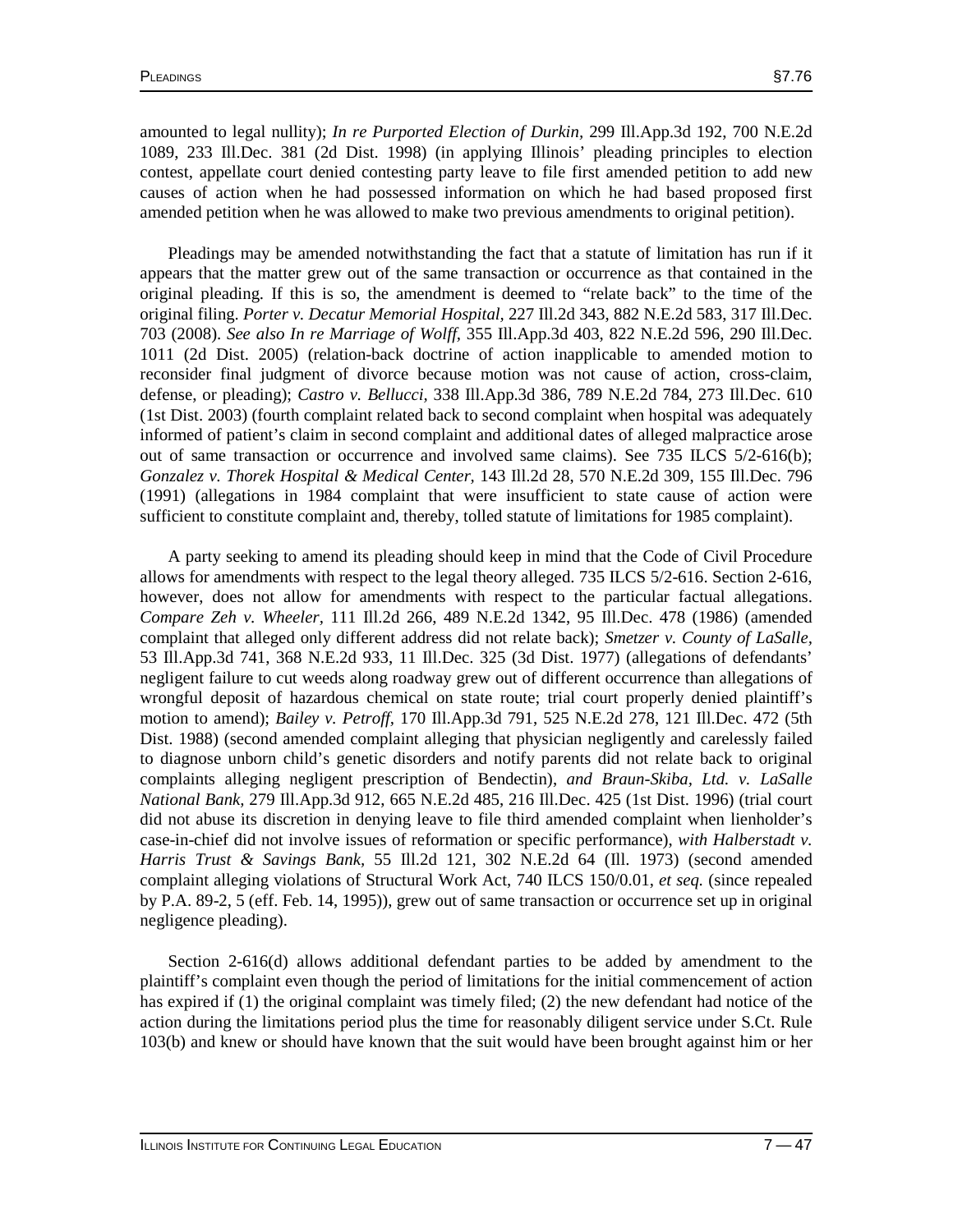amounted to legal nullity); *In re Purported Election of Durkin,* 299 Ill.App.3d 192, 700 N.E.2d 1089, 233 Ill.Dec. 381 (2d Dist. 1998) (in applying Illinois' pleading principles to election contest, appellate court denied contesting party leave to file first amended petition to add new causes of action when he had possessed information on which he had based proposed first amended petition when he was allowed to make two previous amendments to original petition).

Pleadings may be amended notwithstanding the fact that a statute of limitation has run if it appears that the matter grew out of the same transaction or occurrence as that contained in the original pleading. If this is so, the amendment is deemed to "relate back" to the time of the original filing. *Porter v. Decatur Memorial Hospital,* 227 Ill.2d 343, 882 N.E.2d 583, 317 Ill.Dec. 703 (2008). *See also In re Marriage of Wolff,* 355 Ill.App.3d 403, 822 N.E.2d 596, 290 Ill.Dec. 1011 (2d Dist. 2005) (relation-back doctrine of action inapplicable to amended motion to reconsider final judgment of divorce because motion was not cause of action, cross-claim, defense, or pleading); *Castro v. Bellucci,* 338 Ill.App.3d 386, 789 N.E.2d 784, 273 Ill.Dec. 610 (1st Dist. 2003) (fourth complaint related back to second complaint when hospital was adequately informed of patient's claim in second complaint and additional dates of alleged malpractice arose out of same transaction or occurrence and involved same claims). See 735 ILCS 5/2-616(b); *Gonzalez v. Thorek Hospital & Medical Center,* 143 Ill.2d 28, 570 N.E.2d 309, 155 Ill.Dec. 796 (1991) (allegations in 1984 complaint that were insufficient to state cause of action were sufficient to constitute complaint and, thereby, tolled statute of limitations for 1985 complaint).

A party seeking to amend its pleading should keep in mind that the Code of Civil Procedure allows for amendments with respect to the legal theory alleged. 735 ILCS 5/2-616. Section 2-616, however, does not allow for amendments with respect to the particular factual allegations. *Compare Zeh v. Wheeler,* 111 Ill.2d 266, 489 N.E.2d 1342, 95 Ill.Dec. 478 (1986) (amended complaint that alleged only different address did not relate back); *Smetzer v. County of LaSalle,* 53 Ill.App.3d 741, 368 N.E.2d 933, 11 Ill.Dec. 325 (3d Dist. 1977) (allegations of defendants' negligent failure to cut weeds along roadway grew out of different occurrence than allegations of wrongful deposit of hazardous chemical on state route; trial court properly denied plaintiff's motion to amend); *Bailey v. Petroff,* 170 Ill.App.3d 791, 525 N.E.2d 278, 121 Ill.Dec. 472 (5th Dist. 1988) (second amended complaint alleging that physician negligently and carelessly failed to diagnose unborn child's genetic disorders and notify parents did not relate back to original complaints alleging negligent prescription of Bendectin), *and Braun-Skiba, Ltd. v. LaSalle National Bank,* 279 Ill.App.3d 912, 665 N.E.2d 485, 216 Ill.Dec. 425 (1st Dist. 1996) (trial court did not abuse its discretion in denying leave to file third amended complaint when lienholder's case-in-chief did not involve issues of reformation or specific performance), *with Halberstadt v. Harris Trust & Savings Bank,* 55 Ill.2d 121, 302 N.E.2d 64 (Ill. 1973) (second amended complaint alleging violations of Structural Work Act, 740 ILCS 150/0.01, *et seq.* (since repealed by P.A. 89-2, 5 (eff. Feb. 14, 1995)), grew out of same transaction or occurrence set up in original negligence pleading).

Section 2-616(d) allows additional defendant parties to be added by amendment to the plaintiff's complaint even though the period of limitations for the initial commencement of action has expired if (1) the original complaint was timely filed; (2) the new defendant had notice of the action during the limitations period plus the time for reasonably diligent service under S.Ct. Rule 103(b) and knew or should have known that the suit would have been brought against him or her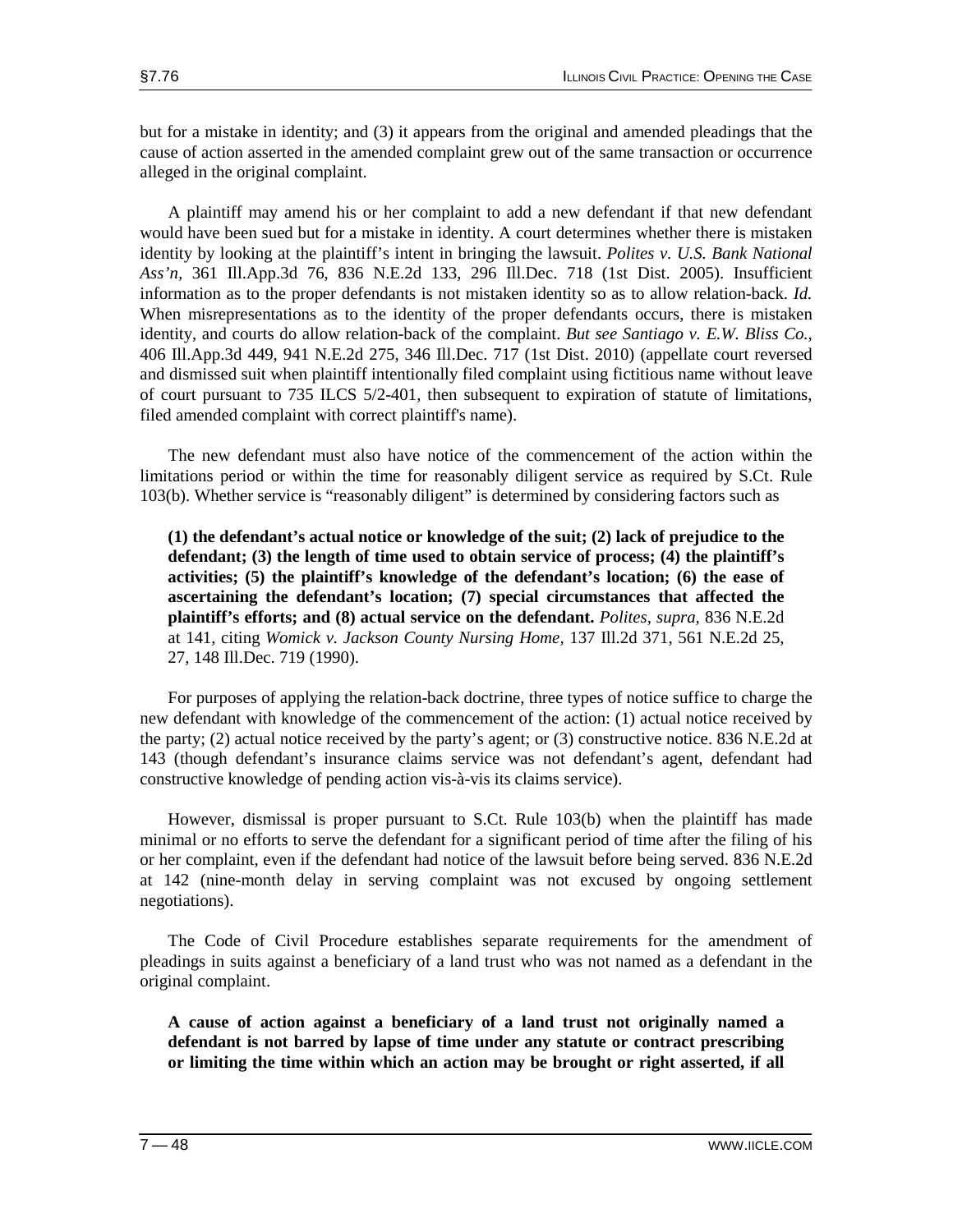but for a mistake in identity; and (3) it appears from the original and amended pleadings that the cause of action asserted in the amended complaint grew out of the same transaction or occurrence alleged in the original complaint.

A plaintiff may amend his or her complaint to add a new defendant if that new defendant would have been sued but for a mistake in identity. A court determines whether there is mistaken identity by looking at the plaintiff's intent in bringing the lawsuit. *Polites v. U.S. Bank National Ass'n,* 361 Ill.App.3d 76, 836 N.E.2d 133, 296 Ill.Dec. 718 (1st Dist. 2005). Insufficient information as to the proper defendants is not mistaken identity so as to allow relation-back. *Id.* When misrepresentations as to the identity of the proper defendants occurs, there is mistaken identity, and courts do allow relation-back of the complaint. *But see Santiago v. E.W. Bliss Co.,* 406 Ill.App.3d 449, 941 N.E.2d 275, 346 Ill.Dec. 717 (1st Dist. 2010) (appellate court reversed and dismissed suit when plaintiff intentionally filed complaint using fictitious name without leave of court pursuant to 735 ILCS 5/2-401, then subsequent to expiration of statute of limitations, filed amended complaint with correct plaintiff's name).

The new defendant must also have notice of the commencement of the action within the limitations period or within the time for reasonably diligent service as required by S.Ct. Rule 103(b). Whether service is "reasonably diligent" is determined by considering factors such as

> **(1) the defendant's actual notice or knowledge of the suit; (2) lack of prejudice to the defendant; (3) the length of time used to obtain service of process; (4) the plaintiff's activities; (5) the plaintiff's knowledge of the defendant's location; (6) the ease of ascertaining the defendant's location; (7) special circumstances that affected the plaintiff's efforts; and (8) actual service on the defendant.** *Polites, supra,* 836 N.E.2d at 141, citing *Womick v. Jackson County Nursing Home,* 137 Ill.2d 371, 561 N.E.2d 25, 27, 148 Ill.Dec. 719 (1990).

For purposes of applying the relation-back doctrine, three types of notice suffice to charge the new defendant with knowledge of the commencement of the action: (1) actual notice received by the party; (2) actual notice received by the party's agent; or (3) constructive notice. 836 N.E.2d at 143 (though defendant's insurance claims service was not defendant's agent, defendant had constructive knowledge of pending action vis-à-vis its claims service).

However, dismissal is proper pursuant to S.Ct. Rule 103(b) when the plaintiff has made minimal or no efforts to serve the defendant for a significant period of time after the filing of his or her complaint, even if the defendant had notice of the lawsuit before being served. 836 N.E.2d at 142 (nine-month delay in serving complaint was not excused by ongoing settlement negotiations).

The Code of Civil Procedure establishes separate requirements for the amendment of pleadings in suits against a beneficiary of a land trust who was not named as a defendant in the original complaint.

> **A cause of action against a beneficiary of a land trust not originally named a defendant is not barred by lapse of time under any statute or contract prescribing or limiting the time within which an action may be brought or right asserted, if all**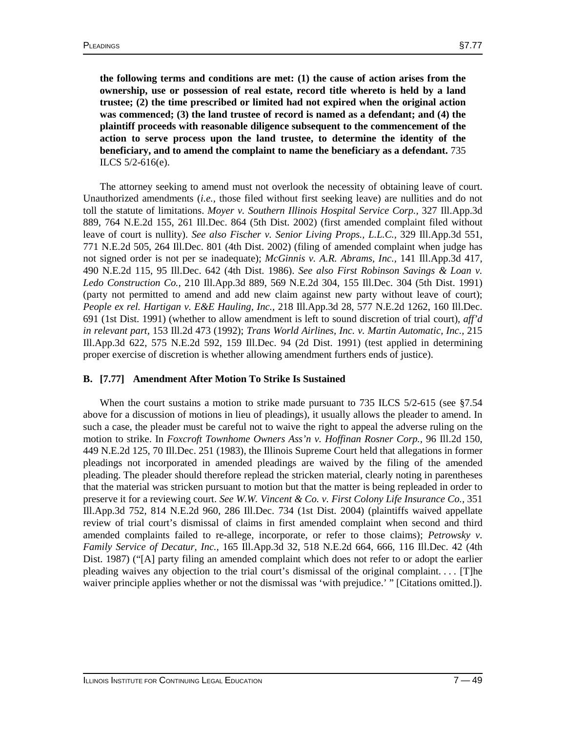**the following terms and conditions are met: (1) the cause of action arises from the ownership, use or possession of real estate, record title whereto is held by a land trustee; (2) the time prescribed or limited had not expired when the original action was commenced; (3) the land trustee of record is named as a defendant; and (4) the plaintiff proceeds with reasonable diligence subsequent to the commencement of the action to serve process upon the land trustee, to determine the identity of the beneficiary, and to amend the complaint to name the beneficiary as a defendant.** 735 ILCS 5/2-616(e).

The attorney seeking to amend must not overlook the necessity of obtaining leave of court. Unauthorized amendments (*i.e.,* those filed without first seeking leave) are nullities and do not toll the statute of limitations. *Moyer v. Southern Illinois Hospital Service Corp.,* 327 Ill.App.3d 889, 764 N.E.2d 155, 261 Ill.Dec. 864 (5th Dist. 2002) (first amended complaint filed without leave of court is nullity). *See also Fischer v. Senior Living Props., L.L.C.,* 329 Ill.App.3d 551, 771 N.E.2d 505, 264 Ill.Dec. 801 (4th Dist. 2002) (filing of amended complaint when judge has not signed order is not per se inadequate); *McGinnis v. A.R. Abrams, Inc.,* 141 Ill.App.3d 417, 490 N.E.2d 115, 95 Ill.Dec. 642 (4th Dist. 1986). *See also First Robinson Savings & Loan v. Ledo Construction Co.,* 210 Ill.App.3d 889, 569 N.E.2d 304, 155 Ill.Dec. 304 (5th Dist. 1991) (party not permitted to amend and add new claim against new party without leave of court); *People ex rel. Hartigan v. E&E Hauling, Inc.,* 218 Ill.App.3d 28, 577 N.E.2d 1262, 160 Ill.Dec. 691 (1st Dist. 1991) (whether to allow amendment is left to sound discretion of trial court), *aff'd in relevant part,* 153 Ill.2d 473 (1992); *Trans World Airlines, Inc. v. Martin Automatic, Inc.,* 215 Ill.App.3d 622, 575 N.E.2d 592, 159 Ill.Dec. 94 (2d Dist. 1991) (test applied in determining proper exercise of discretion is whether allowing amendment furthers ends of justice).

### B. [7.77] Amendment After Motion To Strike Is Sustained

When the court sustains a motion to strike made pursuant to 735 ILCS 5/2-615 (see §7.54 above for a discussion of motions in lieu of pleadings), it usually allows the pleader to amend. In such a case, the pleader must be careful not to waive the right to appeal the adverse ruling on the motion to strike. In *Foxcroft Townhome Owners Ass'n v. Hoffinan Rosner Corp.,* 96 Ill.2d 150, 449 N.E.2d 125, 70 Ill.Dec. 251 (1983), the Illinois Supreme Court held that allegations in former pleadings not incorporated in amended pleadings are waived by the filing of the amended pleading. The pleader should therefore replead the stricken material, clearly noting in parentheses that the material was stricken pursuant to motion but that the matter is being repleaded in order to preserve it for a reviewing court. *See W.W. Vincent & Co. v. First Colony Life Insurance Co.,* 351 Ill.App.3d 752, 814 N.E.2d 960, 286 Ill.Dec. 734 (1st Dist. 2004) (plaintiffs waived appellate review of trial court's dismissal of claims in first amended complaint when second and third amended complaints failed to re-allege, incorporate, or refer to those claims); *Petrowsky v. Family Service of Decatur, Inc.,* 165 Ill.App.3d 32, 518 N.E.2d 664, 666, 116 Ill.Dec. 42 (4th Dist. 1987) ("[A] party filing an amended complaint which does not refer to or adopt the earlier pleading waives any objection to the trial court's dismissal of the original complaint. . . . [T]he waiver principle applies whether or not the dismissal was 'with prejudice.' " [Citations omitted.]).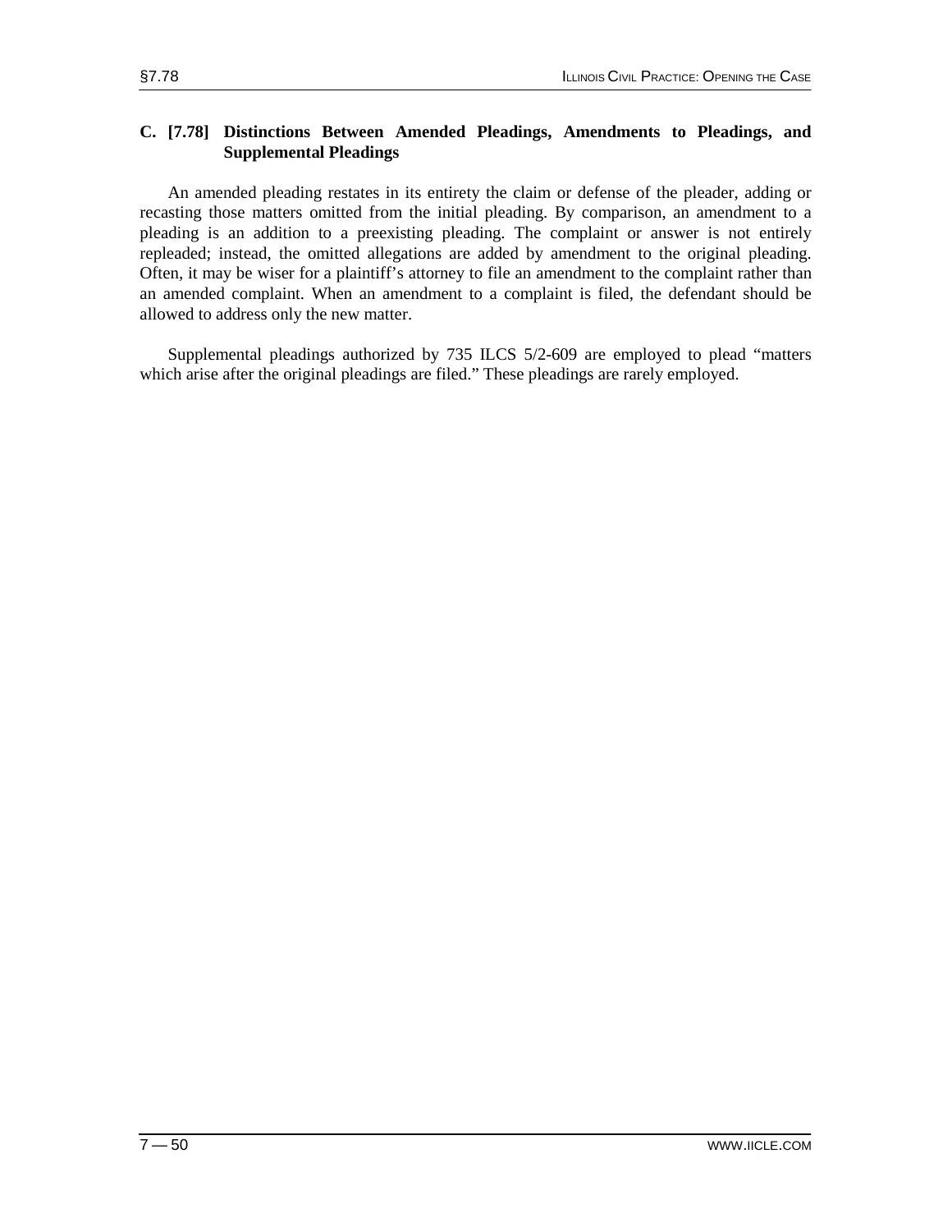### C. [7.78] Distinctions Between Amended Pleadings, Amendments to Pleadings, and Supplemental Pleadings

An amended pleading restates in its entirety the claim or defense of the pleader, adding or recasting those matters omitted from the initial pleading. By comparison, an amendment to a pleading is an addition to a preexisting pleading. The complaint or answer is not entirely repleaded; instead, the omitted allegations are added by amendment to the original pleading. Often, it may be wiser for a plaintiff's attorney to file an amendment to the complaint rather than an amended complaint. When an amendment to a complaint is filed, the defendant should be allowed to address only the new matter.

Supplemental pleadings authorized by 735 ILCS 5/2-609 are employed to plead "matters which arise after the original pleadings are filed." These pleadings are rarely employed.